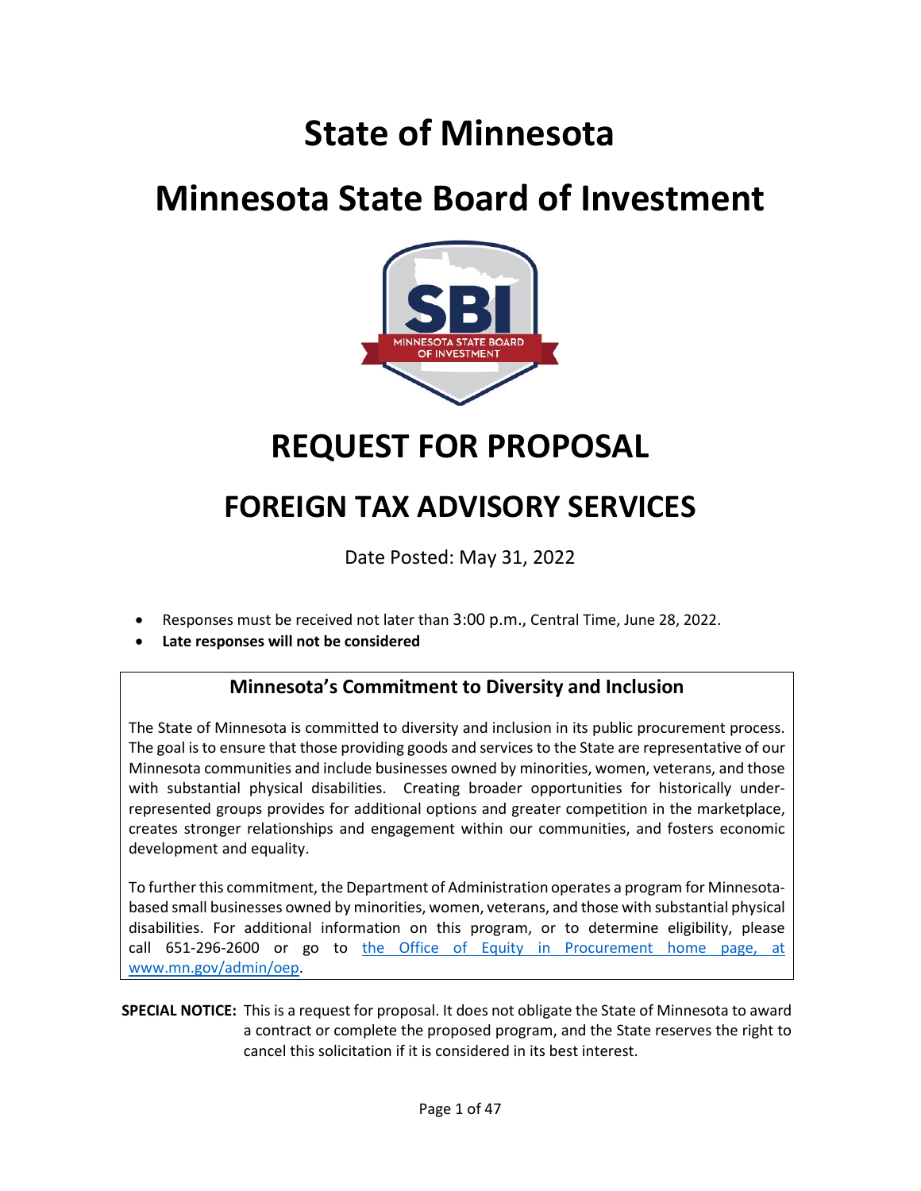# State of Minnesota

# Minnesota State Board of Investment

# REQUEST FOR PROPOSAL

## FOREIGN TAX ADVISORY SERVICES

Date Posted: May 31, 2022

- Responses must be received not later than 3:00 p.m., Central Time, June 28, 2022.
- **Late responses will not be considered**

### Minnesota's Commitment to Diversity and Inclusion

The State of Minnesota is committed to diversity and inclusion in its public procurement process. The goal is to ensure that those providing goods and services to the State are representative of our Minnesota communities and include businesses owned by minorities, women, veterans, and those with substantial physical disabilities. Creating broader opportunities for historically under-represented groups provides for additional options and greater competition in the marketplace, creates stronger relationships and engagement within our communities, and fosters economic development and equality.

To further this commitment, the Department of Administration operates a program for Minnesota-based small businesses owned by minorities, women, veterans, and those with substantial physical disabilities. For additional information on this program, or to determine eligibility, please call 651-296-2600 or go to [the Office of Equity in Procurement home page, at www.mn.gov/admin/oep](http://www.mn.gov/admin/oep).

**SPECIAL NOTICE:** This is a request for proposal. It does not obligate the State of Minnesota to award a contract or complete the proposed program, and the State reserves the right to cancel this solicitation if it is considered in its best interest.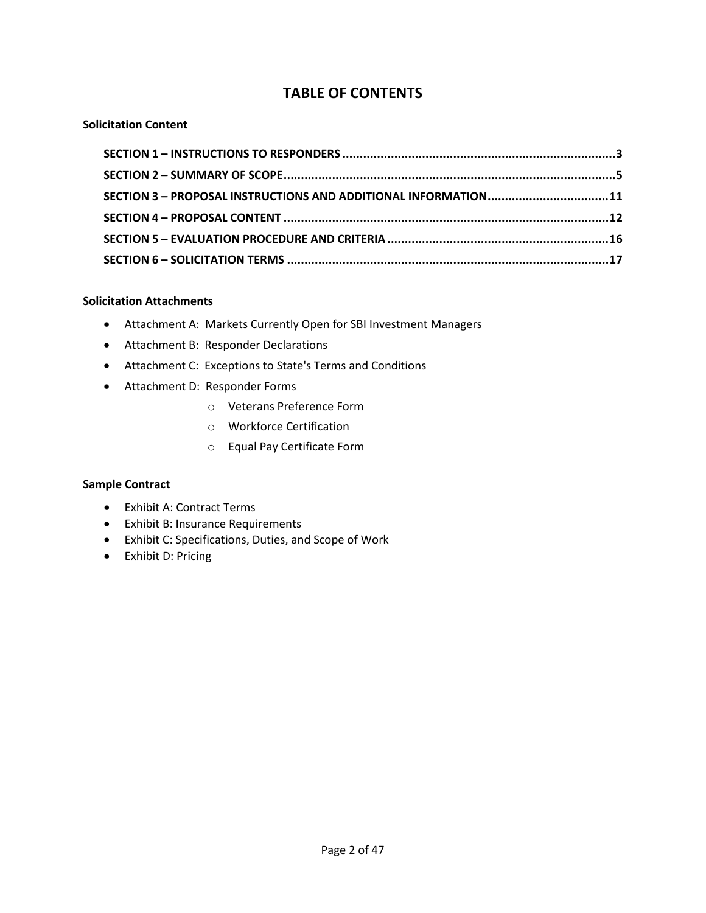# TABLE OF CONTENTS

**Solicitation Content**

- **SECTION 1 – INSTRUCTIONS TO RESPONDERS ..... 3**
- **SECTION 2 – SUMMARY OF SCOPE ..... 5**
- **SECTION 3 – PROPOSAL INSTRUCTIONS AND ADDITIONAL INFORMATION ..... 11**
- **SECTION 4 – PROPOSAL CONTENT ..... 12**
- **SECTION 5 – EVALUATION PROCEDURE AND CRITERIA ..... 16**
- **SECTION 6 – SOLICITATION TERMS ..... 17**

**Solicitation Attachments**

- Attachment A: Markets Currently Open for SBI Investment Managers
- Attachment B: Responder Declarations
- Attachment C: Exceptions to State's Terms and Conditions
- Attachment D: Responder Forms
  - Veterans Preference Form
  - Workforce Certification
  - Equal Pay Certificate Form

**Sample Contract**

- Exhibit A: Contract Terms
- Exhibit B: Insurance Requirements
- Exhibit C: Specifications, Duties, and Scope of Work
- Exhibit D: Pricing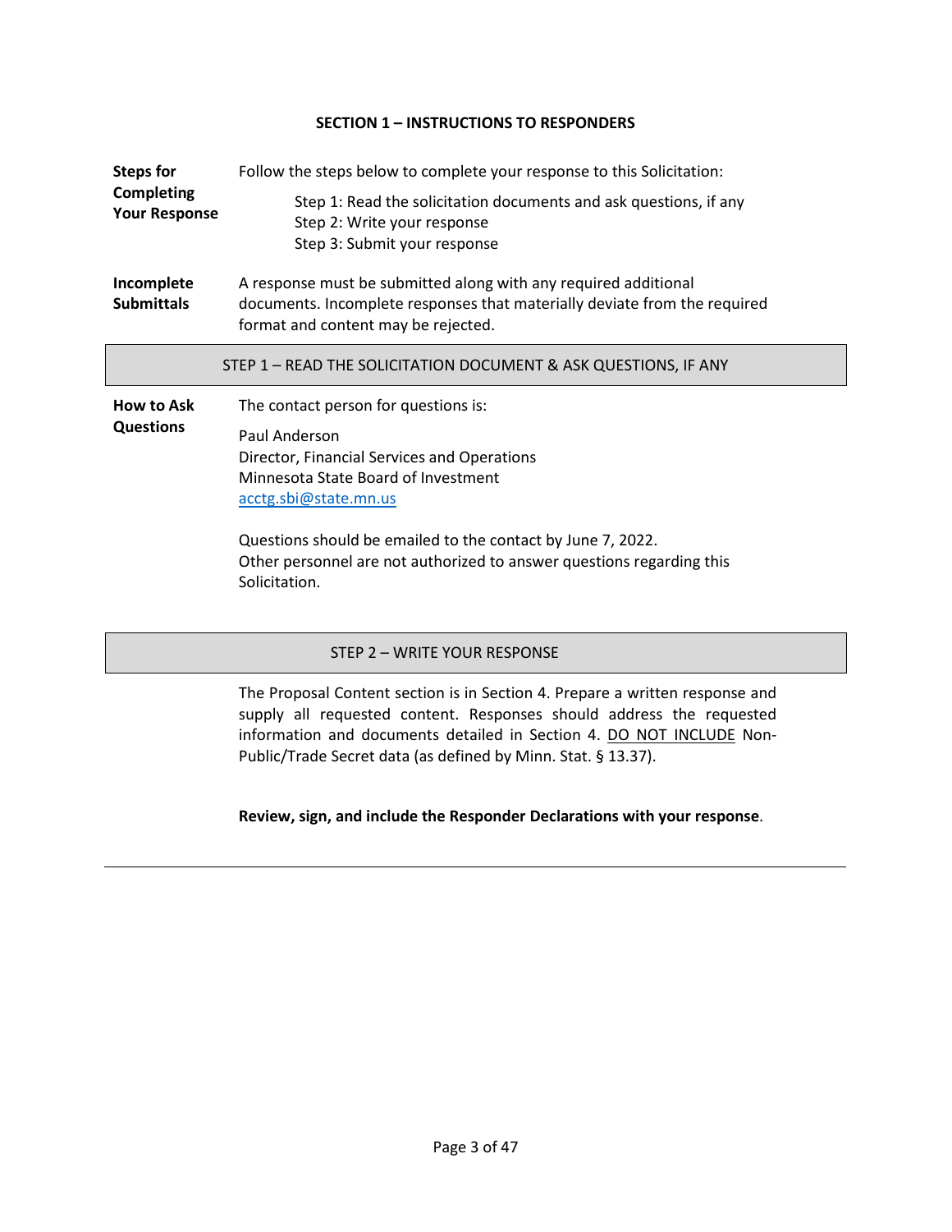## SECTION 1 – INSTRUCTIONS TO RESPONDERS

**Steps for Completing Your Response**

Follow the steps below to complete your response to this Solicitation:

Step 1: Read the solicitation documents and ask questions, if any
Step 2: Write your response
Step 3: Submit your response

**Incomplete Submittals**

A response must be submitted along with any required additional documents. Incomplete responses that materially deviate from the required format and content may be rejected.

### STEP 1 – READ THE SOLICITATION DOCUMENT & ASK QUESTIONS, IF ANY

**How to Ask Questions**

The contact person for questions is:

Paul Anderson
Director, Financial Services and Operations
Minnesota State Board of Investment
acctg.sbi@state.mn.us

Questions should be emailed to the contact by June 7, 2022.
Other personnel are not authorized to answer questions regarding this Solicitation.

### STEP 2 – WRITE YOUR RESPONSE

The Proposal Content section is in Section 4. Prepare a written response and supply all requested content. Responses should address the requested information and documents detailed in Section 4. DO NOT INCLUDE Non-Public/Trade Secret data (as defined by Minn. Stat. § 13.37).

**Review, sign, and include the Responder Declarations with your response**.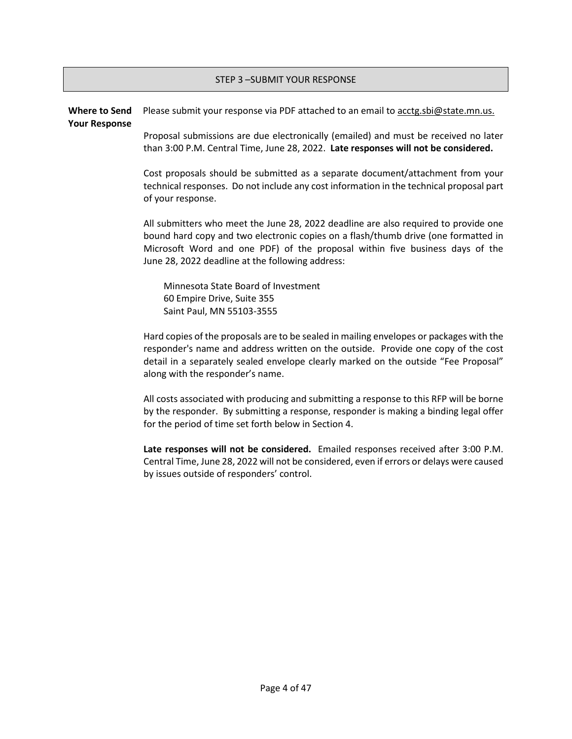## STEP 3 –SUBMIT YOUR RESPONSE

**Where to Send Your Response**

Please submit your response via PDF attached to an email to acctg.sbi@state.mn.us.

Proposal submissions are due electronically (emailed) and must be received no later than 3:00 P.M. Central Time, June 28, 2022. **Late responses will not be considered.**

Cost proposals should be submitted as a separate document/attachment from your technical responses. Do not include any cost information in the technical proposal part of your response.

All submitters who meet the June 28, 2022 deadline are also required to provide one bound hard copy and two electronic copies on a flash/thumb drive (one formatted in Microsoft Word and one PDF) of the proposal within five business days of the June 28, 2022 deadline at the following address:

Minnesota State Board of Investment
60 Empire Drive, Suite 355
Saint Paul, MN 55103-3555

Hard copies of the proposals are to be sealed in mailing envelopes or packages with the responder's name and address written on the outside. Provide one copy of the cost detail in a separately sealed envelope clearly marked on the outside "Fee Proposal" along with the responder's name.

All costs associated with producing and submitting a response to this RFP will be borne by the responder. By submitting a response, responder is making a binding legal offer for the period of time set forth below in Section 4.

**Late responses will not be considered.** Emailed responses received after 3:00 P.M. Central Time, June 28, 2022 will not be considered, even if errors or delays were caused by issues outside of responders' control.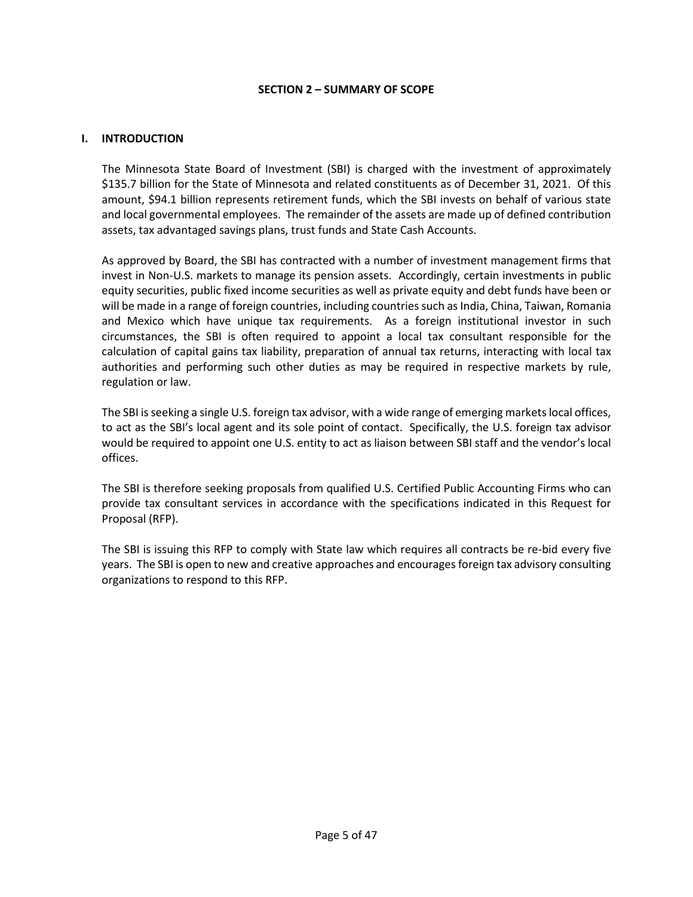## SECTION 2 – SUMMARY OF SCOPE

### I. INTRODUCTION

The Minnesota State Board of Investment (SBI) is charged with the investment of approximately $135.7 billion for the State of Minnesota and related constituents as of December 31, 2021. Of this amount, $94.1 billion represents retirement funds, which the SBI invests on behalf of various state and local governmental employees. The remainder of the assets are made up of defined contribution assets, tax advantaged savings plans, trust funds and State Cash Accounts.

As approved by Board, the SBI has contracted with a number of investment management firms that invest in Non-U.S. markets to manage its pension assets. Accordingly, certain investments in public equity securities, public fixed income securities as well as private equity and debt funds have been or will be made in a range of foreign countries, including countries such as India, China, Taiwan, Romania and Mexico which have unique tax requirements. As a foreign institutional investor in such circumstances, the SBI is often required to appoint a local tax consultant responsible for the calculation of capital gains tax liability, preparation of annual tax returns, interacting with local tax authorities and performing such other duties as may be required in respective markets by rule, regulation or law.

The SBI is seeking a single U.S. foreign tax advisor, with a wide range of emerging markets local offices, to act as the SBI's local agent and its sole point of contact. Specifically, the U.S. foreign tax advisor would be required to appoint one U.S. entity to act as liaison between SBI staff and the vendor's local offices.

The SBI is therefore seeking proposals from qualified U.S. Certified Public Accounting Firms who can provide tax consultant services in accordance with the specifications indicated in this Request for Proposal (RFP).

The SBI is issuing this RFP to comply with State law which requires all contracts be re-bid every five years. The SBI is open to new and creative approaches and encourages foreign tax advisory consulting organizations to respond to this RFP.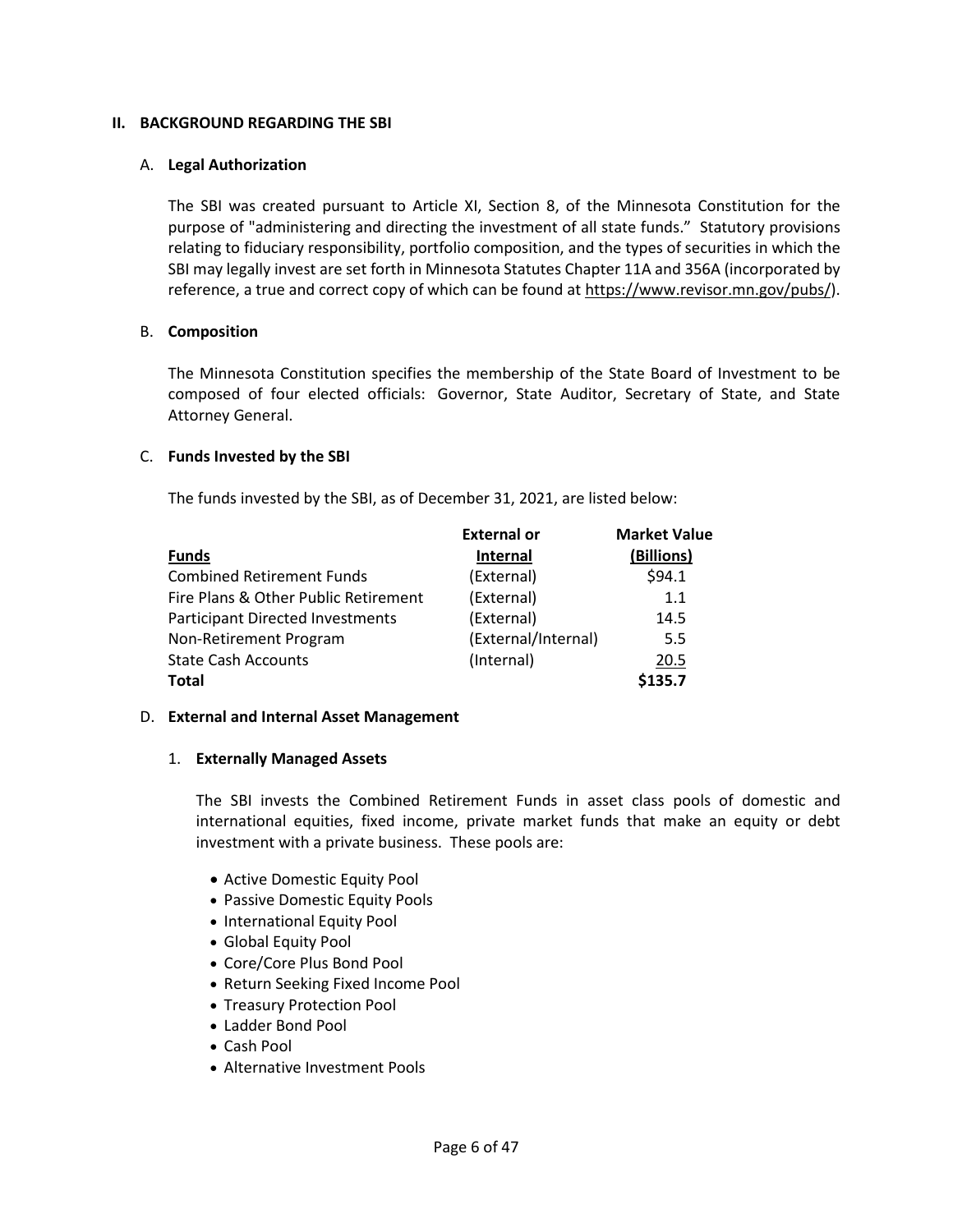## II. BACKGROUND REGARDING THE SBI

### A. Legal Authorization

The SBI was created pursuant to Article XI, Section 8, of the Minnesota Constitution for the purpose of "administering and directing the investment of all state funds." Statutory provisions relating to fiduciary responsibility, portfolio composition, and the types of securities in which the SBI may legally invest are set forth in Minnesota Statutes Chapter 11A and 356A (incorporated by reference, a true and correct copy of which can be found at https://www.revisor.mn.gov/pubs/).

### B. Composition

The Minnesota Constitution specifies the membership of the State Board of Investment to be composed of four elected officials: Governor, State Auditor, Secretary of State, and State Attorney General.

### C. Funds Invested by the SBI

The funds invested by the SBI, as of December 31, 2021, are listed below:

| Funds | External or Internal | Market Value (Billions) |
|---|---|---|
| Combined Retirement Funds | (External) | $94.1 |
| Fire Plans & Other Public Retirement | (External) | 1.1 |
| Participant Directed Investments | (External) | 14.5 |
| Non-Retirement Program | (External/Internal) | 5.5 |
| State Cash Accounts | (Internal) | 20.5 |
| **Total** | | **$135.7** |

### D. External and Internal Asset Management

#### 1. Externally Managed Assets

The SBI invests the Combined Retirement Funds in asset class pools of domestic and international equities, fixed income, private market funds that make an equity or debt investment with a private business. These pools are:

- Active Domestic Equity Pool
- Passive Domestic Equity Pools
- International Equity Pool
- Global Equity Pool
- Core/Core Plus Bond Pool
- Return Seeking Fixed Income Pool
- Treasury Protection Pool
- Ladder Bond Pool
- Cash Pool
- Alternative Investment Pools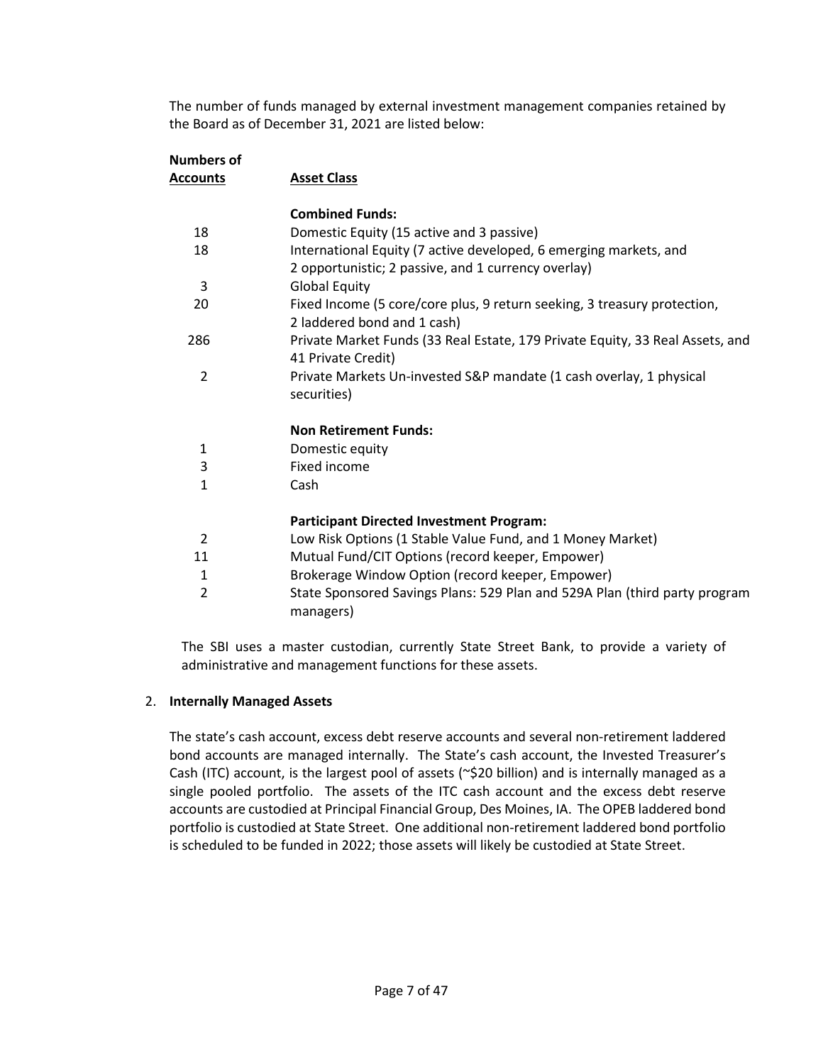The number of funds managed by external investment management companies retained by the Board as of December 31, 2021 are listed below:

| **Numbers of Accounts** | **Asset Class** |
|---|---|
| | **Combined Funds:** |
| 18 | Domestic Equity (15 active and 3 passive) |
| 18 | International Equity (7 active developed, 6 emerging markets, and 2 opportunistic; 2 passive, and 1 currency overlay) |
| 3 | Global Equity |
| 20 | Fixed Income (5 core/core plus, 9 return seeking, 3 treasury protection, 2 laddered bond and 1 cash) |
| 286 | Private Market Funds (33 Real Estate, 179 Private Equity, 33 Real Assets, and 41 Private Credit) |
| 2 | Private Markets Un-invested S&P mandate (1 cash overlay, 1 physical securities) |
| | **Non Retirement Funds:** |
| 1 | Domestic equity |
| 3 | Fixed income |
| 1 | Cash |
| | **Participant Directed Investment Program:** |
| 2 | Low Risk Options (1 Stable Value Fund, and 1 Money Market) |
| 11 | Mutual Fund/CIT Options (record keeper, Empower) |
| 1 | Brokerage Window Option (record keeper, Empower) |
| 2 | State Sponsored Savings Plans: 529 Plan and 529A Plan (third party program managers) |

The SBI uses a master custodian, currently State Street Bank, to provide a variety of administrative and management functions for these assets.

2. **Internally Managed Assets**

The state's cash account, excess debt reserve accounts and several non-retirement laddered bond accounts are managed internally. The State's cash account, the Invested Treasurer's Cash (ITC) account, is the largest pool of assets (~$20 billion) and is internally managed as a single pooled portfolio. The assets of the ITC cash account and the excess debt reserve accounts are custodied at Principal Financial Group, Des Moines, IA. The OPEB laddered bond portfolio is custodied at State Street. One additional non-retirement laddered bond portfolio is scheduled to be funded in 2022; those assets will likely be custodied at State Street.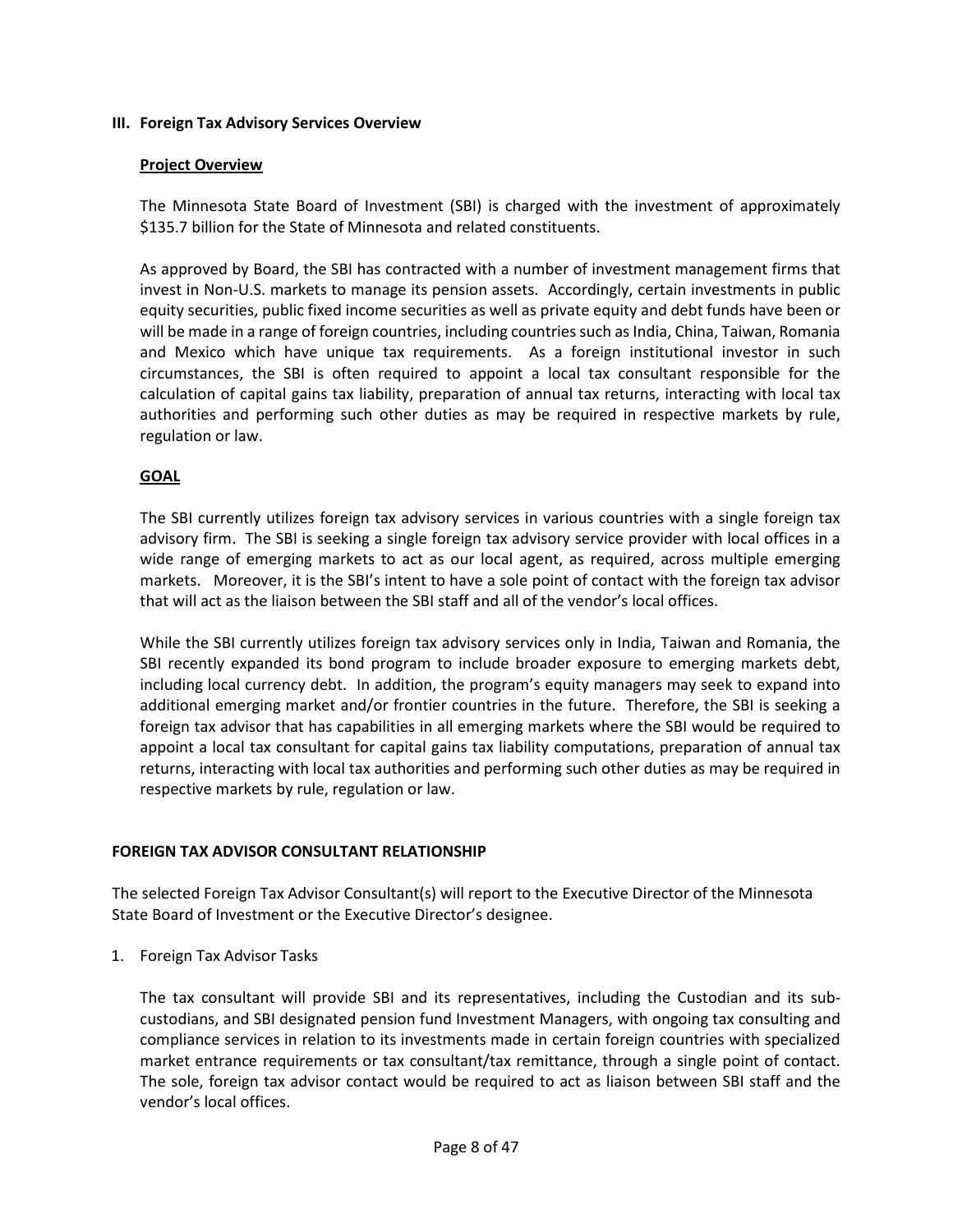## III. Foreign Tax Advisory Services Overview

### Project Overview

The Minnesota State Board of Investment (SBI) is charged with the investment of approximately $135.7 billion for the State of Minnesota and related constituents.

As approved by Board, the SBI has contracted with a number of investment management firms that invest in Non-U.S. markets to manage its pension assets. Accordingly, certain investments in public equity securities, public fixed income securities as well as private equity and debt funds have been or will be made in a range of foreign countries, including countries such as India, China, Taiwan, Romania and Mexico which have unique tax requirements. As a foreign institutional investor in such circumstances, the SBI is often required to appoint a local tax consultant responsible for the calculation of capital gains tax liability, preparation of annual tax returns, interacting with local tax authorities and performing such other duties as may be required in respective markets by rule, regulation or law.

### GOAL

The SBI currently utilizes foreign tax advisory services in various countries with a single foreign tax advisory firm. The SBI is seeking a single foreign tax advisory service provider with local offices in a wide range of emerging markets to act as our local agent, as required, across multiple emerging markets. Moreover, it is the SBI's intent to have a sole point of contact with the foreign tax advisor that will act as the liaison between the SBI staff and all of the vendor's local offices.

While the SBI currently utilizes foreign tax advisory services only in India, Taiwan and Romania, the SBI recently expanded its bond program to include broader exposure to emerging markets debt, including local currency debt. In addition, the program's equity managers may seek to expand into additional emerging market and/or frontier countries in the future. Therefore, the SBI is seeking a foreign tax advisor that has capabilities in all emerging markets where the SBI would be required to appoint a local tax consultant for capital gains tax liability computations, preparation of annual tax returns, interacting with local tax authorities and performing such other duties as may be required in respective markets by rule, regulation or law.

## FOREIGN TAX ADVISOR CONSULTANT RELATIONSHIP

The selected Foreign Tax Advisor Consultant(s) will report to the Executive Director of the Minnesota State Board of Investment or the Executive Director's designee.

1. Foreign Tax Advisor Tasks

   The tax consultant will provide SBI and its representatives, including the Custodian and its sub-custodians, and SBI designated pension fund Investment Managers, with ongoing tax consulting and compliance services in relation to its investments made in certain foreign countries with specialized market entrance requirements or tax consultant/tax remittance, through a single point of contact. The sole, foreign tax advisor contact would be required to act as liaison between SBI staff and the vendor's local offices.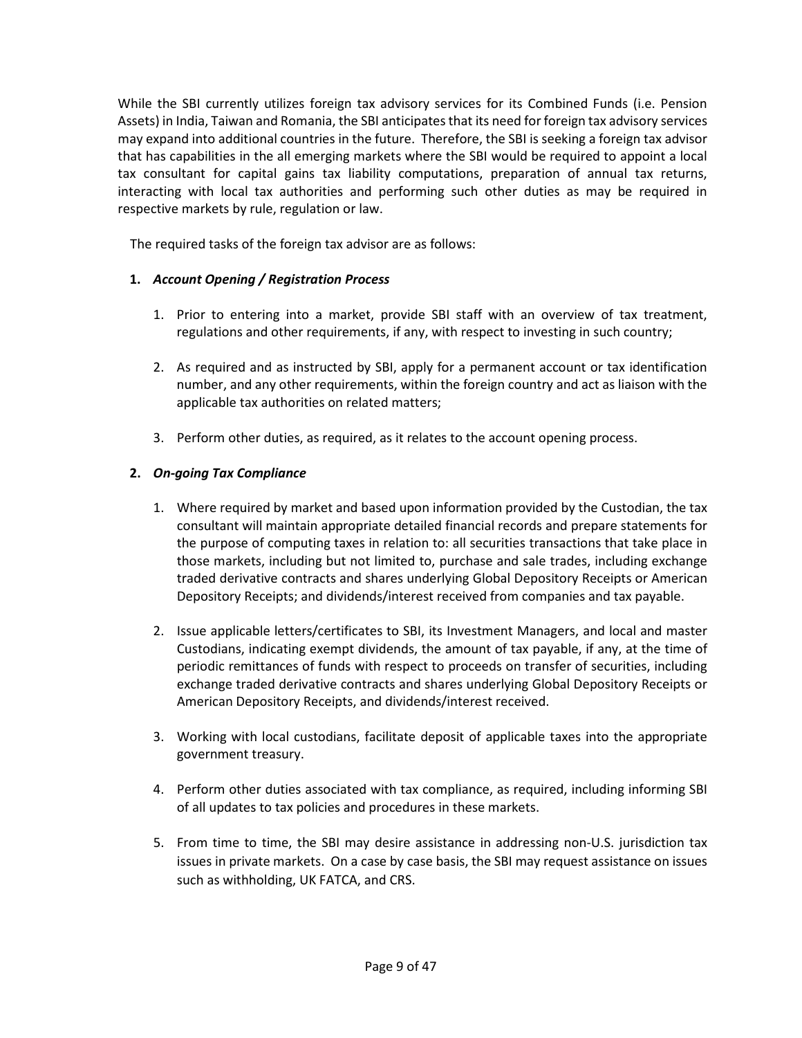While the SBI currently utilizes foreign tax advisory services for its Combined Funds (i.e. Pension Assets) in India, Taiwan and Romania, the SBI anticipates that its need for foreign tax advisory services may expand into additional countries in the future. Therefore, the SBI is seeking a foreign tax advisor that has capabilities in the all emerging markets where the SBI would be required to appoint a local tax consultant for capital gains tax liability computations, preparation of annual tax returns, interacting with local tax authorities and performing such other duties as may be required in respective markets by rule, regulation or law.

The required tasks of the foreign tax advisor are as follows:

**1. *Account Opening / Registration Process***

1. Prior to entering into a market, provide SBI staff with an overview of tax treatment, regulations and other requirements, if any, with respect to investing in such country;

2. As required and as instructed by SBI, apply for a permanent account or tax identification number, and any other requirements, within the foreign country and act as liaison with the applicable tax authorities on related matters;

3. Perform other duties, as required, as it relates to the account opening process.

**2. *On-going Tax Compliance***

1. Where required by market and based upon information provided by the Custodian, the tax consultant will maintain appropriate detailed financial records and prepare statements for the purpose of computing taxes in relation to: all securities transactions that take place in those markets, including but not limited to, purchase and sale trades, including exchange traded derivative contracts and shares underlying Global Depository Receipts or American Depository Receipts; and dividends/interest received from companies and tax payable.

2. Issue applicable letters/certificates to SBI, its Investment Managers, and local and master Custodians, indicating exempt dividends, the amount of tax payable, if any, at the time of periodic remittances of funds with respect to proceeds on transfer of securities, including exchange traded derivative contracts and shares underlying Global Depository Receipts or American Depository Receipts, and dividends/interest received.

3. Working with local custodians, facilitate deposit of applicable taxes into the appropriate government treasury.

4. Perform other duties associated with tax compliance, as required, including informing SBI of all updates to tax policies and procedures in these markets.

5. From time to time, the SBI may desire assistance in addressing non-U.S. jurisdiction tax issues in private markets. On a case by case basis, the SBI may request assistance on issues such as withholding, UK FATCA, and CRS.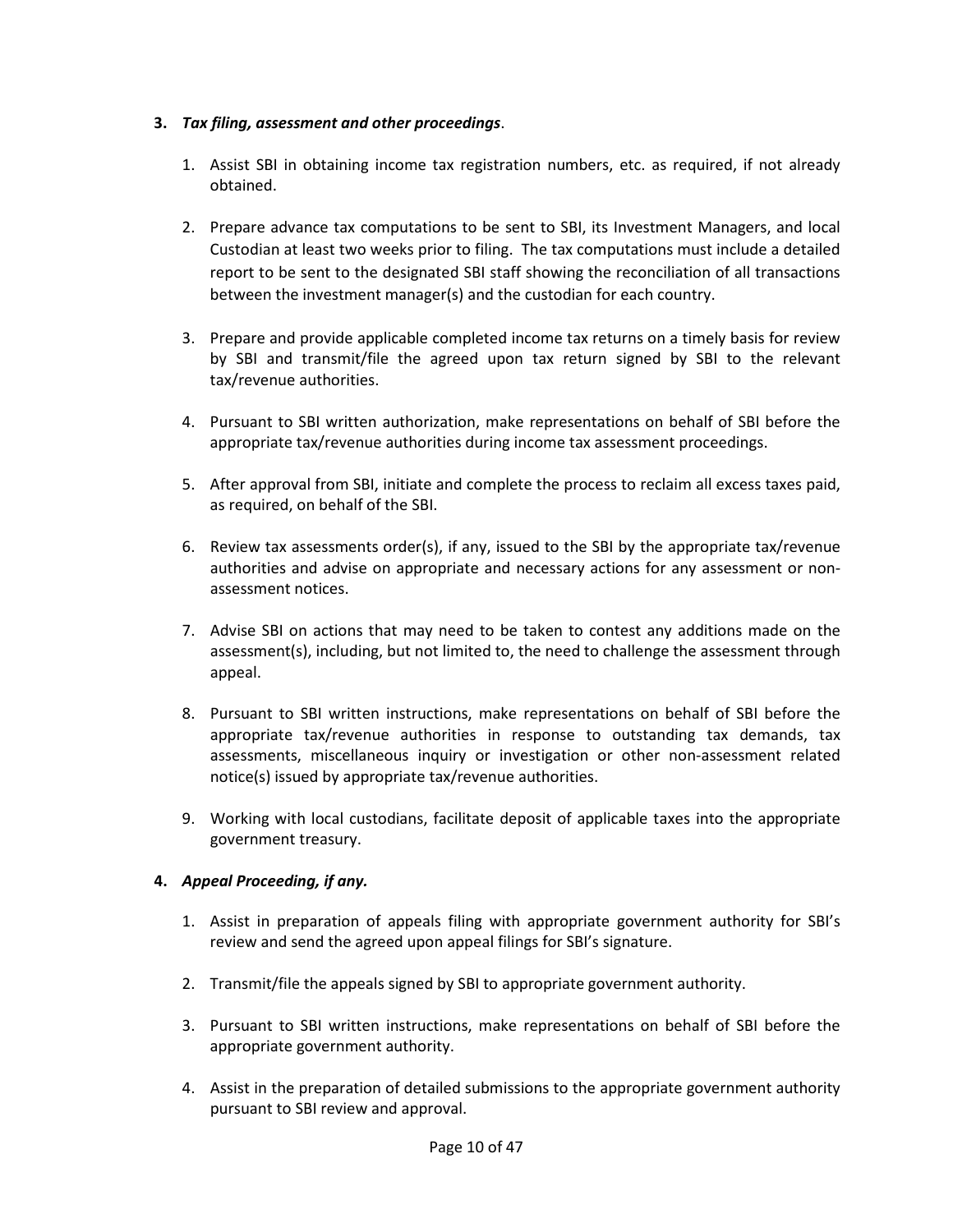**3.** ***Tax filing, assessment and other proceedings***.

1. Assist SBI in obtaining income tax registration numbers, etc. as required, if not already obtained.

2. Prepare advance tax computations to be sent to SBI, its Investment Managers, and local Custodian at least two weeks prior to filing. The tax computations must include a detailed report to be sent to the designated SBI staff showing the reconciliation of all transactions between the investment manager(s) and the custodian for each country.

3. Prepare and provide applicable completed income tax returns on a timely basis for review by SBI and transmit/file the agreed upon tax return signed by SBI to the relevant tax/revenue authorities.

4. Pursuant to SBI written authorization, make representations on behalf of SBI before the appropriate tax/revenue authorities during income tax assessment proceedings.

5. After approval from SBI, initiate and complete the process to reclaim all excess taxes paid, as required, on behalf of the SBI.

6. Review tax assessments order(s), if any, issued to the SBI by the appropriate tax/revenue authorities and advise on appropriate and necessary actions for any assessment or non-assessment notices.

7. Advise SBI on actions that may need to be taken to contest any additions made on the assessment(s), including, but not limited to, the need to challenge the assessment through appeal.

8. Pursuant to SBI written instructions, make representations on behalf of SBI before the appropriate tax/revenue authorities in response to outstanding tax demands, tax assessments, miscellaneous inquiry or investigation or other non-assessment related notice(s) issued by appropriate tax/revenue authorities.

9. Working with local custodians, facilitate deposit of applicable taxes into the appropriate government treasury.

**4.** ***Appeal Proceeding, if any.***

1. Assist in preparation of appeals filing with appropriate government authority for SBI's review and send the agreed upon appeal filings for SBI's signature.

2. Transmit/file the appeals signed by SBI to appropriate government authority.

3. Pursuant to SBI written instructions, make representations on behalf of SBI before the appropriate government authority.

4. Assist in the preparation of detailed submissions to the appropriate government authority pursuant to SBI review and approval.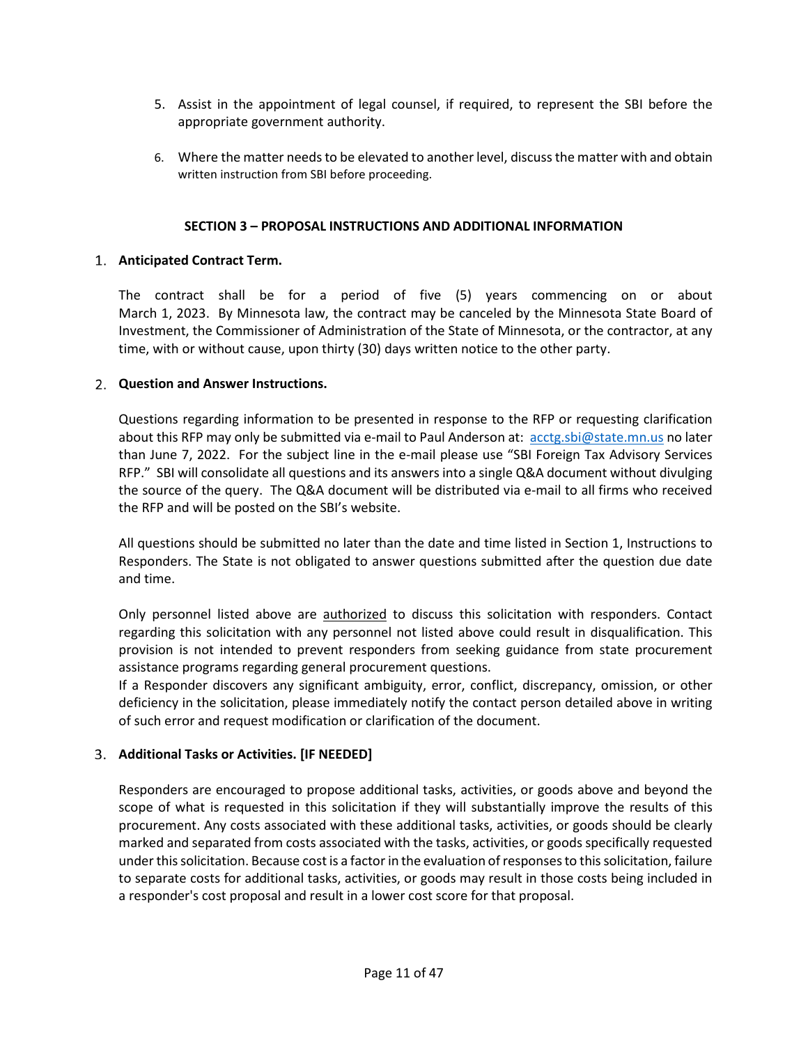5. Assist in the appointment of legal counsel, if required, to represent the SBI before the appropriate government authority.

6. Where the matter needs to be elevated to another level, discuss the matter with and obtain written instruction from SBI before proceeding.

## SECTION 3 – PROPOSAL INSTRUCTIONS AND ADDITIONAL INFORMATION

1. **Anticipated Contract Term.**

   The contract shall be for a period of five (5) years commencing on or about March 1, 2023. By Minnesota law, the contract may be canceled by the Minnesota State Board of Investment, the Commissioner of Administration of the State of Minnesota, or the contractor, at any time, with or without cause, upon thirty (30) days written notice to the other party.

2. **Question and Answer Instructions.**

   Questions regarding information to be presented in response to the RFP or requesting clarification about this RFP may only be submitted via e-mail to Paul Anderson at: acctg.sbi@state.mn.us no later than June 7, 2022. For the subject line in the e-mail please use "SBI Foreign Tax Advisory Services RFP." SBI will consolidate all questions and its answers into a single Q&A document without divulging the source of the query. The Q&A document will be distributed via e-mail to all firms who received the RFP and will be posted on the SBI's website.

   All questions should be submitted no later than the date and time listed in Section 1, Instructions to Responders. The State is not obligated to answer questions submitted after the question due date and time.

   Only personnel listed above are authorized to discuss this solicitation with responders. Contact regarding this solicitation with any personnel not listed above could result in disqualification. This provision is not intended to prevent responders from seeking guidance from state procurement assistance programs regarding general procurement questions.

   If a Responder discovers any significant ambiguity, error, conflict, discrepancy, omission, or other deficiency in the solicitation, please immediately notify the contact person detailed above in writing of such error and request modification or clarification of the document.

3. **Additional Tasks or Activities. [IF NEEDED]**

   Responders are encouraged to propose additional tasks, activities, or goods above and beyond the scope of what is requested in this solicitation if they will substantially improve the results of this procurement. Any costs associated with these additional tasks, activities, or goods should be clearly marked and separated from costs associated with the tasks, activities, or goods specifically requested under this solicitation. Because cost is a factor in the evaluation of responses to this solicitation, failure to separate costs for additional tasks, activities, or goods may result in those costs being included in a responder's cost proposal and result in a lower cost score for that proposal.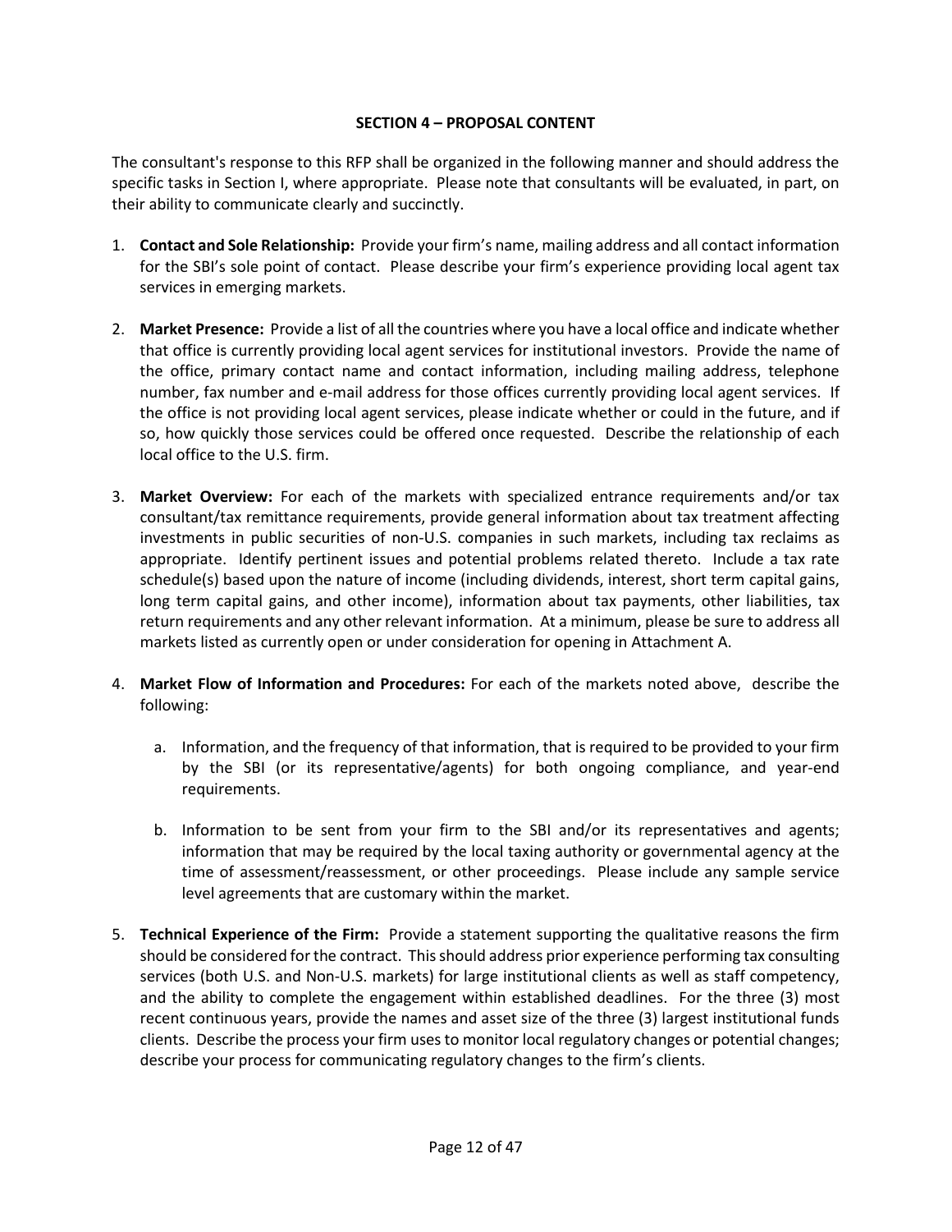## SECTION 4 – PROPOSAL CONTENT

The consultant's response to this RFP shall be organized in the following manner and should address the specific tasks in Section I, where appropriate. Please note that consultants will be evaluated, in part, on their ability to communicate clearly and succinctly.

1. **Contact and Sole Relationship:** Provide your firm's name, mailing address and all contact information for the SBI's sole point of contact. Please describe your firm's experience providing local agent tax services in emerging markets.

2. **Market Presence:** Provide a list of all the countries where you have a local office and indicate whether that office is currently providing local agent services for institutional investors. Provide the name of the office, primary contact name and contact information, including mailing address, telephone number, fax number and e-mail address for those offices currently providing local agent services. If the office is not providing local agent services, please indicate whether or could in the future, and if so, how quickly those services could be offered once requested. Describe the relationship of each local office to the U.S. firm.

3. **Market Overview:** For each of the markets with specialized entrance requirements and/or tax consultant/tax remittance requirements, provide general information about tax treatment affecting investments in public securities of non-U.S. companies in such markets, including tax reclaims as appropriate. Identify pertinent issues and potential problems related thereto. Include a tax rate schedule(s) based upon the nature of income (including dividends, interest, short term capital gains, long term capital gains, and other income), information about tax payments, other liabilities, tax return requirements and any other relevant information. At a minimum, please be sure to address all markets listed as currently open or under consideration for opening in Attachment A.

4. **Market Flow of Information and Procedures:** For each of the markets noted above, describe the following:

   a. Information, and the frequency of that information, that is required to be provided to your firm by the SBI (or its representative/agents) for both ongoing compliance, and year-end requirements.

   b. Information to be sent from your firm to the SBI and/or its representatives and agents; information that may be required by the local taxing authority or governmental agency at the time of assessment/reassessment, or other proceedings. Please include any sample service level agreements that are customary within the market.

5. **Technical Experience of the Firm:** Provide a statement supporting the qualitative reasons the firm should be considered for the contract. This should address prior experience performing tax consulting services (both U.S. and Non-U.S. markets) for large institutional clients as well as staff competency, and the ability to complete the engagement within established deadlines. For the three (3) most recent continuous years, provide the names and asset size of the three (3) largest institutional funds clients. Describe the process your firm uses to monitor local regulatory changes or potential changes; describe your process for communicating regulatory changes to the firm's clients.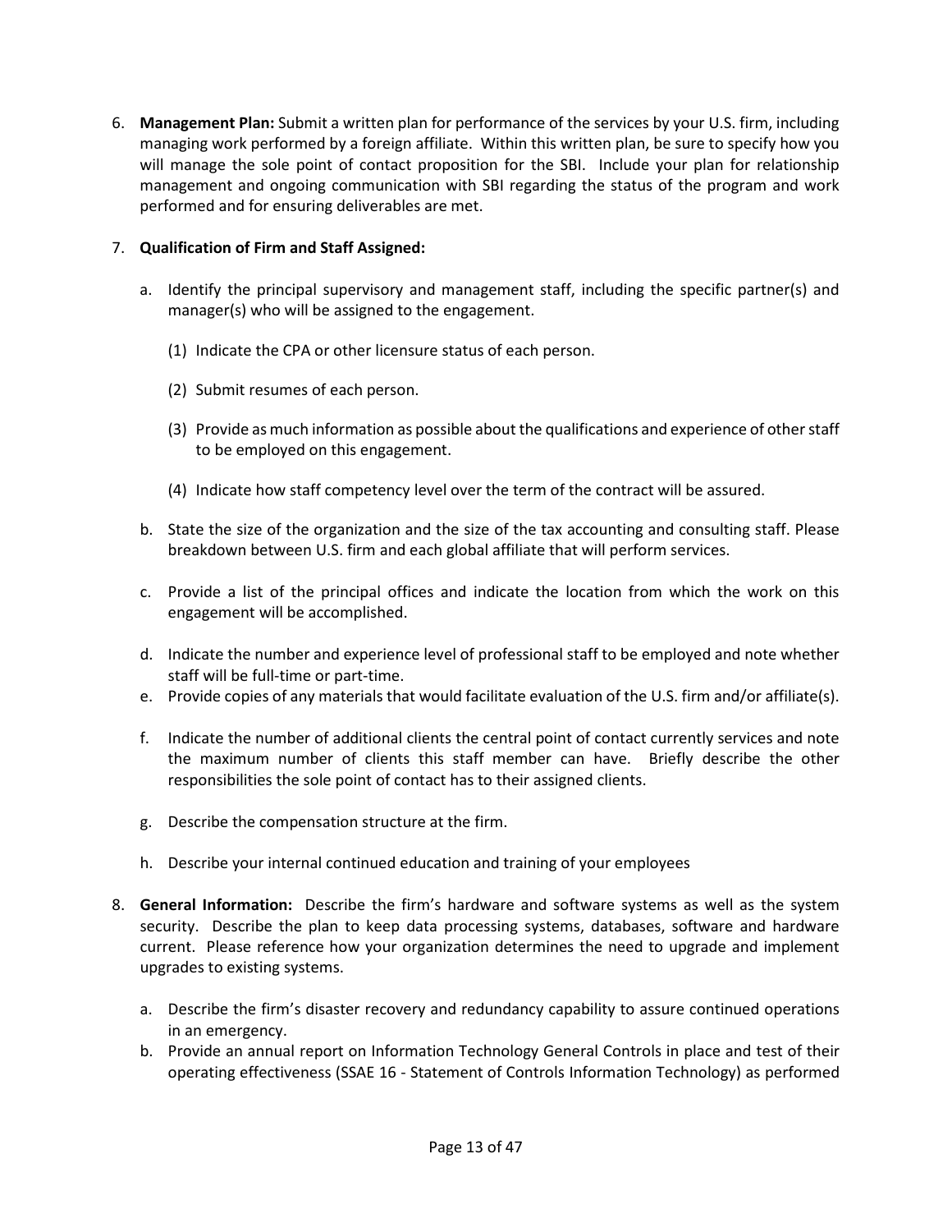6. **Management Plan:** Submit a written plan for performance of the services by your U.S. firm, including managing work performed by a foreign affiliate. Within this written plan, be sure to specify how you will manage the sole point of contact proposition for the SBI. Include your plan for relationship management and ongoing communication with SBI regarding the status of the program and work performed and for ensuring deliverables are met.

7. **Qualification of Firm and Staff Assigned:**

   a. Identify the principal supervisory and management staff, including the specific partner(s) and manager(s) who will be assigned to the engagement.

      (1) Indicate the CPA or other licensure status of each person.

      (2) Submit resumes of each person.

      (3) Provide as much information as possible about the qualifications and experience of other staff to be employed on this engagement.

      (4) Indicate how staff competency level over the term of the contract will be assured.

   b. State the size of the organization and the size of the tax accounting and consulting staff. Please breakdown between U.S. firm and each global affiliate that will perform services.

   c. Provide a list of the principal offices and indicate the location from which the work on this engagement will be accomplished.

   d. Indicate the number and experience level of professional staff to be employed and note whether staff will be full-time or part-time.

   e. Provide copies of any materials that would facilitate evaluation of the U.S. firm and/or affiliate(s).

   f. Indicate the number of additional clients the central point of contact currently services and note the maximum number of clients this staff member can have. Briefly describe the other responsibilities the sole point of contact has to their assigned clients.

   g. Describe the compensation structure at the firm.

   h. Describe your internal continued education and training of your employees

8. **General Information:** Describe the firm's hardware and software systems as well as the system security. Describe the plan to keep data processing systems, databases, software and hardware current. Please reference how your organization determines the need to upgrade and implement upgrades to existing systems.

   a. Describe the firm's disaster recovery and redundancy capability to assure continued operations in an emergency.

   b. Provide an annual report on Information Technology General Controls in place and test of their operating effectiveness (SSAE 16 - Statement of Controls Information Technology) as performed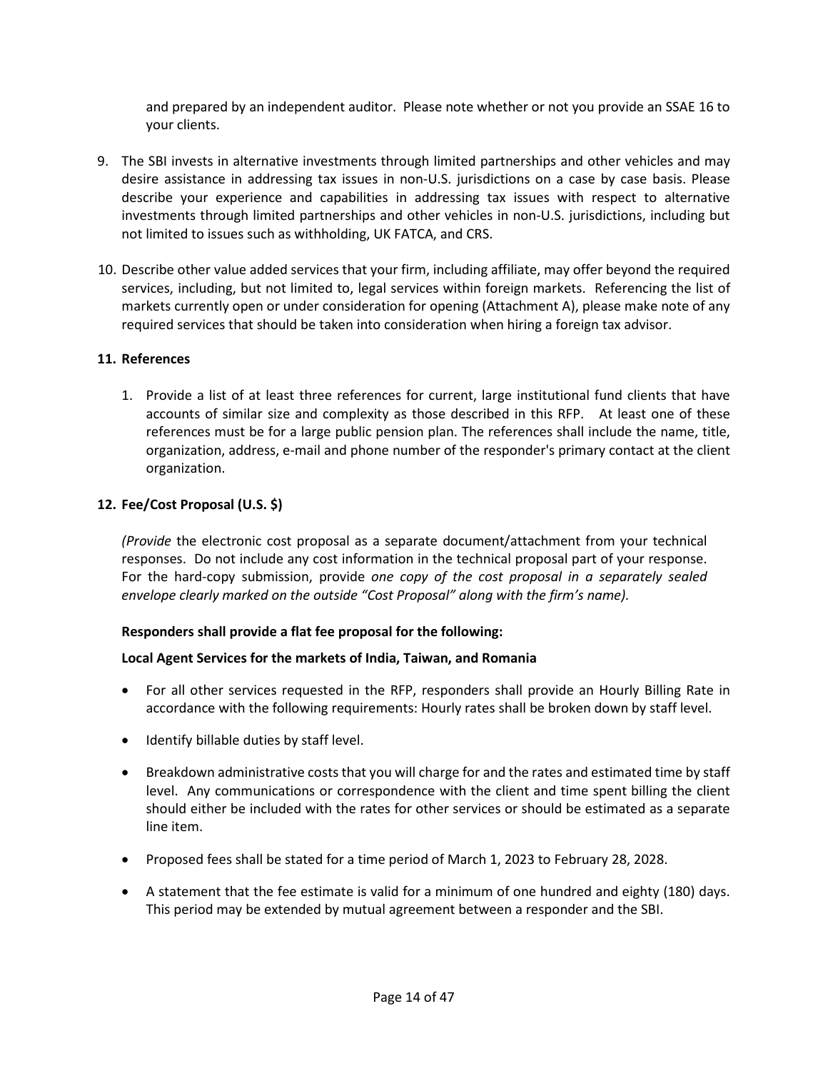and prepared by an independent auditor. Please note whether or not you provide an SSAE 16 to your clients.

9. The SBI invests in alternative investments through limited partnerships and other vehicles and may desire assistance in addressing tax issues in non-U.S. jurisdictions on a case by case basis. Please describe your experience and capabilities in addressing tax issues with respect to alternative investments through limited partnerships and other vehicles in non-U.S. jurisdictions, including but not limited to issues such as withholding, UK FATCA, and CRS.

10. Describe other value added services that your firm, including affiliate, may offer beyond the required services, including, but not limited to, legal services within foreign markets. Referencing the list of markets currently open or under consideration for opening (Attachment A), please make note of any required services that should be taken into consideration when hiring a foreign tax advisor.

**11. References**

1. Provide a list of at least three references for current, large institutional fund clients that have accounts of similar size and complexity as those described in this RFP. At least one of these references must be for a large public pension plan. The references shall include the name, title, organization, address, e-mail and phone number of the responder's primary contact at the client organization.

**12. Fee/Cost Proposal (U.S. $)**

*(Provide* the electronic cost proposal as a separate document/attachment from your technical responses. Do not include any cost information in the technical proposal part of your response. For the hard-copy submission, provide *one copy of the cost proposal in a separately sealed envelope clearly marked on the outside "Cost Proposal" along with the firm's name).*

**Responders shall provide a flat fee proposal for the following:**

**Local Agent Services for the markets of India, Taiwan, and Romania**

- For all other services requested in the RFP, responders shall provide an Hourly Billing Rate in accordance with the following requirements: Hourly rates shall be broken down by staff level.
- Identify billable duties by staff level.
- Breakdown administrative costs that you will charge for and the rates and estimated time by staff level. Any communications or correspondence with the client and time spent billing the client should either be included with the rates for other services or should be estimated as a separate line item.
- Proposed fees shall be stated for a time period of March 1, 2023 to February 28, 2028.
- A statement that the fee estimate is valid for a minimum of one hundred and eighty (180) days. This period may be extended by mutual agreement between a responder and the SBI.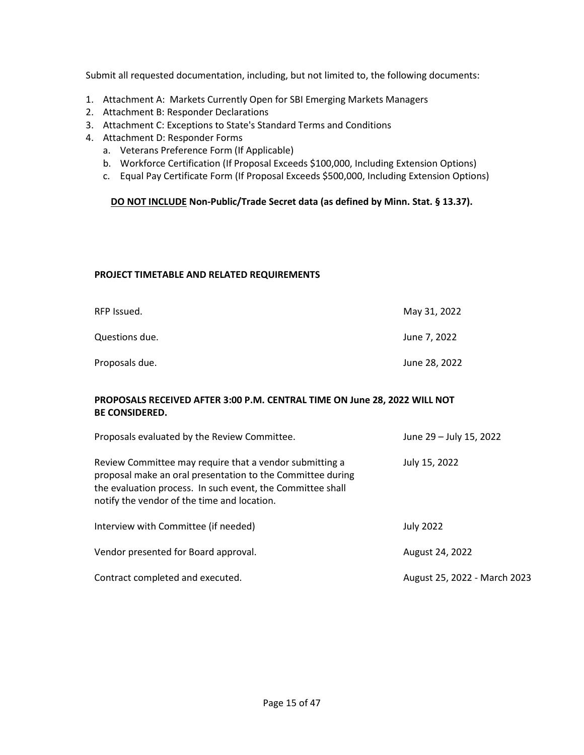Submit all requested documentation, including, but not limited to, the following documents:

1. Attachment A: Markets Currently Open for SBI Emerging Markets Managers
2. Attachment B: Responder Declarations
3. Attachment C: Exceptions to State's Standard Terms and Conditions
4. Attachment D: Responder Forms
   a. Veterans Preference Form (If Applicable)
   b. Workforce Certification (If Proposal Exceeds $100,000, Including Extension Options)
   c. Equal Pay Certificate Form (If Proposal Exceeds $500,000, Including Extension Options)

**DO NOT INCLUDE Non-Public/Trade Secret data (as defined by Minn. Stat. § 13.37).**

**PROJECT TIMETABLE AND RELATED REQUIREMENTS**

| | |
|---|---|
| RFP Issued. | May 31, 2022 |
| Questions due. | June 7, 2022 |
| Proposals due. | June 28, 2022 |

**PROPOSALS RECEIVED AFTER 3:00 P.M. CENTRAL TIME ON June 28, 2022 WILL NOT BE CONSIDERED.**

| | |
|---|---|
| Proposals evaluated by the Review Committee. | June 29 – July 15, 2022 |
| Review Committee may require that a vendor submitting a proposal make an oral presentation to the Committee during the evaluation process. In such event, the Committee shall notify the vendor of the time and location. | July 15, 2022 |
| Interview with Committee (if needed) | July 2022 |
| Vendor presented for Board approval. | August 24, 2022 |
| Contract completed and executed. | August 25, 2022 - March 2023 |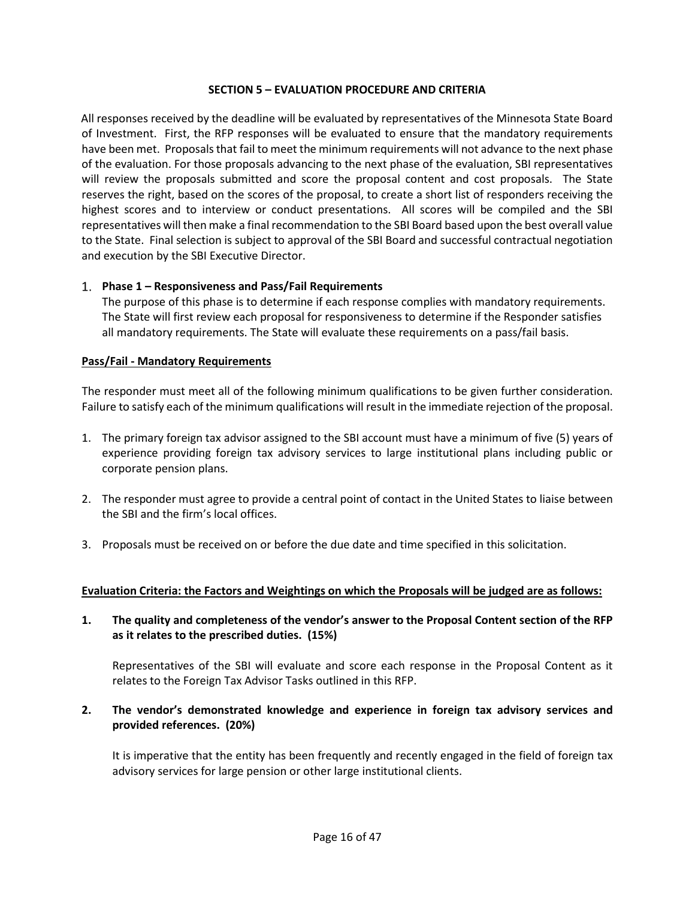## SECTION 5 – EVALUATION PROCEDURE AND CRITERIA

All responses received by the deadline will be evaluated by representatives of the Minnesota State Board of Investment. First, the RFP responses will be evaluated to ensure that the mandatory requirements have been met. Proposals that fail to meet the minimum requirements will not advance to the next phase of the evaluation. For those proposals advancing to the next phase of the evaluation, SBI representatives will review the proposals submitted and score the proposal content and cost proposals. The State reserves the right, based on the scores of the proposal, to create a short list of responders receiving the highest scores and to interview or conduct presentations. All scores will be compiled and the SBI representatives will then make a final recommendation to the SBI Board based upon the best overall value to the State. Final selection is subject to approval of the SBI Board and successful contractual negotiation and execution by the SBI Executive Director.

1. **Phase 1 – Responsiveness and Pass/Fail Requirements**
   The purpose of this phase is to determine if each response complies with mandatory requirements. The State will first review each proposal for responsiveness to determine if the Responder satisfies all mandatory requirements. The State will evaluate these requirements on a pass/fail basis.

**Pass/Fail - Mandatory Requirements**

The responder must meet all of the following minimum qualifications to be given further consideration. Failure to satisfy each of the minimum qualifications will result in the immediate rejection of the proposal.

1. The primary foreign tax advisor assigned to the SBI account must have a minimum of five (5) years of experience providing foreign tax advisory services to large institutional plans including public or corporate pension plans.

2. The responder must agree to provide a central point of contact in the United States to liaise between the SBI and the firm's local offices.

3. Proposals must be received on or before the due date and time specified in this solicitation.

**Evaluation Criteria: the Factors and Weightings on which the Proposals will be judged are as follows:**

1. **The quality and completeness of the vendor's answer to the Proposal Content section of the RFP as it relates to the prescribed duties. (15%)**

   Representatives of the SBI will evaluate and score each response in the Proposal Content as it relates to the Foreign Tax Advisor Tasks outlined in this RFP.

2. **The vendor's demonstrated knowledge and experience in foreign tax advisory services and provided references. (20%)**

   It is imperative that the entity has been frequently and recently engaged in the field of foreign tax advisory services for large pension or other large institutional clients.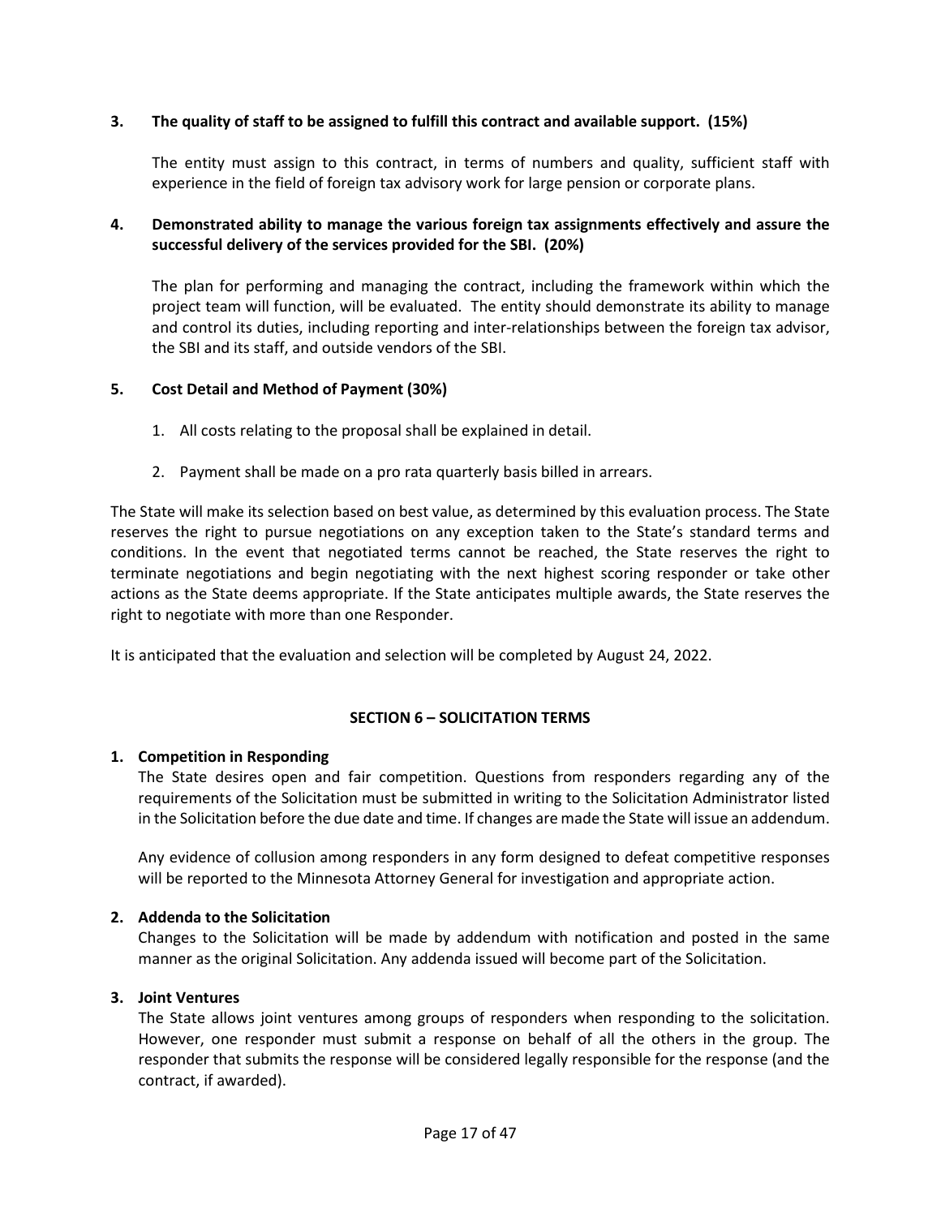**3. The quality of staff to be assigned to fulfill this contract and available support. (15%)**

The entity must assign to this contract, in terms of numbers and quality, sufficient staff with experience in the field of foreign tax advisory work for large pension or corporate plans.

**4. Demonstrated ability to manage the various foreign tax assignments effectively and assure the successful delivery of the services provided for the SBI. (20%)**

The plan for performing and managing the contract, including the framework within which the project team will function, will be evaluated. The entity should demonstrate its ability to manage and control its duties, including reporting and inter-relationships between the foreign tax advisor, the SBI and its staff, and outside vendors of the SBI.

**5. Cost Detail and Method of Payment (30%)**

1. All costs relating to the proposal shall be explained in detail.
2. Payment shall be made on a pro rata quarterly basis billed in arrears.

The State will make its selection based on best value, as determined by this evaluation process. The State reserves the right to pursue negotiations on any exception taken to the State's standard terms and conditions. In the event that negotiated terms cannot be reached, the State reserves the right to terminate negotiations and begin negotiating with the next highest scoring responder or take other actions as the State deems appropriate. If the State anticipates multiple awards, the State reserves the right to negotiate with more than one Responder.

It is anticipated that the evaluation and selection will be completed by August 24, 2022.

## SECTION 6 – SOLICITATION TERMS

**1. Competition in Responding**

The State desires open and fair competition. Questions from responders regarding any of the requirements of the Solicitation must be submitted in writing to the Solicitation Administrator listed in the Solicitation before the due date and time. If changes are made the State will issue an addendum.

Any evidence of collusion among responders in any form designed to defeat competitive responses will be reported to the Minnesota Attorney General for investigation and appropriate action.

**2. Addenda to the Solicitation**

Changes to the Solicitation will be made by addendum with notification and posted in the same manner as the original Solicitation. Any addenda issued will become part of the Solicitation.

**3. Joint Ventures**

The State allows joint ventures among groups of responders when responding to the solicitation. However, one responder must submit a response on behalf of all the others in the group. The responder that submits the response will be considered legally responsible for the response (and the contract, if awarded).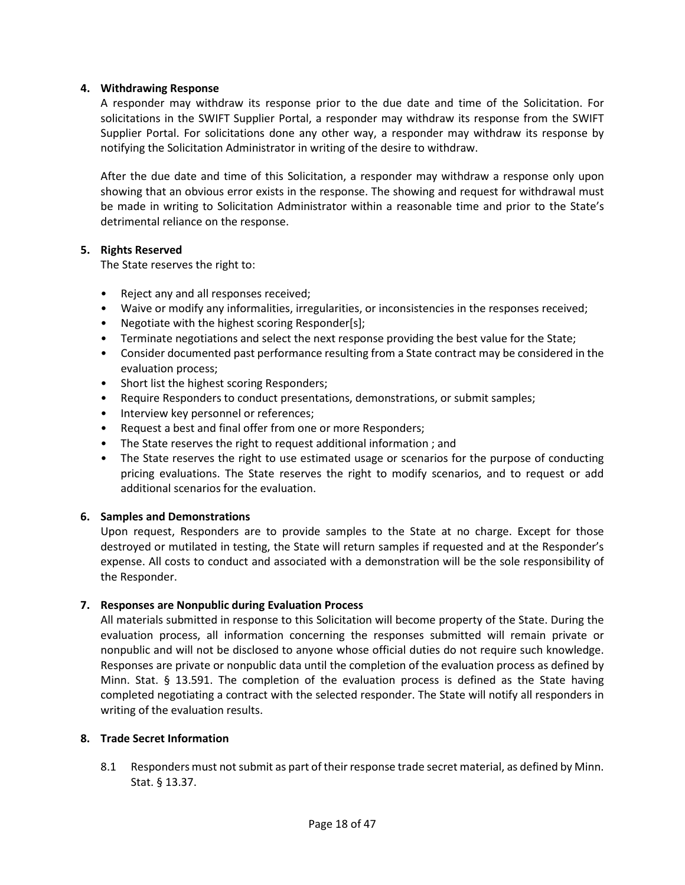**4. Withdrawing Response**

A responder may withdraw its response prior to the due date and time of the Solicitation. For solicitations in the SWIFT Supplier Portal, a responder may withdraw its response from the SWIFT Supplier Portal. For solicitations done any other way, a responder may withdraw its response by notifying the Solicitation Administrator in writing of the desire to withdraw.

After the due date and time of this Solicitation, a responder may withdraw a response only upon showing that an obvious error exists in the response. The showing and request for withdrawal must be made in writing to Solicitation Administrator within a reasonable time and prior to the State's detrimental reliance on the response.

**5. Rights Reserved**

The State reserves the right to:

- Reject any and all responses received;
- Waive or modify any informalities, irregularities, or inconsistencies in the responses received;
- Negotiate with the highest scoring Responder[s];
- Terminate negotiations and select the next response providing the best value for the State;
- Consider documented past performance resulting from a State contract may be considered in the evaluation process;
- Short list the highest scoring Responders;
- Require Responders to conduct presentations, demonstrations, or submit samples;
- Interview key personnel or references;
- Request a best and final offer from one or more Responders;
- The State reserves the right to request additional information ; and
- The State reserves the right to use estimated usage or scenarios for the purpose of conducting pricing evaluations. The State reserves the right to modify scenarios, and to request or add additional scenarios for the evaluation.

**6. Samples and Demonstrations**

Upon request, Responders are to provide samples to the State at no charge. Except for those destroyed or mutilated in testing, the State will return samples if requested and at the Responder's expense. All costs to conduct and associated with a demonstration will be the sole responsibility of the Responder.

**7. Responses are Nonpublic during Evaluation Process**

All materials submitted in response to this Solicitation will become property of the State. During the evaluation process, all information concerning the responses submitted will remain private or nonpublic and will not be disclosed to anyone whose official duties do not require such knowledge. Responses are private or nonpublic data until the completion of the evaluation process as defined by Minn. Stat. § 13.591. The completion of the evaluation process is defined as the State having completed negotiating a contract with the selected responder. The State will notify all responders in writing of the evaluation results.

**8. Trade Secret Information**

8.1 Responders must not submit as part of their response trade secret material, as defined by Minn. Stat. § 13.37.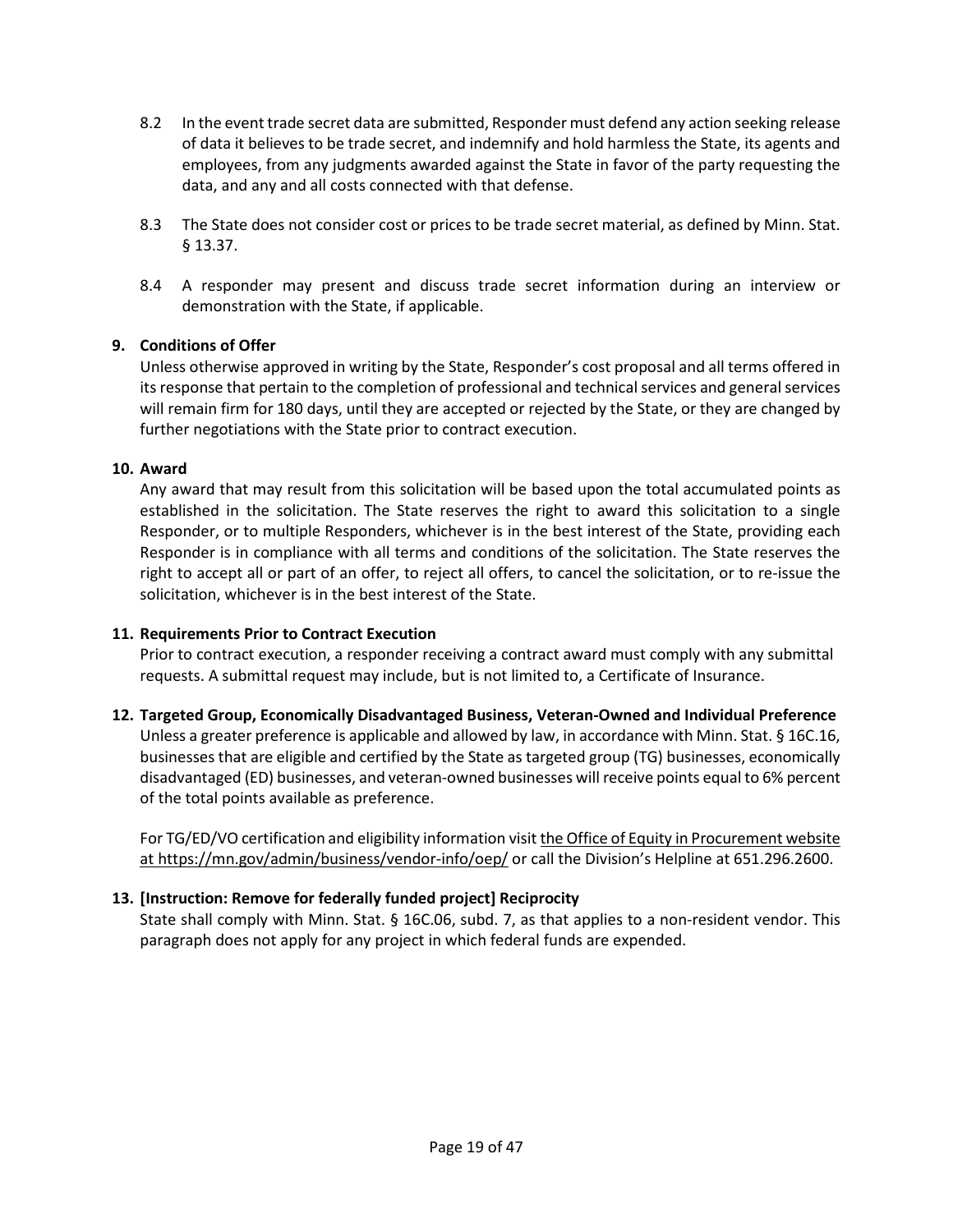8.2 In the event trade secret data are submitted, Responder must defend any action seeking release of data it believes to be trade secret, and indemnify and hold harmless the State, its agents and employees, from any judgments awarded against the State in favor of the party requesting the data, and any and all costs connected with that defense.

8.3 The State does not consider cost or prices to be trade secret material, as defined by Minn. Stat. § 13.37.

8.4 A responder may present and discuss trade secret information during an interview or demonstration with the State, if applicable.

**9. Conditions of Offer**

Unless otherwise approved in writing by the State, Responder's cost proposal and all terms offered in its response that pertain to the completion of professional and technical services and general services will remain firm for 180 days, until they are accepted or rejected by the State, or they are changed by further negotiations with the State prior to contract execution.

**10. Award**

Any award that may result from this solicitation will be based upon the total accumulated points as established in the solicitation. The State reserves the right to award this solicitation to a single Responder, or to multiple Responders, whichever is in the best interest of the State, providing each Responder is in compliance with all terms and conditions of the solicitation. The State reserves the right to accept all or part of an offer, to reject all offers, to cancel the solicitation, or to re-issue the solicitation, whichever is in the best interest of the State.

**11. Requirements Prior to Contract Execution**

Prior to contract execution, a responder receiving a contract award must comply with any submittal requests. A submittal request may include, but is not limited to, a Certificate of Insurance.

**12. Targeted Group, Economically Disadvantaged Business, Veteran-Owned and Individual Preference**

Unless a greater preference is applicable and allowed by law, in accordance with Minn. Stat. § 16C.16, businesses that are eligible and certified by the State as targeted group (TG) businesses, economically disadvantaged (ED) businesses, and veteran-owned businesses will receive points equal to 6% percent of the total points available as preference.

For TG/ED/VO certification and eligibility information visit the Office of Equity in Procurement website at https://mn.gov/admin/business/vendor-info/oep/ or call the Division's Helpline at 651.296.2600.

**13. [Instruction: Remove for federally funded project] Reciprocity**

State shall comply with Minn. Stat. § 16C.06, subd. 7, as that applies to a non-resident vendor. This paragraph does not apply for any project in which federal funds are expended.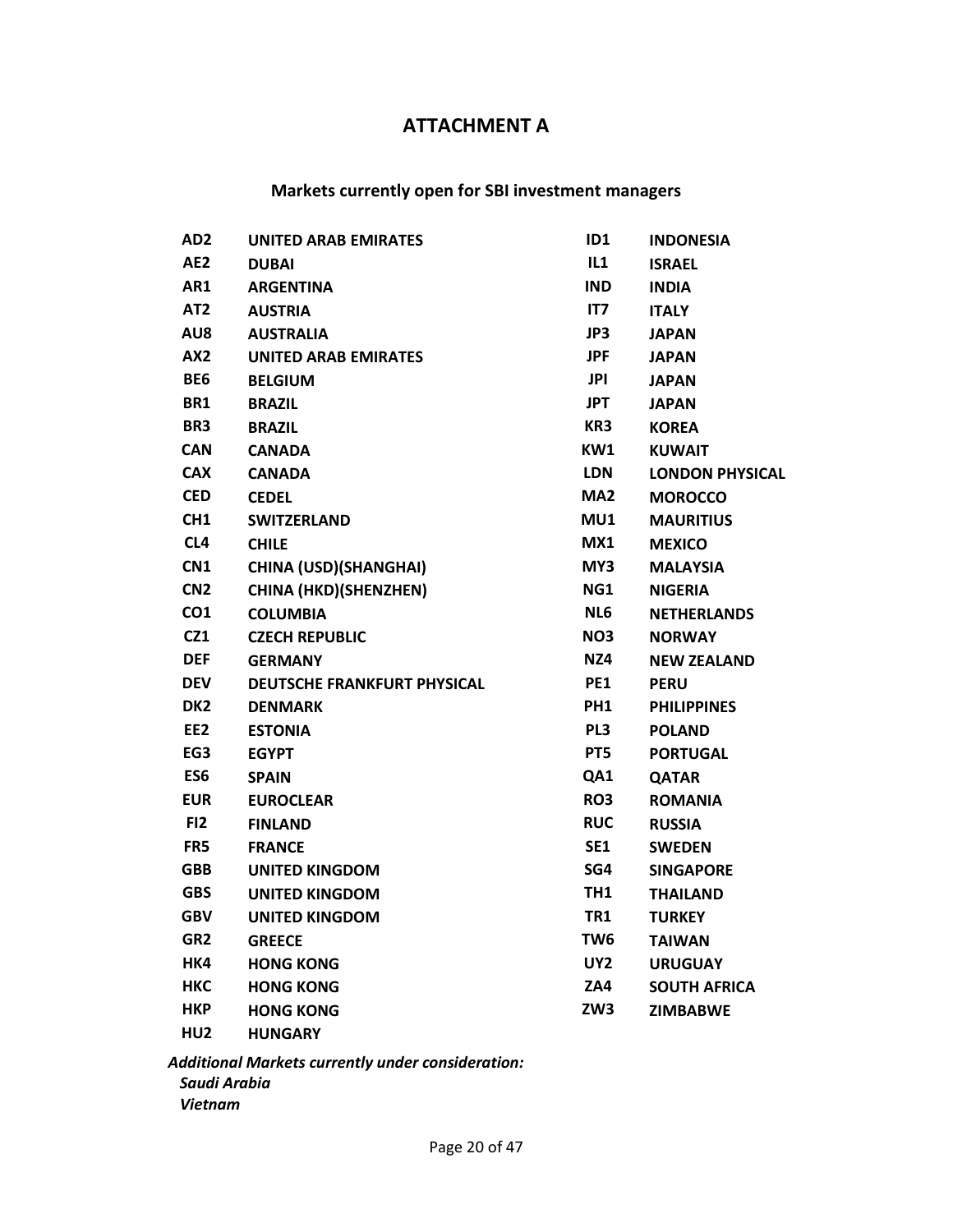# ATTACHMENT A

## Markets currently open for SBI investment managers

| Code | Market | Code | Market |
|---|---|---|---|
| AD2 | UNITED ARAB EMIRATES | ID1 | INDONESIA |
| AE2 | DUBAI | IL1 | ISRAEL |
| AR1 | ARGENTINA | IND | INDIA |
| AT2 | AUSTRIA | IT7 | ITALY |
| AU8 | AUSTRALIA | JP3 | JAPAN |
| AX2 | UNITED ARAB EMIRATES | JPF | JAPAN |
| BE6 | BELGIUM | JPI | JAPAN |
| BR1 | BRAZIL | JPT | JAPAN |
| BR3 | BRAZIL | KR3 | KOREA |
| CAN | CANADA | KW1 | KUWAIT |
| CAX | CANADA | LDN | LONDON PHYSICAL |
| CED | CEDEL | MA2 | MOROCCO |
| CH1 | SWITZERLAND | MU1 | MAURITIUS |
| CL4 | CHILE | MX1 | MEXICO |
| CN1 | CHINA (USD)(SHANGHAI) | MY3 | MALAYSIA |
| CN2 | CHINA (HKD)(SHENZHEN) | NG1 | NIGERIA |
| CO1 | COLUMBIA | NL6 | NETHERLANDS |
| CZ1 | CZECH REPUBLIC | NO3 | NORWAY |
| DEF | GERMANY | NZ4 | NEW ZEALAND |
| DEV | DEUTSCHE FRANKFURT PHYSICAL | PE1 | PERU |
| DK2 | DENMARK | PH1 | PHILIPPINES |
| EE2 | ESTONIA | PL3 | POLAND |
| EG3 | EGYPT | PT5 | PORTUGAL |
| ES6 | SPAIN | QA1 | QATAR |
| EUR | EUROCLEAR | RO3 | ROMANIA |
| FI2 | FINLAND | RUC | RUSSIA |
| FR5 | FRANCE | SE1 | SWEDEN |
| GBB | UNITED KINGDOM | SG4 | SINGAPORE |
| GBS | UNITED KINGDOM | TH1 | THAILAND |
| GBV | UNITED KINGDOM | TR1 | TURKEY |
| GR2 | GREECE | TW6 | TAIWAN |
| HK4 | HONG KONG | UY2 | URUGUAY |
| HKC | HONG KONG | ZA4 | SOUTH AFRICA |
| HKP | HONG KONG | ZW3 | ZIMBABWE |
| HU2 | HUNGARY | | |

***Additional Markets currently under consideration:***

*Saudi Arabia*
*Vietnam*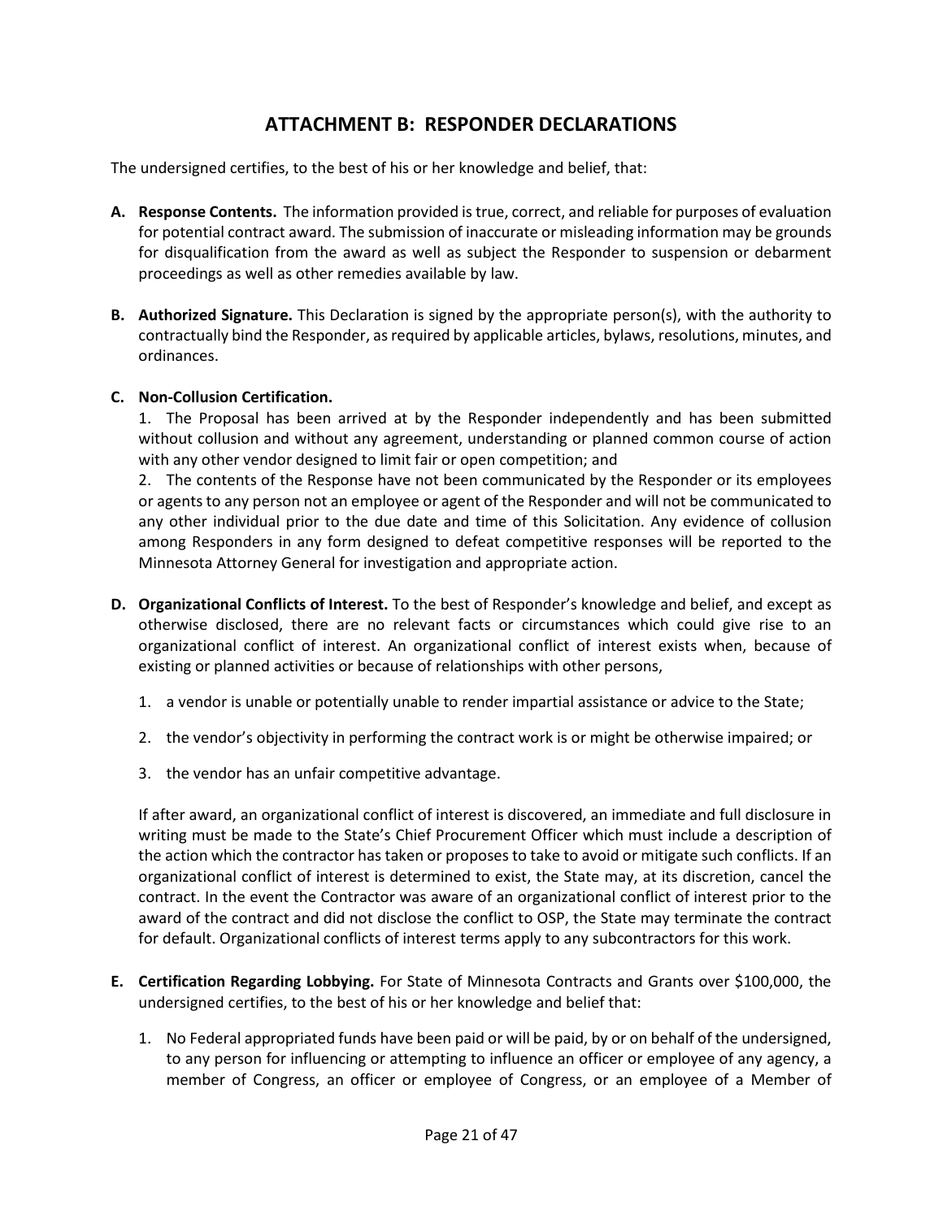# ATTACHMENT B: RESPONDER DECLARATIONS

The undersigned certifies, to the best of his or her knowledge and belief, that:

**A. Response Contents.** The information provided is true, correct, and reliable for purposes of evaluation for potential contract award. The submission of inaccurate or misleading information may be grounds for disqualification from the award as well as subject the Responder to suspension or debarment proceedings as well as other remedies available by law.

**B. Authorized Signature.** This Declaration is signed by the appropriate person(s), with the authority to contractually bind the Responder, as required by applicable articles, bylaws, resolutions, minutes, and ordinances.

**C. Non-Collusion Certification.**

1. The Proposal has been arrived at by the Responder independently and has been submitted without collusion and without any agreement, understanding or planned common course of action with any other vendor designed to limit fair or open competition; and
2. The contents of the Response have not been communicated by the Responder or its employees or agents to any person not an employee or agent of the Responder and will not be communicated to any other individual prior to the due date and time of this Solicitation. Any evidence of collusion among Responders in any form designed to defeat competitive responses will be reported to the Minnesota Attorney General for investigation and appropriate action.

**D. Organizational Conflicts of Interest.** To the best of Responder's knowledge and belief, and except as otherwise disclosed, there are no relevant facts or circumstances which could give rise to an organizational conflict of interest. An organizational conflict of interest exists when, because of existing or planned activities or because of relationships with other persons,

1. a vendor is unable or potentially unable to render impartial assistance or advice to the State;
2. the vendor's objectivity in performing the contract work is or might be otherwise impaired; or
3. the vendor has an unfair competitive advantage.

If after award, an organizational conflict of interest is discovered, an immediate and full disclosure in writing must be made to the State's Chief Procurement Officer which must include a description of the action which the contractor has taken or proposes to take to avoid or mitigate such conflicts. If an organizational conflict of interest is determined to exist, the State may, at its discretion, cancel the contract. In the event the Contractor was aware of an organizational conflict of interest prior to the award of the contract and did not disclose the conflict to OSP, the State may terminate the contract for default. Organizational conflicts of interest terms apply to any subcontractors for this work.

**E. Certification Regarding Lobbying.** For State of Minnesota Contracts and Grants over $100,000, the undersigned certifies, to the best of his or her knowledge and belief that:

1. No Federal appropriated funds have been paid or will be paid, by or on behalf of the undersigned, to any person for influencing or attempting to influence an officer or employee of any agency, a member of Congress, an officer or employee of Congress, or an employee of a Member of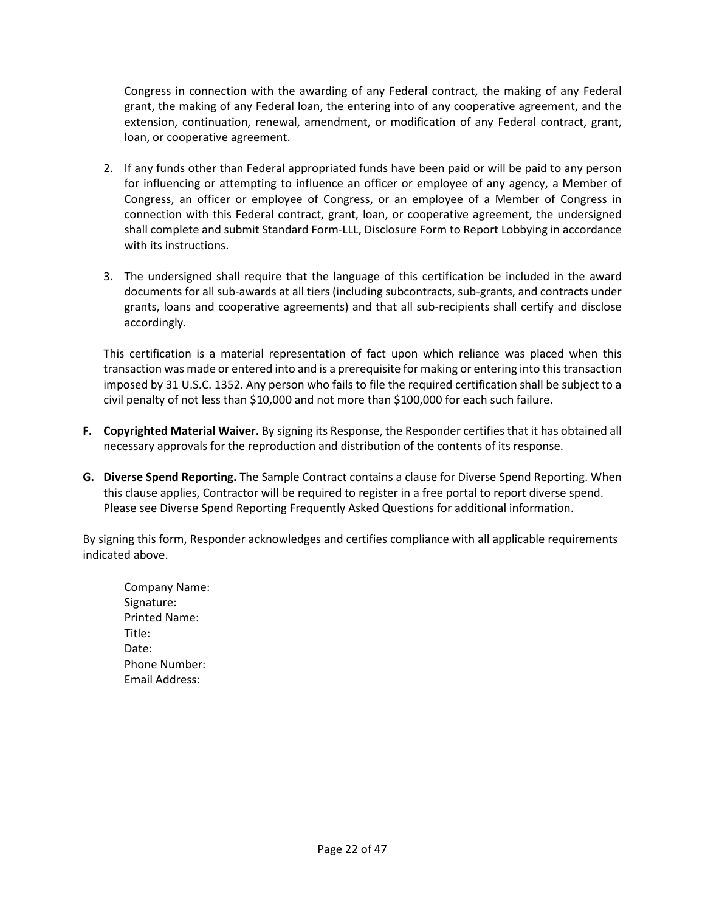Congress in connection with the awarding of any Federal contract, the making of any Federal grant, the making of any Federal loan, the entering into of any cooperative agreement, and the extension, continuation, renewal, amendment, or modification of any Federal contract, grant, loan, or cooperative agreement.

2. If any funds other than Federal appropriated funds have been paid or will be paid to any person for influencing or attempting to influence an officer or employee of any agency, a Member of Congress, an officer or employee of Congress, or an employee of a Member of Congress in connection with this Federal contract, grant, loan, or cooperative agreement, the undersigned shall complete and submit Standard Form-LLL, Disclosure Form to Report Lobbying in accordance with its instructions.

3. The undersigned shall require that the language of this certification be included in the award documents for all sub-awards at all tiers (including subcontracts, sub-grants, and contracts under grants, loans and cooperative agreements) and that all sub-recipients shall certify and disclose accordingly.

This certification is a material representation of fact upon which reliance was placed when this transaction was made or entered into and is a prerequisite for making or entering into this transaction imposed by 31 U.S.C. 1352. Any person who fails to file the required certification shall be subject to a civil penalty of not less than $10,000 and not more than $100,000 for each such failure.

**F. Copyrighted Material Waiver.** By signing its Response, the Responder certifies that it has obtained all necessary approvals for the reproduction and distribution of the contents of its response.

**G. Diverse Spend Reporting.** The Sample Contract contains a clause for Diverse Spend Reporting. When this clause applies, Contractor will be required to register in a free portal to report diverse spend. Please see Diverse Spend Reporting Frequently Asked Questions for additional information.

By signing this form, Responder acknowledges and certifies compliance with all applicable requirements indicated above.

Company Name:
Signature:
Printed Name:
Title:
Date:
Phone Number:
Email Address: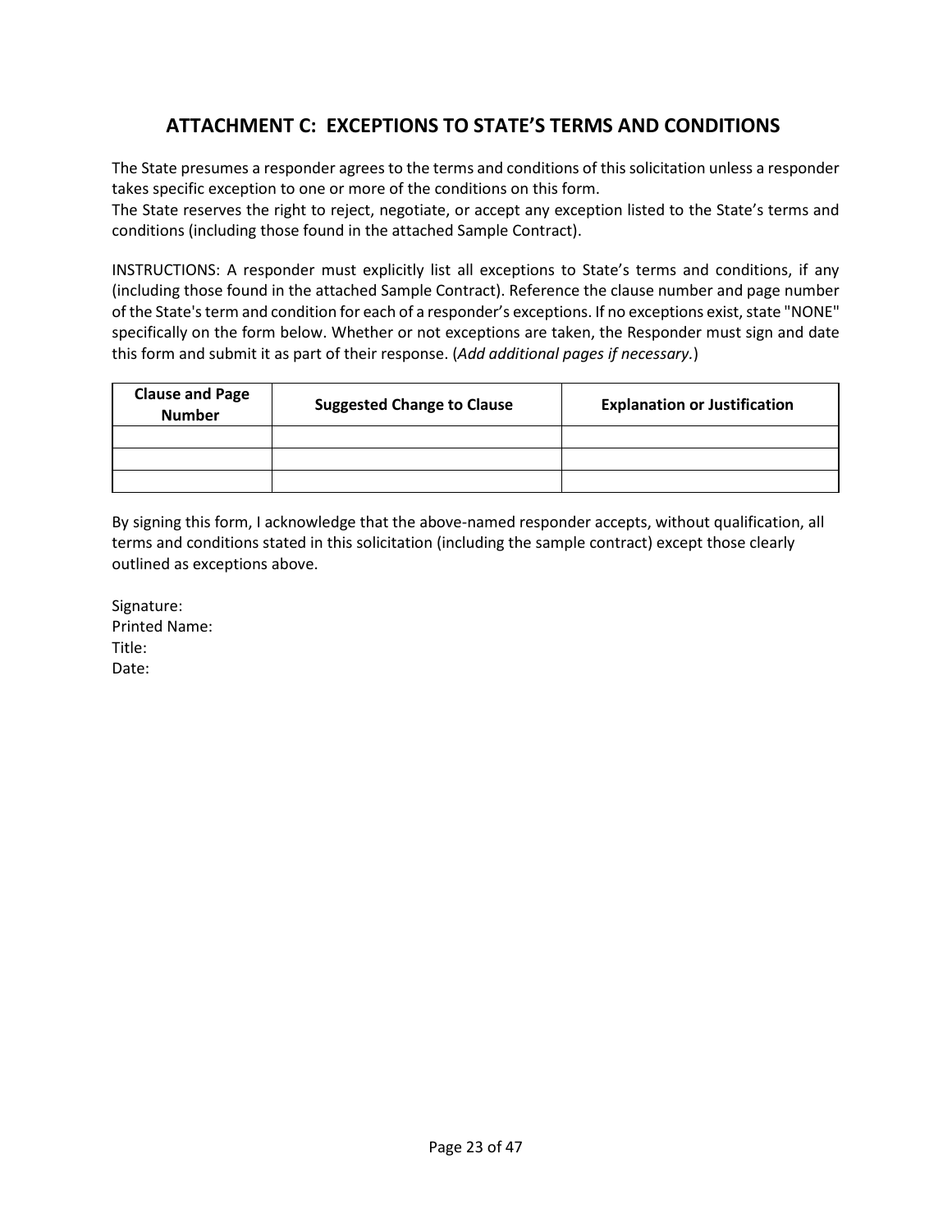## ATTACHMENT C: EXCEPTIONS TO STATE'S TERMS AND CONDITIONS

The State presumes a responder agrees to the terms and conditions of this solicitation unless a responder takes specific exception to one or more of the conditions on this form.
The State reserves the right to reject, negotiate, or accept any exception listed to the State's terms and conditions (including those found in the attached Sample Contract).

INSTRUCTIONS: A responder must explicitly list all exceptions to State's terms and conditions, if any (including those found in the attached Sample Contract). Reference the clause number and page number of the State's term and condition for each of a responder's exceptions. If no exceptions exist, state "NONE" specifically on the form below. Whether or not exceptions are taken, the Responder must sign and date this form and submit it as part of their response. (*Add additional pages if necessary.*)

| Clause and Page Number | Suggested Change to Clause | Explanation or Justification |
|---|---|---|
| | | |
| | | |
| | | |

By signing this form, I acknowledge that the above-named responder accepts, without qualification, all terms and conditions stated in this solicitation (including the sample contract) except those clearly outlined as exceptions above.

Signature:
Printed Name:
Title:
Date: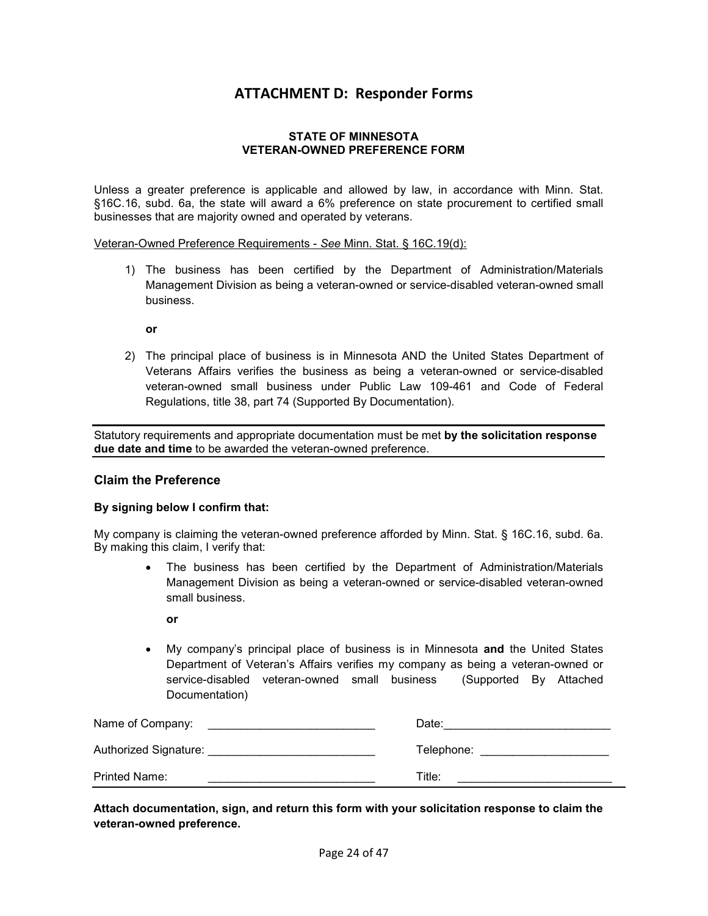# ATTACHMENT D: Responder Forms

### STATE OF MINNESOTA
### VETERAN-OWNED PREFERENCE FORM

Unless a greater preference is applicable and allowed by law, in accordance with Minn. Stat. §16C.16, subd. 6a, the state will award a 6% preference on state procurement to certified small businesses that are majority owned and operated by veterans.

Veteran-Owned Preference Requirements - *See* Minn. Stat. § 16C.19(d):

1) The business has been certified by the Department of Administration/Materials Management Division as being a veteran-owned or service-disabled veteran-owned small business.

   **or**

2) The principal place of business is in Minnesota AND the United States Department of Veterans Affairs verifies the business as being a veteran-owned or service-disabled veteran-owned small business under Public Law 109-461 and Code of Federal Regulations, title 38, part 74 (Supported By Documentation).

---

Statutory requirements and appropriate documentation must be met **by the solicitation response due date and time** to be awarded the veteran-owned preference.

---

### Claim the Preference

**By signing below I confirm that:**

My company is claiming the veteran-owned preference afforded by Minn. Stat. § 16C.16, subd. 6a. By making this claim, I verify that:

- The business has been certified by the Department of Administration/Materials Management Division as being a veteran-owned or service-disabled veteran-owned small business.

  **or**

- My company's principal place of business is in Minnesota **and** the United States Department of Veteran's Affairs verifies my company as being a veteran-owned or service-disabled veteran-owned small business (Supported By Attached Documentation)

Name of Company: ___________________________ Date: ___________________________

Authorized Signature: ___________________________ Telephone: ____________________

Printed Name: ___________________________ Title: ________________________

---

**Attach documentation, sign, and return this form with your solicitation response to claim the veteran-owned preference.**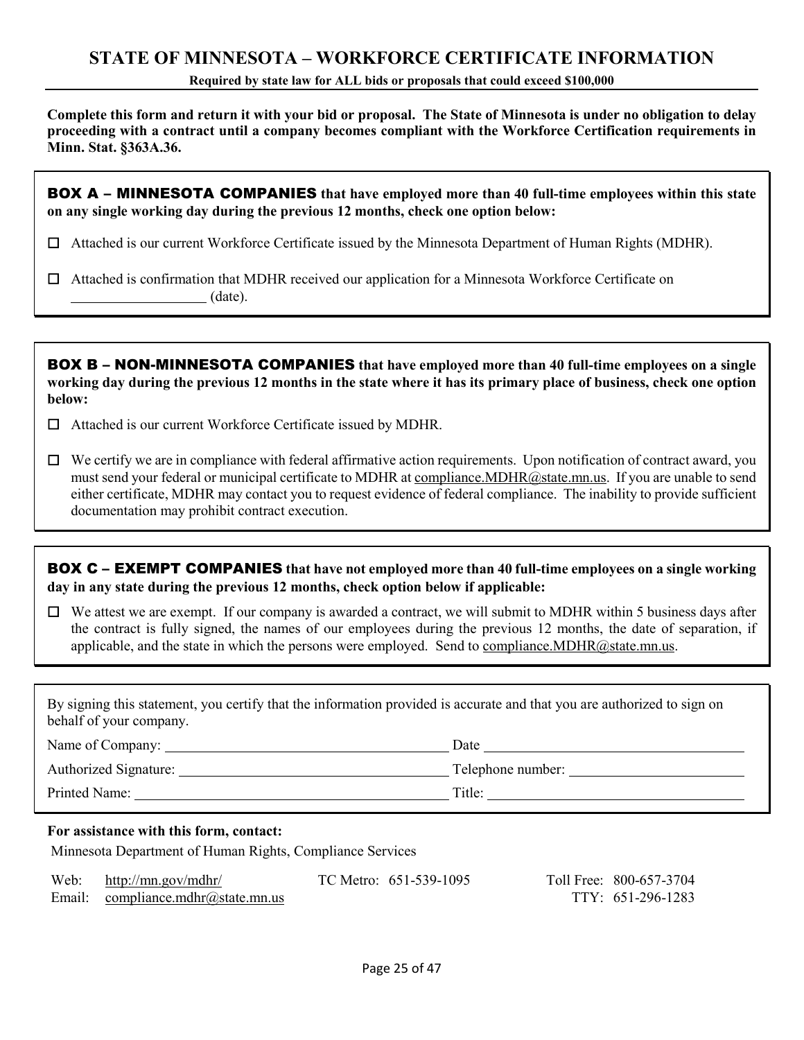# STATE OF MINNESOTA – WORKFORCE CERTIFICATE INFORMATION

**Required by state law for ALL bids or proposals that could exceed $100,000**

**Complete this form and return it with your bid or proposal. The State of Minnesota is under no obligation to delay proceeding with a contract until a company becomes compliant with the Workforce Certification requirements in Minn. Stat. §363A.36.**

**BOX A – MINNESOTA COMPANIES that have employed more than 40 full-time employees within this state on any single working day during the previous 12 months, check one option below:**

☐ Attached is our current Workforce Certificate issued by the Minnesota Department of Human Rights (MDHR).

☐ Attached is confirmation that MDHR received our application for a Minnesota Workforce Certificate on ___________________ (date).

**BOX B – NON-MINNESOTA COMPANIES that have employed more than 40 full-time employees on a single working day during the previous 12 months in the state where it has its primary place of business, check one option below:**

☐ Attached is our current Workforce Certificate issued by MDHR.

☐ We certify we are in compliance with federal affirmative action requirements. Upon notification of contract award, you must send your federal or municipal certificate to MDHR at compliance.MDHR@state.mn.us. If you are unable to send either certificate, MDHR may contact you to request evidence of federal compliance. The inability to provide sufficient documentation may prohibit contract execution.

**BOX C – EXEMPT COMPANIES that have not employed more than 40 full-time employees on a single working day in any state during the previous 12 months, check option below if applicable:**

☐ We attest we are exempt. If our company is awarded a contract, we will submit to MDHR within 5 business days after the contract is fully signed, the names of our employees during the previous 12 months, the date of separation, if applicable, and the state in which the persons were employed. Send to compliance.MDHR@state.mn.us.

By signing this statement, you certify that the information provided is accurate and that you are authorized to sign on behalf of your company.

Name of Company: ______________________________ Date ______________________________

Authorized Signature: ______________________________ Telephone number: ______________________________

Printed Name: ______________________________ Title: ______________________________

**For assistance with this form, contact:**

Minnesota Department of Human Rights, Compliance Services

Web: http://mn.gov/mdhr/ TC Metro: 651-539-1095 Toll Free: 800-657-3704

Email: compliance.mdhr@state.mn.us TTY: 651-296-1283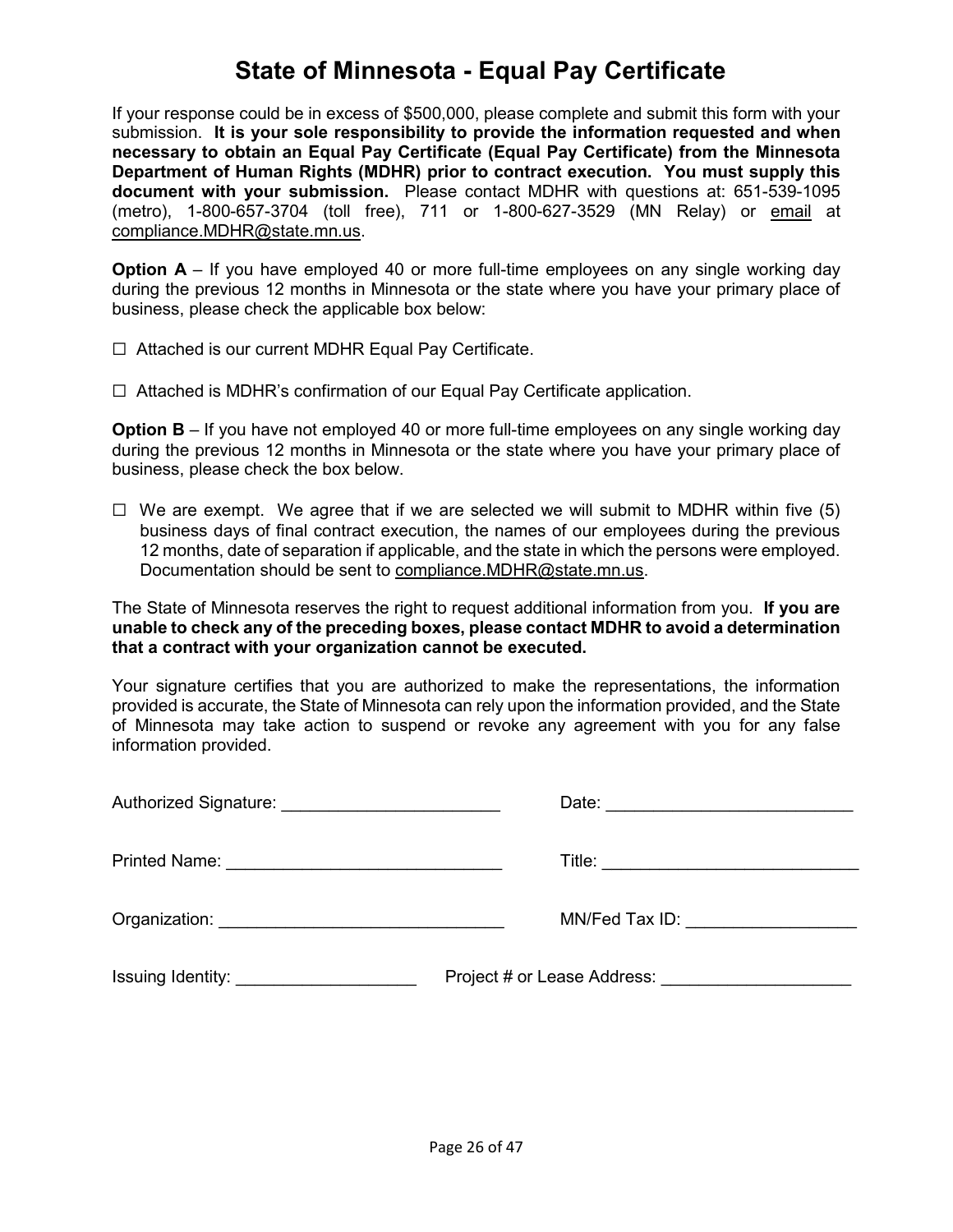# State of Minnesota - Equal Pay Certificate

If your response could be in excess of $500,000, please complete and submit this form with your submission. **It is your sole responsibility to provide the information requested and when necessary to obtain an Equal Pay Certificate (Equal Pay Certificate) from the Minnesota Department of Human Rights (MDHR) prior to contract execution. You must supply this document with your submission.** Please contact MDHR with questions at: 651-539-1095 (metro), 1-800-657-3704 (toll free), 711 or 1-800-627-3529 (MN Relay) or email at compliance.MDHR@state.mn.us.

**Option A** – If you have employed 40 or more full-time employees on any single working day during the previous 12 months in Minnesota or the state where you have your primary place of business, please check the applicable box below:

☐ Attached is our current MDHR Equal Pay Certificate.

☐ Attached is MDHR's confirmation of our Equal Pay Certificate application.

**Option B** – If you have not employed 40 or more full-time employees on any single working day during the previous 12 months in Minnesota or the state where you have your primary place of business, please check the box below.

☐ We are exempt. We agree that if we are selected we will submit to MDHR within five (5) business days of final contract execution, the names of our employees during the previous 12 months, date of separation if applicable, and the state in which the persons were employed. Documentation should be sent to compliance.MDHR@state.mn.us.

The State of Minnesota reserves the right to request additional information from you. **If you are unable to check any of the preceding boxes, please contact MDHR to avoid a determination that a contract with your organization cannot be executed.**

Your signature certifies that you are authorized to make the representations, the information provided is accurate, the State of Minnesota can rely upon the information provided, and the State of Minnesota may take action to suspend or revoke any agreement with you for any false information provided.

Authorized Signature: ______________________ Date: ________________________

Printed Name: ____________________________ Title: __________________________

Organization: _____________________________ MN/Fed Tax ID: _________________

Issuing Identity: __________________ Project # or Lease Address: ___________________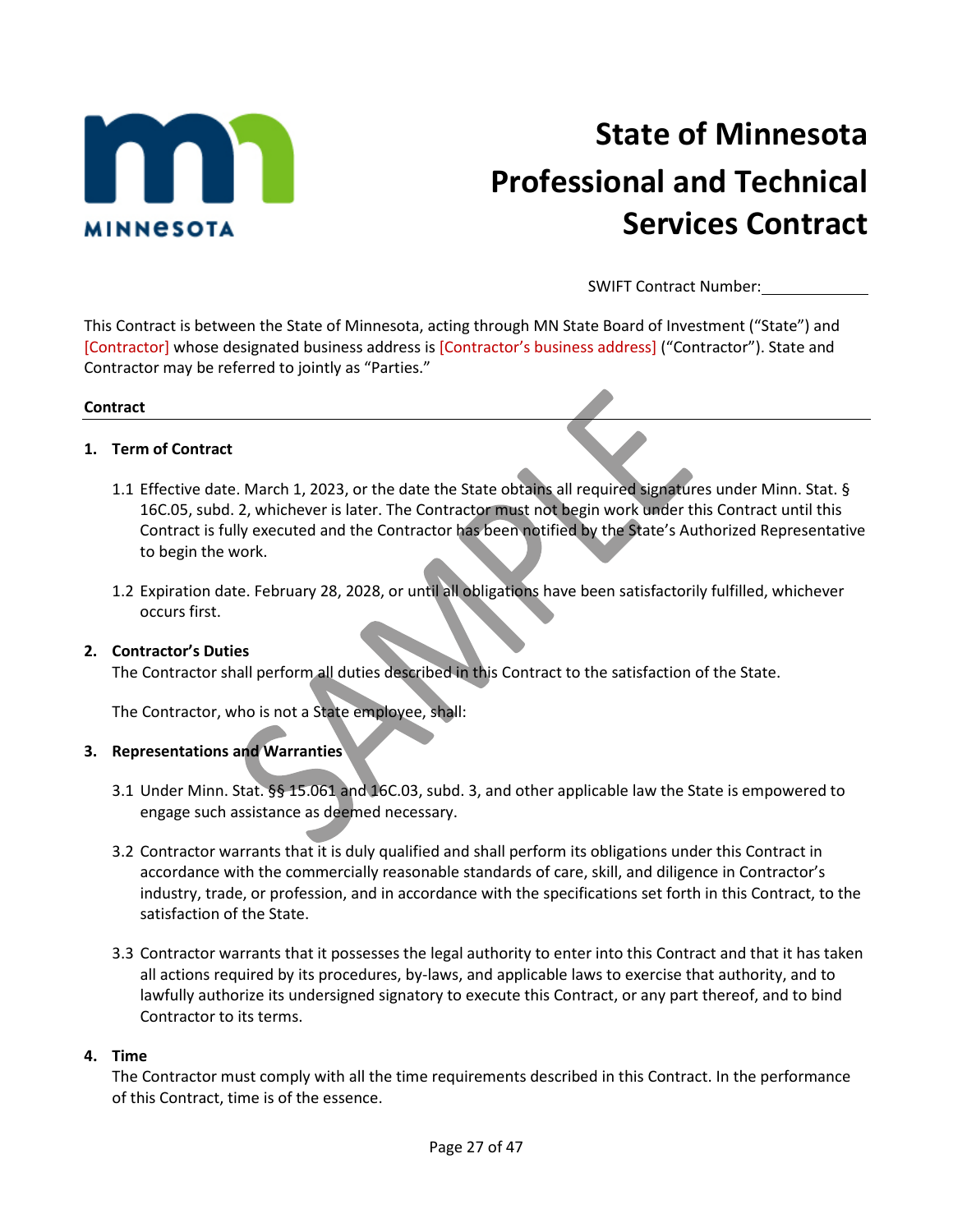# State of Minnesota Professional and Technical Services Contract

SWIFT Contract Number: ____________

This Contract is between the State of Minnesota, acting through MN State Board of Investment ("State") and [Contractor] whose designated business address is [Contractor's business address] ("Contractor"). State and Contractor may be referred to jointly as "Parties."

**Contract**

## 1. Term of Contract

1.1 Effective date. March 1, 2023, or the date the State obtains all required signatures under Minn. Stat. § 16C.05, subd. 2, whichever is later. The Contractor must not begin work under this Contract until this Contract is fully executed and the Contractor has been notified by the State's Authorized Representative to begin the work.

1.2 Expiration date. February 28, 2028, or until all obligations have been satisfactorily fulfilled, whichever occurs first.

## 2. Contractor's Duties

The Contractor shall perform all duties described in this Contract to the satisfaction of the State.

The Contractor, who is not a State employee, shall:

## 3. Representations and Warranties

3.1 Under Minn. Stat. §§ 15.061 and 16C.03, subd. 3, and other applicable law the State is empowered to engage such assistance as deemed necessary.

3.2 Contractor warrants that it is duly qualified and shall perform its obligations under this Contract in accordance with the commercially reasonable standards of care, skill, and diligence in Contractor's industry, trade, or profession, and in accordance with the specifications set forth in this Contract, to the satisfaction of the State.

3.3 Contractor warrants that it possesses the legal authority to enter into this Contract and that it has taken all actions required by its procedures, by-laws, and applicable laws to exercise that authority, and to lawfully authorize its undersigned signatory to execute this Contract, or any part thereof, and to bind Contractor to its terms.

## 4. Time

The Contractor must comply with all the time requirements described in this Contract. In the performance of this Contract, time is of the essence.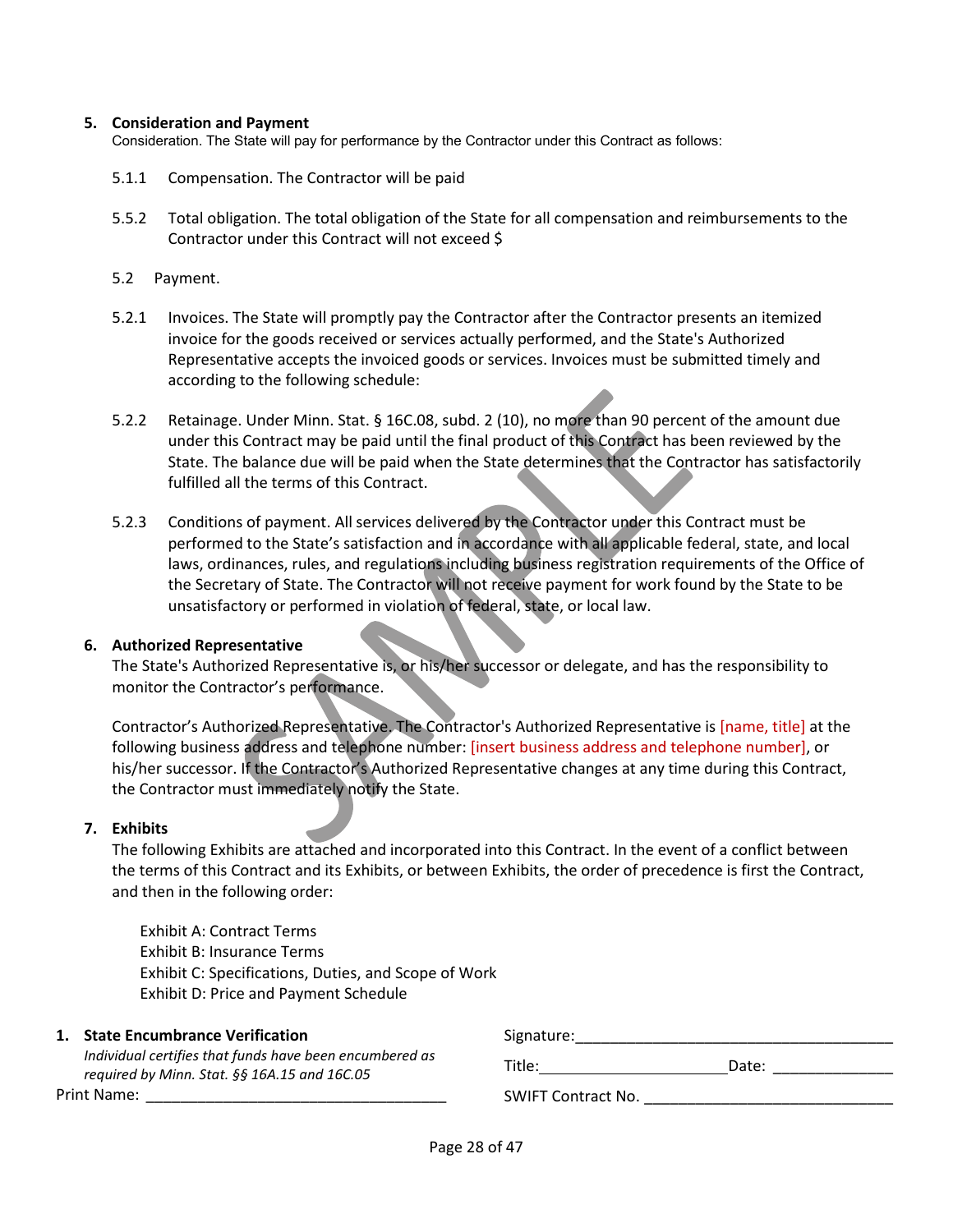5. **Consideration and Payment**

Consideration. The State will pay for performance by the Contractor under this Contract as follows:

5.1.1 Compensation. The Contractor will be paid

5.5.2 Total obligation. The total obligation of the State for all compensation and reimbursements to the Contractor under this Contract will not exceed $

5.2 Payment.

5.2.1 Invoices. The State will promptly pay the Contractor after the Contractor presents an itemized invoice for the goods received or services actually performed, and the State's Authorized Representative accepts the invoiced goods or services. Invoices must be submitted timely and according to the following schedule:

5.2.2 Retainage. Under Minn. Stat. § 16C.08, subd. 2 (10), no more than 90 percent of the amount due under this Contract may be paid until the final product of this Contract has been reviewed by the State. The balance due will be paid when the State determines that the Contractor has satisfactorily fulfilled all the terms of this Contract.

5.2.3 Conditions of payment. All services delivered by the Contractor under this Contract must be performed to the State's satisfaction and in accordance with all applicable federal, state, and local laws, ordinances, rules, and regulations including business registration requirements of the Office of the Secretary of State. The Contractor will not receive payment for work found by the State to be unsatisfactory or performed in violation of federal, state, or local law.

6. **Authorized Representative**

The State's Authorized Representative is, or his/her successor or delegate, and has the responsibility to monitor the Contractor's performance.

Contractor's Authorized Representative. The Contractor's Authorized Representative is [name, title] at the following business address and telephone number: [insert business address and telephone number], or his/her successor. If the Contractor's Authorized Representative changes at any time during this Contract, the Contractor must immediately notify the State.

7. **Exhibits**

The following Exhibits are attached and incorporated into this Contract. In the event of a conflict between the terms of this Contract and its Exhibits, or between Exhibits, the order of precedence is first the Contract, and then in the following order:

Exhibit A: Contract Terms
Exhibit B: Insurance Terms
Exhibit C: Specifications, Duties, and Scope of Work
Exhibit D: Price and Payment Schedule

1. **State Encumbrance Verification**

*Individual certifies that funds have been encumbered as required by Minn. Stat. §§ 16A.15 and 16C.05*

Print Name: ___________________________________

Signature:_____________________________________

Title:______________________ Date: ______________

SWIFT Contract No. ____________________________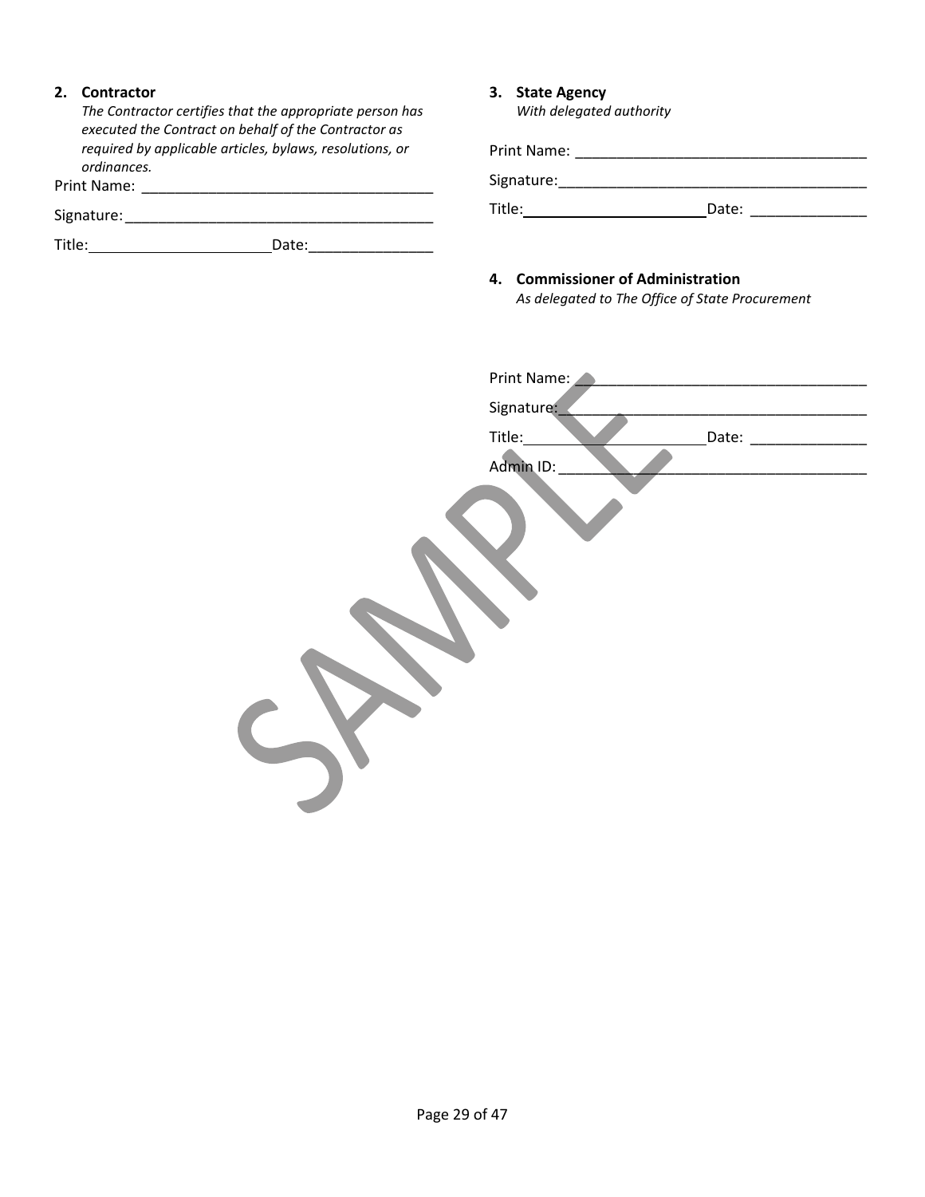2. **Contractor**

   *The Contractor certifies that the appropriate person has executed the Contract on behalf of the Contractor as required by applicable articles, bylaws, resolutions, or ordinances.*

Print Name: ____________________________________

Signature: ______________________________________

Title: ______________________ Date: _______________

3. **State Agency**

   *With delegated authority*

Print Name: ____________________________________

Signature: ______________________________________

Title: ______________________ Date: ______________

4. **Commissioner of Administration**

   *As delegated to The Office of State Procurement*

Print Name: ____________________________________

Signature: ______________________________________

Title: ______________________ Date: ______________

Admin ID: ______________________________________

SAMPLE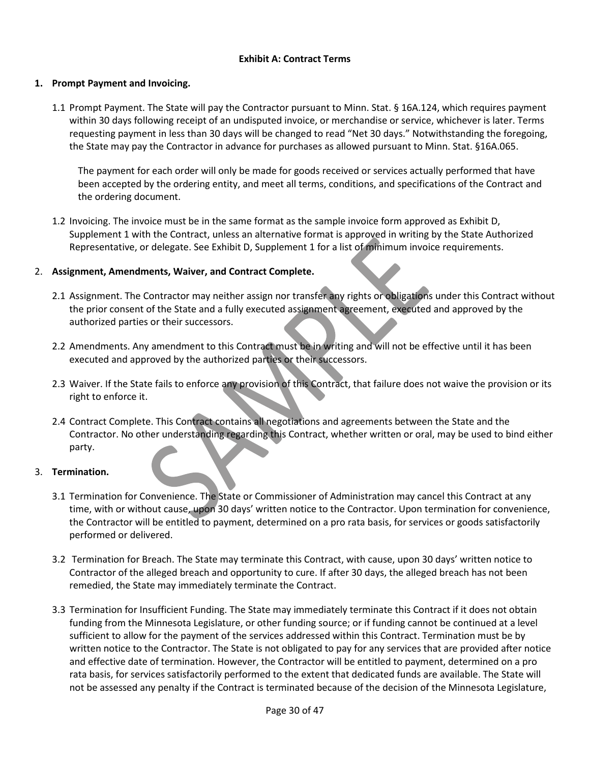**Exhibit A: Contract Terms**

1. **Prompt Payment and Invoicing.**

   1.1 Prompt Payment. The State will pay the Contractor pursuant to Minn. Stat. § 16A.124, which requires payment within 30 days following receipt of an undisputed invoice, or merchandise or service, whichever is later. Terms requesting payment in less than 30 days will be changed to read "Net 30 days." Notwithstanding the foregoing, the State may pay the Contractor in advance for purchases as allowed pursuant to Minn. Stat. §16A.065.

   The payment for each order will only be made for goods received or services actually performed that have been accepted by the ordering entity, and meet all terms, conditions, and specifications of the Contract and the ordering document.

   1.2 Invoicing. The invoice must be in the same format as the sample invoice form approved as Exhibit D, Supplement 1 with the Contract, unless an alternative format is approved in writing by the State Authorized Representative, or delegate. See Exhibit D, Supplement 1 for a list of minimum invoice requirements.

2. **Assignment, Amendments, Waiver, and Contract Complete.**

   2.1 Assignment. The Contractor may neither assign nor transfer any rights or obligations under this Contract without the prior consent of the State and a fully executed assignment agreement, executed and approved by the authorized parties or their successors.

   2.2 Amendments. Any amendment to this Contract must be in writing and will not be effective until it has been executed and approved by the authorized parties or their successors.

   2.3 Waiver. If the State fails to enforce any provision of this Contract, that failure does not waive the provision or its right to enforce it.

   2.4 Contract Complete. This Contract contains all negotiations and agreements between the State and the Contractor. No other understanding regarding this Contract, whether written or oral, may be used to bind either party.

3. **Termination.**

   3.1 Termination for Convenience. The State or Commissioner of Administration may cancel this Contract at any time, with or without cause, upon 30 days' written notice to the Contractor. Upon termination for convenience, the Contractor will be entitled to payment, determined on a pro rata basis, for services or goods satisfactorily performed or delivered.

   3.2 Termination for Breach. The State may terminate this Contract, with cause, upon 30 days' written notice to Contractor of the alleged breach and opportunity to cure. If after 30 days, the alleged breach has not been remedied, the State may immediately terminate the Contract.

   3.3 Termination for Insufficient Funding. The State may immediately terminate this Contract if it does not obtain funding from the Minnesota Legislature, or other funding source; or if funding cannot be continued at a level sufficient to allow for the payment of the services addressed within this Contract. Termination must be by written notice to the Contractor. The State is not obligated to pay for any services that are provided after notice and effective date of termination. However, the Contractor will be entitled to payment, determined on a pro rata basis, for services satisfactorily performed to the extent that dedicated funds are available. The State will not be assessed any penalty if the Contract is terminated because of the decision of the Minnesota Legislature,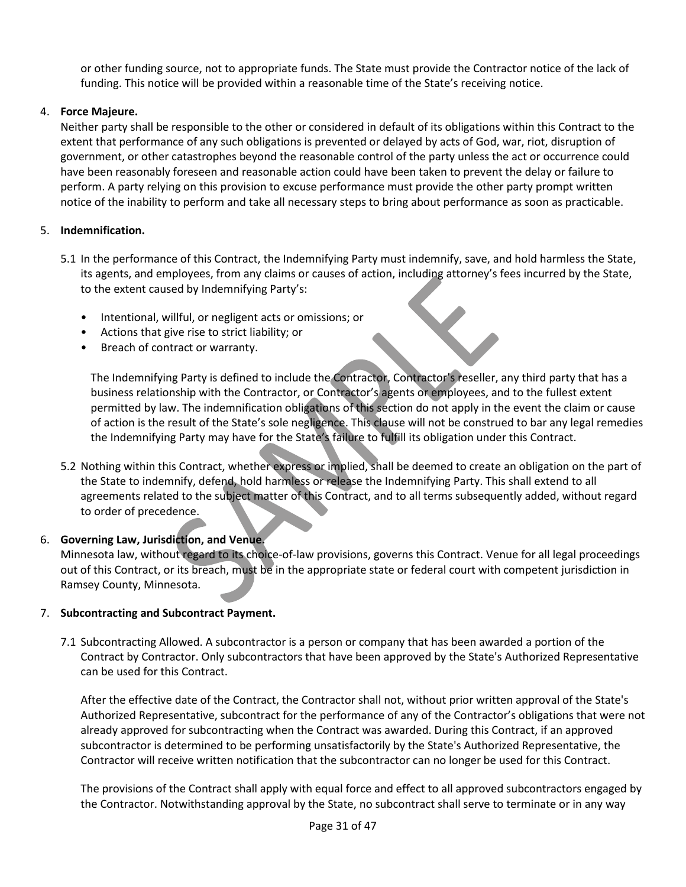or other funding source, not to appropriate funds. The State must provide the Contractor notice of the lack of funding. This notice will be provided within a reasonable time of the State's receiving notice.

4. **Force Majeure.**
Neither party shall be responsible to the other or considered in default of its obligations within this Contract to the extent that performance of any such obligations is prevented or delayed by acts of God, war, riot, disruption of government, or other catastrophes beyond the reasonable control of the party unless the act or occurrence could have been reasonably foreseen and reasonable action could have been taken to prevent the delay or failure to perform. A party relying on this provision to excuse performance must provide the other party prompt written notice of the inability to perform and take all necessary steps to bring about performance as soon as practicable.

5. **Indemnification.**

5.1 In the performance of this Contract, the Indemnifying Party must indemnify, save, and hold harmless the State, its agents, and employees, from any claims or causes of action, including attorney's fees incurred by the State, to the extent caused by Indemnifying Party's:

- Intentional, willful, or negligent acts or omissions; or
- Actions that give rise to strict liability; or
- Breach of contract or warranty.

The Indemnifying Party is defined to include the Contractor, Contractor's reseller, any third party that has a business relationship with the Contractor, or Contractor's agents or employees, and to the fullest extent permitted by law. The indemnification obligations of this section do not apply in the event the claim or cause of action is the result of the State's sole negligence. This clause will not be construed to bar any legal remedies the Indemnifying Party may have for the State's failure to fulfill its obligation under this Contract.

5.2 Nothing within this Contract, whether express or implied, shall be deemed to create an obligation on the part of the State to indemnify, defend, hold harmless or release the Indemnifying Party. This shall extend to all agreements related to the subject matter of this Contract, and to all terms subsequently added, without regard to order of precedence.

6. **Governing Law, Jurisdiction, and Venue.**
Minnesota law, without regard to its choice-of-law provisions, governs this Contract. Venue for all legal proceedings out of this Contract, or its breach, must be in the appropriate state or federal court with competent jurisdiction in Ramsey County, Minnesota.

7. **Subcontracting and Subcontract Payment.**

7.1 Subcontracting Allowed. A subcontractor is a person or company that has been awarded a portion of the Contract by Contractor. Only subcontractors that have been approved by the State's Authorized Representative can be used for this Contract.

After the effective date of the Contract, the Contractor shall not, without prior written approval of the State's Authorized Representative, subcontract for the performance of any of the Contractor's obligations that were not already approved for subcontracting when the Contract was awarded. During this Contract, if an approved subcontractor is determined to be performing unsatisfactorily by the State's Authorized Representative, the Contractor will receive written notification that the subcontractor can no longer be used for this Contract.

The provisions of the Contract shall apply with equal force and effect to all approved subcontractors engaged by the Contractor. Notwithstanding approval by the State, no subcontract shall serve to terminate or in any way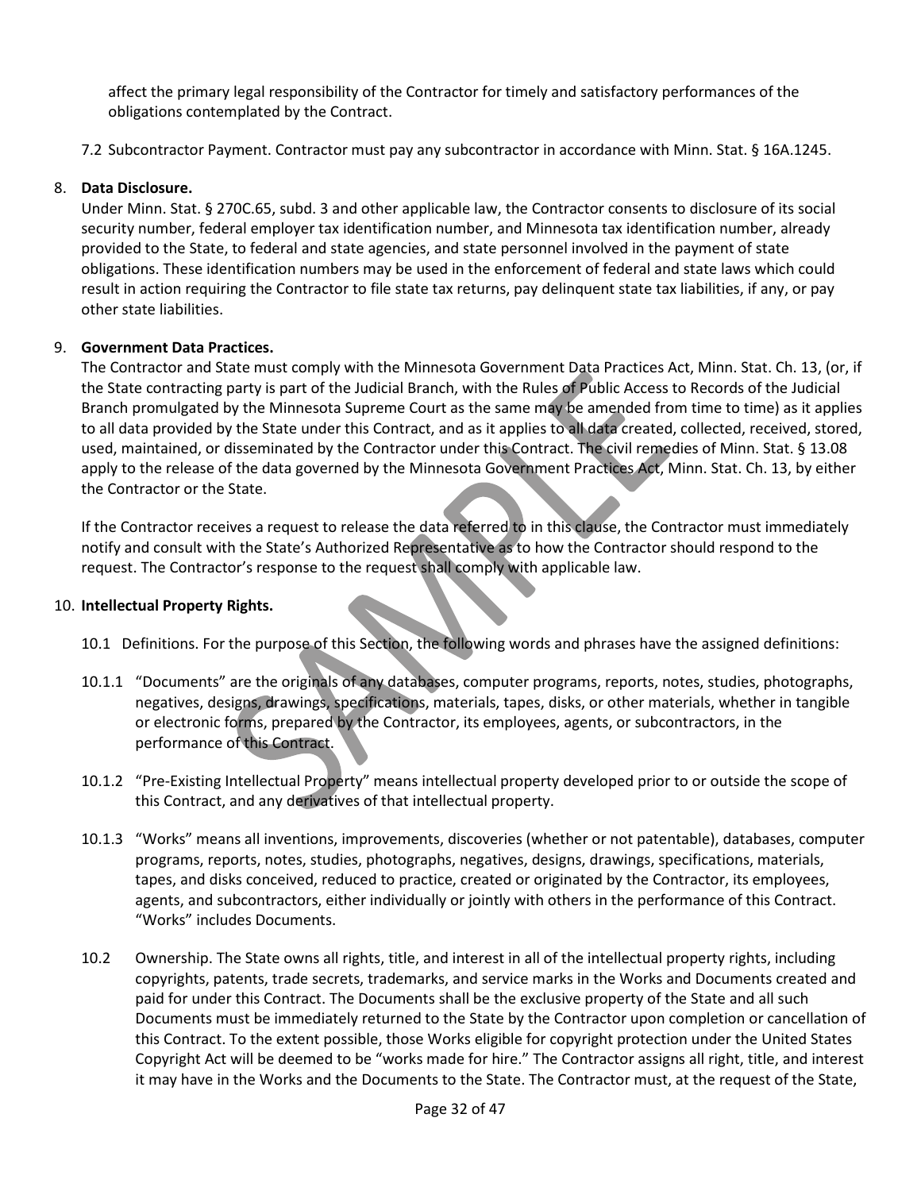affect the primary legal responsibility of the Contractor for timely and satisfactory performances of the obligations contemplated by the Contract.

7.2 Subcontractor Payment. Contractor must pay any subcontractor in accordance with Minn. Stat. § 16A.1245.

8. **Data Disclosure.**
   Under Minn. Stat. § 270C.65, subd. 3 and other applicable law, the Contractor consents to disclosure of its social security number, federal employer tax identification number, and Minnesota tax identification number, already provided to the State, to federal and state agencies, and state personnel involved in the payment of state obligations. These identification numbers may be used in the enforcement of federal and state laws which could result in action requiring the Contractor to file state tax returns, pay delinquent state tax liabilities, if any, or pay other state liabilities.

9. **Government Data Practices.**
   The Contractor and State must comply with the Minnesota Government Data Practices Act, Minn. Stat. Ch. 13, (or, if the State contracting party is part of the Judicial Branch, with the Rules of Public Access to Records of the Judicial Branch promulgated by the Minnesota Supreme Court as the same may be amended from time to time) as it applies to all data provided by the State under this Contract, and as it applies to all data created, collected, received, stored, used, maintained, or disseminated by the Contractor under this Contract. The civil remedies of Minn. Stat. § 13.08 apply to the release of the data governed by the Minnesota Government Practices Act, Minn. Stat. Ch. 13, by either the Contractor or the State.

   If the Contractor receives a request to release the data referred to in this clause, the Contractor must immediately notify and consult with the State's Authorized Representative as to how the Contractor should respond to the request. The Contractor's response to the request shall comply with applicable law.

10. **Intellectual Property Rights.**

10.1 Definitions. For the purpose of this Section, the following words and phrases have the assigned definitions:

10.1.1 "Documents" are the originals of any databases, computer programs, reports, notes, studies, photographs, negatives, designs, drawings, specifications, materials, tapes, disks, or other materials, whether in tangible or electronic forms, prepared by the Contractor, its employees, agents, or subcontractors, in the performance of this Contract.

10.1.2 "Pre-Existing Intellectual Property" means intellectual property developed prior to or outside the scope of this Contract, and any derivatives of that intellectual property.

10.1.3 "Works" means all inventions, improvements, discoveries (whether or not patentable), databases, computer programs, reports, notes, studies, photographs, negatives, designs, drawings, specifications, materials, tapes, and disks conceived, reduced to practice, created or originated by the Contractor, its employees, agents, and subcontractors, either individually or jointly with others in the performance of this Contract. "Works" includes Documents.

10.2 Ownership. The State owns all rights, title, and interest in all of the intellectual property rights, including copyrights, patents, trade secrets, trademarks, and service marks in the Works and Documents created and paid for under this Contract. The Documents shall be the exclusive property of the State and all such Documents must be immediately returned to the State by the Contractor upon completion or cancellation of this Contract. To the extent possible, those Works eligible for copyright protection under the United States Copyright Act will be deemed to be "works made for hire." The Contractor assigns all right, title, and interest it may have in the Works and the Documents to the State. The Contractor must, at the request of the State,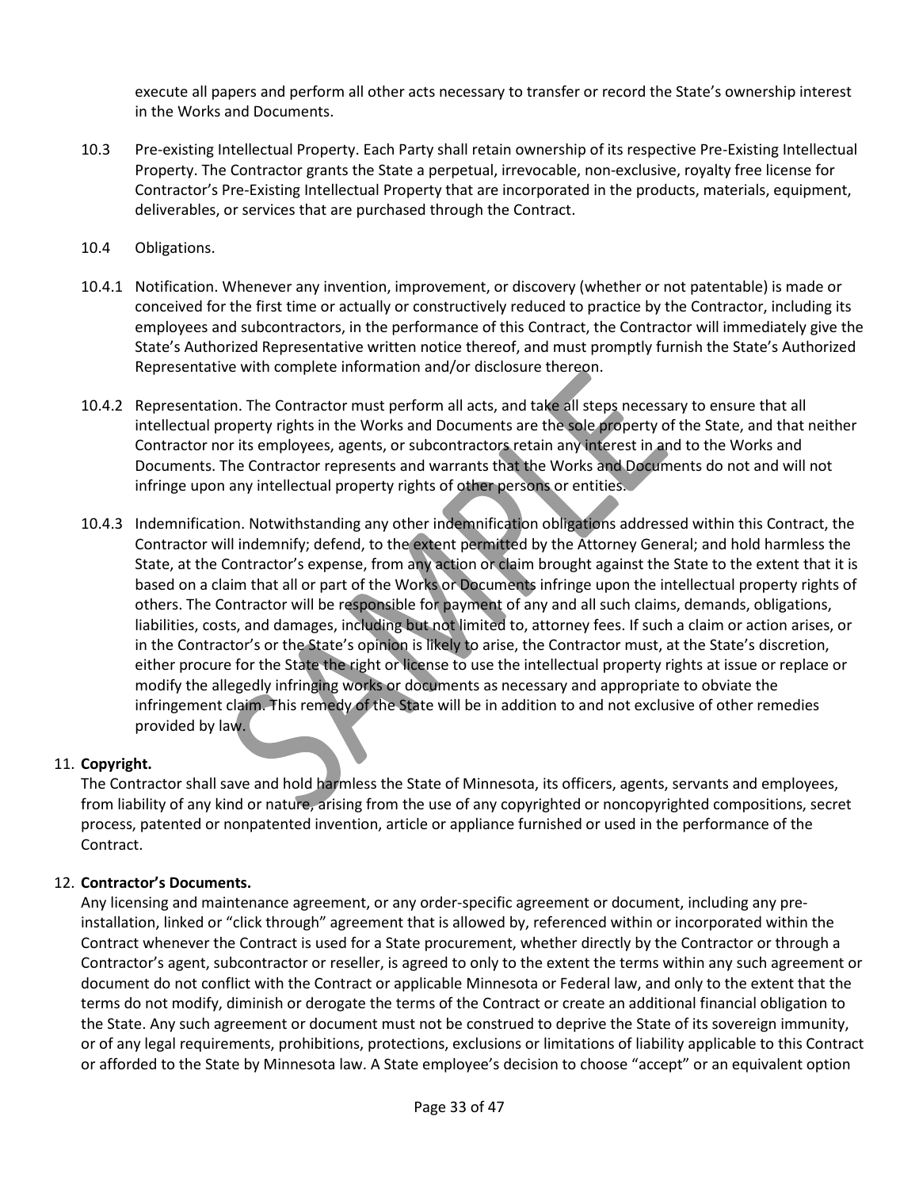execute all papers and perform all other acts necessary to transfer or record the State's ownership interest in the Works and Documents.

10.3 Pre-existing Intellectual Property. Each Party shall retain ownership of its respective Pre-Existing Intellectual Property. The Contractor grants the State a perpetual, irrevocable, non-exclusive, royalty free license for Contractor's Pre-Existing Intellectual Property that are incorporated in the products, materials, equipment, deliverables, or services that are purchased through the Contract.

10.4 Obligations.

10.4.1 Notification. Whenever any invention, improvement, or discovery (whether or not patentable) is made or conceived for the first time or actually or constructively reduced to practice by the Contractor, including its employees and subcontractors, in the performance of this Contract, the Contractor will immediately give the State's Authorized Representative written notice thereof, and must promptly furnish the State's Authorized Representative with complete information and/or disclosure thereon.

10.4.2 Representation. The Contractor must perform all acts, and take all steps necessary to ensure that all intellectual property rights in the Works and Documents are the sole property of the State, and that neither Contractor nor its employees, agents, or subcontractors retain any interest in and to the Works and Documents. The Contractor represents and warrants that the Works and Documents do not and will not infringe upon any intellectual property rights of other persons or entities.

10.4.3 Indemnification. Notwithstanding any other indemnification obligations addressed within this Contract, the Contractor will indemnify; defend, to the extent permitted by the Attorney General; and hold harmless the State, at the Contractor's expense, from any action or claim brought against the State to the extent that it is based on a claim that all or part of the Works or Documents infringe upon the intellectual property rights of others. The Contractor will be responsible for payment of any and all such claims, demands, obligations, liabilities, costs, and damages, including but not limited to, attorney fees. If such a claim or action arises, or in the Contractor's or the State's opinion is likely to arise, the Contractor must, at the State's discretion, either procure for the State the right or license to use the intellectual property rights at issue or replace or modify the allegedly infringing works or documents as necessary and appropriate to obviate the infringement claim. This remedy of the State will be in addition to and not exclusive of other remedies provided by law.

11. **Copyright.**
The Contractor shall save and hold harmless the State of Minnesota, its officers, agents, servants and employees, from liability of any kind or nature, arising from the use of any copyrighted or noncopyrighted compositions, secret process, patented or nonpatented invention, article or appliance furnished or used in the performance of the Contract.

12. **Contractor's Documents.**
Any licensing and maintenance agreement, or any order-specific agreement or document, including any pre-installation, linked or "click through" agreement that is allowed by, referenced within or incorporated within the Contract whenever the Contract is used for a State procurement, whether directly by the Contractor or through a Contractor's agent, subcontractor or reseller, is agreed to only to the extent the terms within any such agreement or document do not conflict with the Contract or applicable Minnesota or Federal law, and only to the extent that the terms do not modify, diminish or derogate the terms of the Contract or create an additional financial obligation to the State. Any such agreement or document must not be construed to deprive the State of its sovereign immunity, or of any legal requirements, prohibitions, protections, exclusions or limitations of liability applicable to this Contract or afforded to the State by Minnesota law. A State employee's decision to choose "accept" or an equivalent option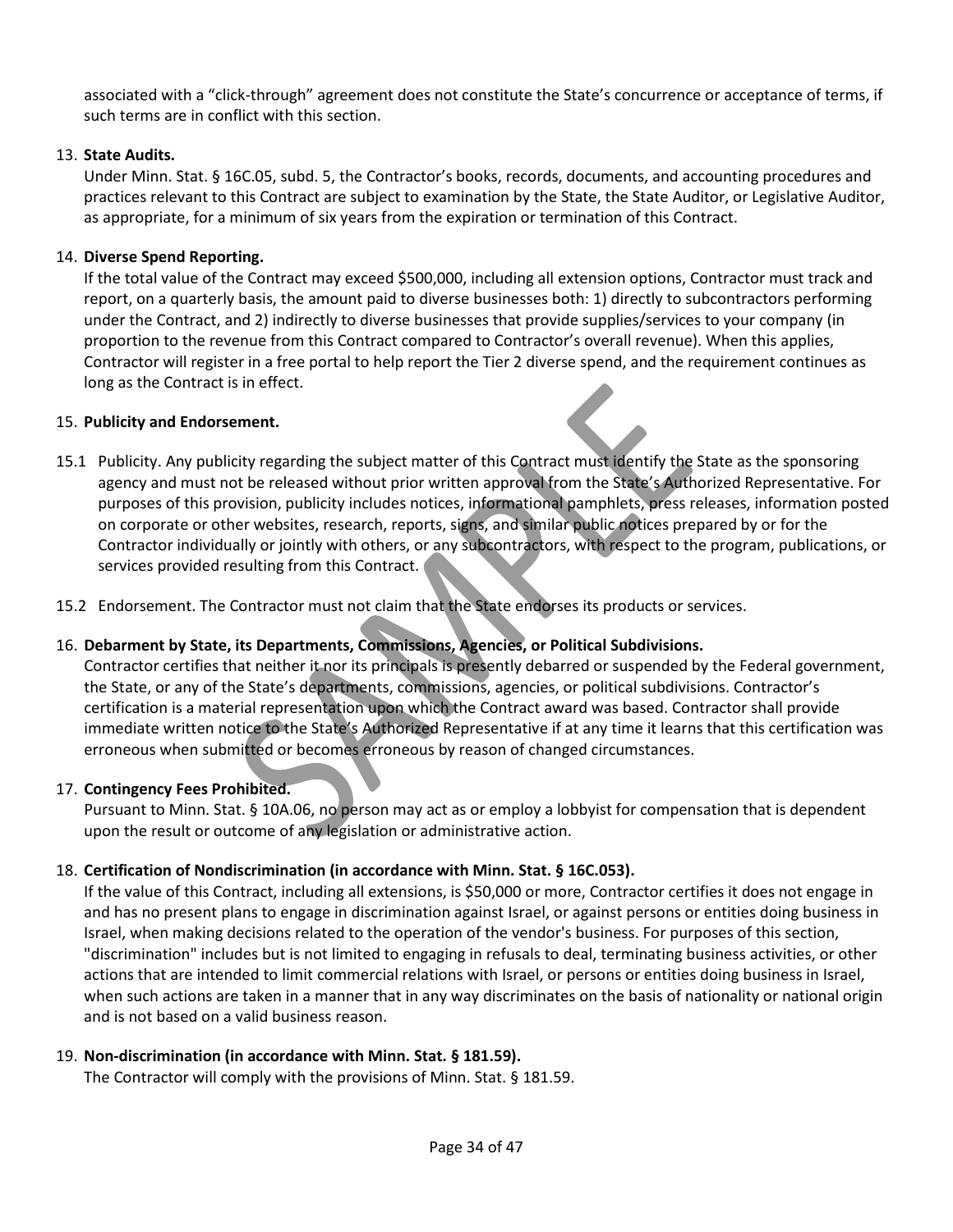associated with a "click-through" agreement does not constitute the State's concurrence or acceptance of terms, if such terms are in conflict with this section.

13. **State Audits.**
    Under Minn. Stat. § 16C.05, subd. 5, the Contractor's books, records, documents, and accounting procedures and practices relevant to this Contract are subject to examination by the State, the State Auditor, or Legislative Auditor, as appropriate, for a minimum of six years from the expiration or termination of this Contract.

14. **Diverse Spend Reporting.**
    If the total value of the Contract may exceed $500,000, including all extension options, Contractor must track and report, on a quarterly basis, the amount paid to diverse businesses both: 1) directly to subcontractors performing under the Contract, and 2) indirectly to diverse businesses that provide supplies/services to your company (in proportion to the revenue from this Contract compared to Contractor's overall revenue). When this applies, Contractor will register in a free portal to help report the Tier 2 diverse spend, and the requirement continues as long as the Contract is in effect.

15. **Publicity and Endorsement.**

15.1 Publicity. Any publicity regarding the subject matter of this Contract must identify the State as the sponsoring agency and must not be released without prior written approval from the State's Authorized Representative. For purposes of this provision, publicity includes notices, informational pamphlets, press releases, information posted on corporate or other websites, research, reports, signs, and similar public notices prepared by or for the Contractor individually or jointly with others, or any subcontractors, with respect to the program, publications, or services provided resulting from this Contract.

15.2 Endorsement. The Contractor must not claim that the State endorses its products or services.

16. **Debarment by State, its Departments, Commissions, Agencies, or Political Subdivisions.**
    Contractor certifies that neither it nor its principals is presently debarred or suspended by the Federal government, the State, or any of the State's departments, commissions, agencies, or political subdivisions. Contractor's certification is a material representation upon which the Contract award was based. Contractor shall provide immediate written notice to the State's Authorized Representative if at any time it learns that this certification was erroneous when submitted or becomes erroneous by reason of changed circumstances.

17. **Contingency Fees Prohibited.**
    Pursuant to Minn. Stat. § 10A.06, no person may act as or employ a lobbyist for compensation that is dependent upon the result or outcome of any legislation or administrative action.

18. **Certification of Nondiscrimination (in accordance with Minn. Stat. § 16C.053).**
    If the value of this Contract, including all extensions, is $50,000 or more, Contractor certifies it does not engage in and has no present plans to engage in discrimination against Israel, or against persons or entities doing business in Israel, when making decisions related to the operation of the vendor's business. For purposes of this section, "discrimination" includes but is not limited to engaging in refusals to deal, terminating business activities, or other actions that are intended to limit commercial relations with Israel, or persons or entities doing business in Israel, when such actions are taken in a manner that in any way discriminates on the basis of nationality or national origin and is not based on a valid business reason.

19. **Non-discrimination (in accordance with Minn. Stat. § 181.59).**
    The Contractor will comply with the provisions of Minn. Stat. § 181.59.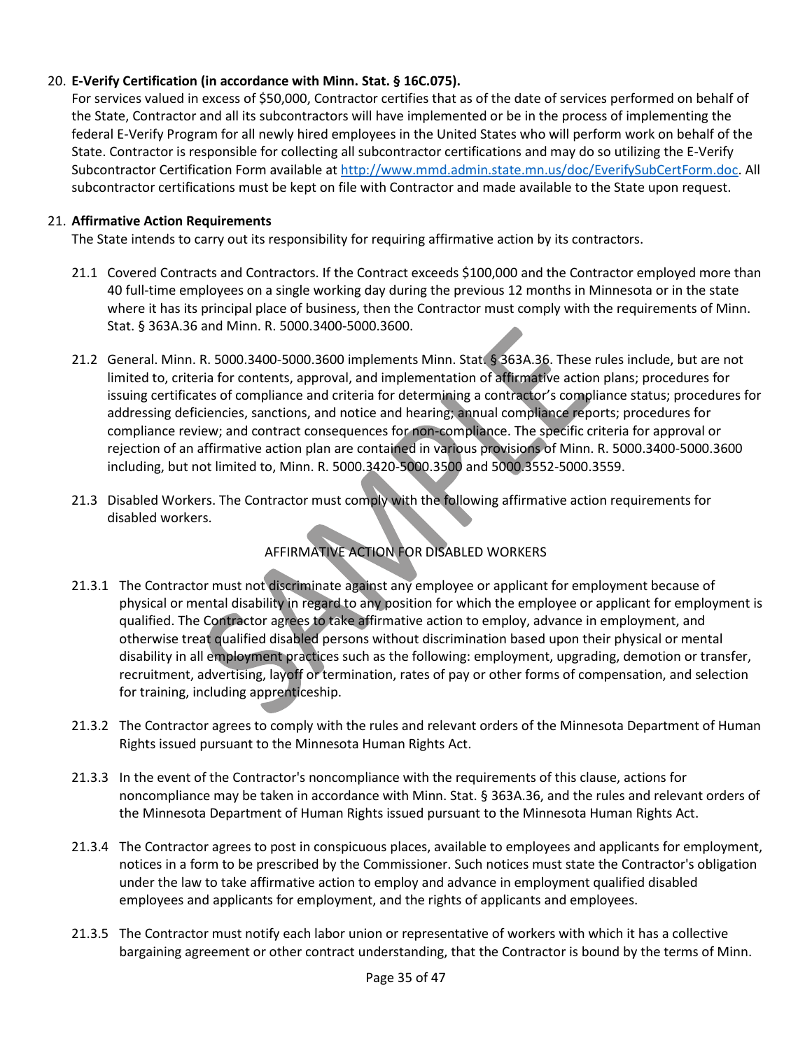20. **E-Verify Certification (in accordance with Minn. Stat. § 16C.075).**
    For services valued in excess of $50,000, Contractor certifies that as of the date of services performed on behalf of the State, Contractor and all its subcontractors will have implemented or be in the process of implementing the federal E-Verify Program for all newly hired employees in the United States who will perform work on behalf of the State. Contractor is responsible for collecting all subcontractor certifications and may do so utilizing the E-Verify Subcontractor Certification Form available at http://www.mmd.admin.state.mn.us/doc/EverifySubCertForm.doc. All subcontractor certifications must be kept on file with Contractor and made available to the State upon request.

21. **Affirmative Action Requirements**
    The State intends to carry out its responsibility for requiring affirmative action by its contractors.

21.1 Covered Contracts and Contractors. If the Contract exceeds $100,000 and the Contractor employed more than 40 full-time employees on a single working day during the previous 12 months in Minnesota or in the state where it has its principal place of business, then the Contractor must comply with the requirements of Minn. Stat. § 363A.36 and Minn. R. 5000.3400-5000.3600.

21.2 General. Minn. R. 5000.3400-5000.3600 implements Minn. Stat. § 363A.36. These rules include, but are not limited to, criteria for contents, approval, and implementation of affirmative action plans; procedures for issuing certificates of compliance and criteria for determining a contractor's compliance status; procedures for addressing deficiencies, sanctions, and notice and hearing; annual compliance reports; procedures for compliance review; and contract consequences for non-compliance. The specific criteria for approval or rejection of an affirmative action plan are contained in various provisions of Minn. R. 5000.3400-5000.3600 including, but not limited to, Minn. R. 5000.3420-5000.3500 and 5000.3552-5000.3559.

21.3 Disabled Workers. The Contractor must comply with the following affirmative action requirements for disabled workers.

AFFIRMATIVE ACTION FOR DISABLED WORKERS

21.3.1 The Contractor must not discriminate against any employee or applicant for employment because of physical or mental disability in regard to any position for which the employee or applicant for employment is qualified. The Contractor agrees to take affirmative action to employ, advance in employment, and otherwise treat qualified disabled persons without discrimination based upon their physical or mental disability in all employment practices such as the following: employment, upgrading, demotion or transfer, recruitment, advertising, layoff or termination, rates of pay or other forms of compensation, and selection for training, including apprenticeship.

21.3.2 The Contractor agrees to comply with the rules and relevant orders of the Minnesota Department of Human Rights issued pursuant to the Minnesota Human Rights Act.

21.3.3 In the event of the Contractor's noncompliance with the requirements of this clause, actions for noncompliance may be taken in accordance with Minn. Stat. § 363A.36, and the rules and relevant orders of the Minnesota Department of Human Rights issued pursuant to the Minnesota Human Rights Act.

21.3.4 The Contractor agrees to post in conspicuous places, available to employees and applicants for employment, notices in a form to be prescribed by the Commissioner. Such notices must state the Contractor's obligation under the law to take affirmative action to employ and advance in employment qualified disabled employees and applicants for employment, and the rights of applicants and employees.

21.3.5 The Contractor must notify each labor union or representative of workers with which it has a collective bargaining agreement or other contract understanding, that the Contractor is bound by the terms of Minn.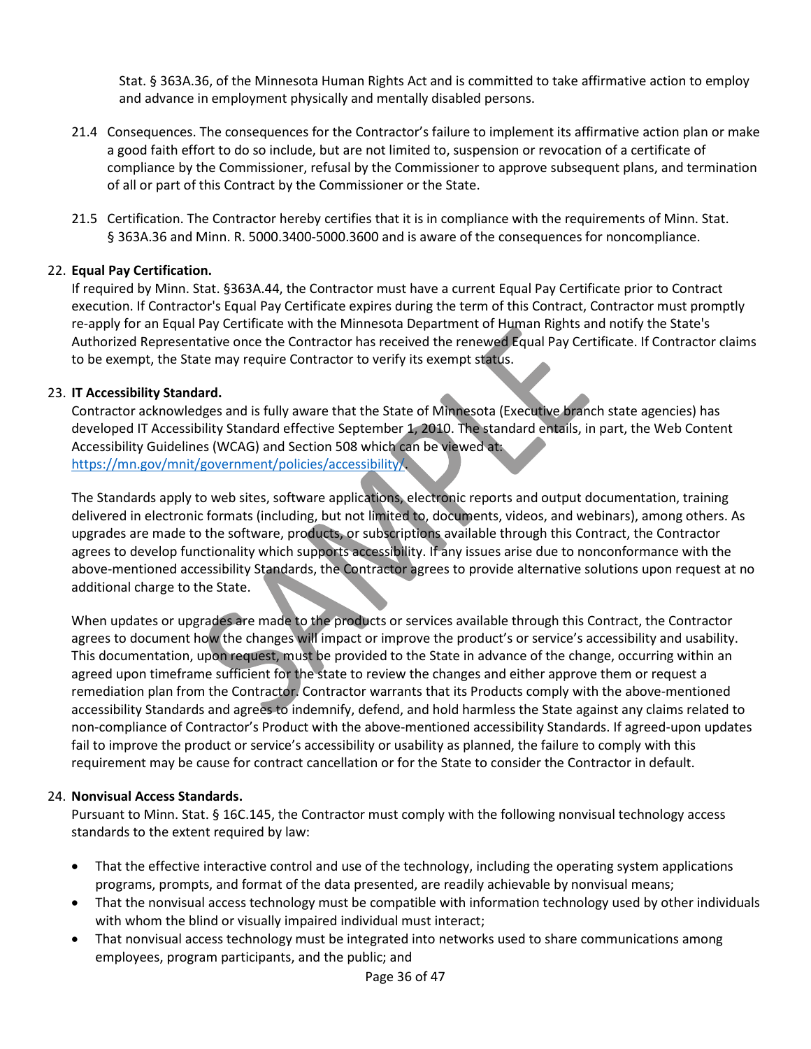Stat. § 363A.36, of the Minnesota Human Rights Act and is committed to take affirmative action to employ and advance in employment physically and mentally disabled persons.

21.4 Consequences. The consequences for the Contractor's failure to implement its affirmative action plan or make a good faith effort to do so include, but are not limited to, suspension or revocation of a certificate of compliance by the Commissioner, refusal by the Commissioner to approve subsequent plans, and termination of all or part of this Contract by the Commissioner or the State.

21.5 Certification. The Contractor hereby certifies that it is in compliance with the requirements of Minn. Stat. § 363A.36 and Minn. R. 5000.3400-5000.3600 and is aware of the consequences for noncompliance.

22. **Equal Pay Certification.**

If required by Minn. Stat. §363A.44, the Contractor must have a current Equal Pay Certificate prior to Contract execution. If Contractor's Equal Pay Certificate expires during the term of this Contract, Contractor must promptly re-apply for an Equal Pay Certificate with the Minnesota Department of Human Rights and notify the State's Authorized Representative once the Contractor has received the renewed Equal Pay Certificate. If Contractor claims to be exempt, the State may require Contractor to verify its exempt status.

23. **IT Accessibility Standard.**

Contractor acknowledges and is fully aware that the State of Minnesota (Executive branch state agencies) has developed IT Accessibility Standard effective September 1, 2010. The standard entails, in part, the Web Content Accessibility Guidelines (WCAG) and Section 508 which can be viewed at: https://mn.gov/mnit/government/policies/accessibility/.

The Standards apply to web sites, software applications, electronic reports and output documentation, training delivered in electronic formats (including, but not limited to, documents, videos, and webinars), among others. As upgrades are made to the software, products, or subscriptions available through this Contract, the Contractor agrees to develop functionality which supports accessibility. If any issues arise due to nonconformance with the above-mentioned accessibility Standards, the Contractor agrees to provide alternative solutions upon request at no additional charge to the State.

When updates or upgrades are made to the products or services available through this Contract, the Contractor agrees to document how the changes will impact or improve the product's or service's accessibility and usability. This documentation, upon request, must be provided to the State in advance of the change, occurring within an agreed upon timeframe sufficient for the state to review the changes and either approve them or request a remediation plan from the Contractor. Contractor warrants that its Products comply with the above-mentioned accessibility Standards and agrees to indemnify, defend, and hold harmless the State against any claims related to non-compliance of Contractor's Product with the above-mentioned accessibility Standards. If agreed-upon updates fail to improve the product or service's accessibility or usability as planned, the failure to comply with this requirement may be cause for contract cancellation or for the State to consider the Contractor in default.

24. **Nonvisual Access Standards.**

Pursuant to Minn. Stat. § 16C.145, the Contractor must comply with the following nonvisual technology access standards to the extent required by law:

- That the effective interactive control and use of the technology, including the operating system applications programs, prompts, and format of the data presented, are readily achievable by nonvisual means;
- That the nonvisual access technology must be compatible with information technology used by other individuals with whom the blind or visually impaired individual must interact;
- That nonvisual access technology must be integrated into networks used to share communications among employees, program participants, and the public; and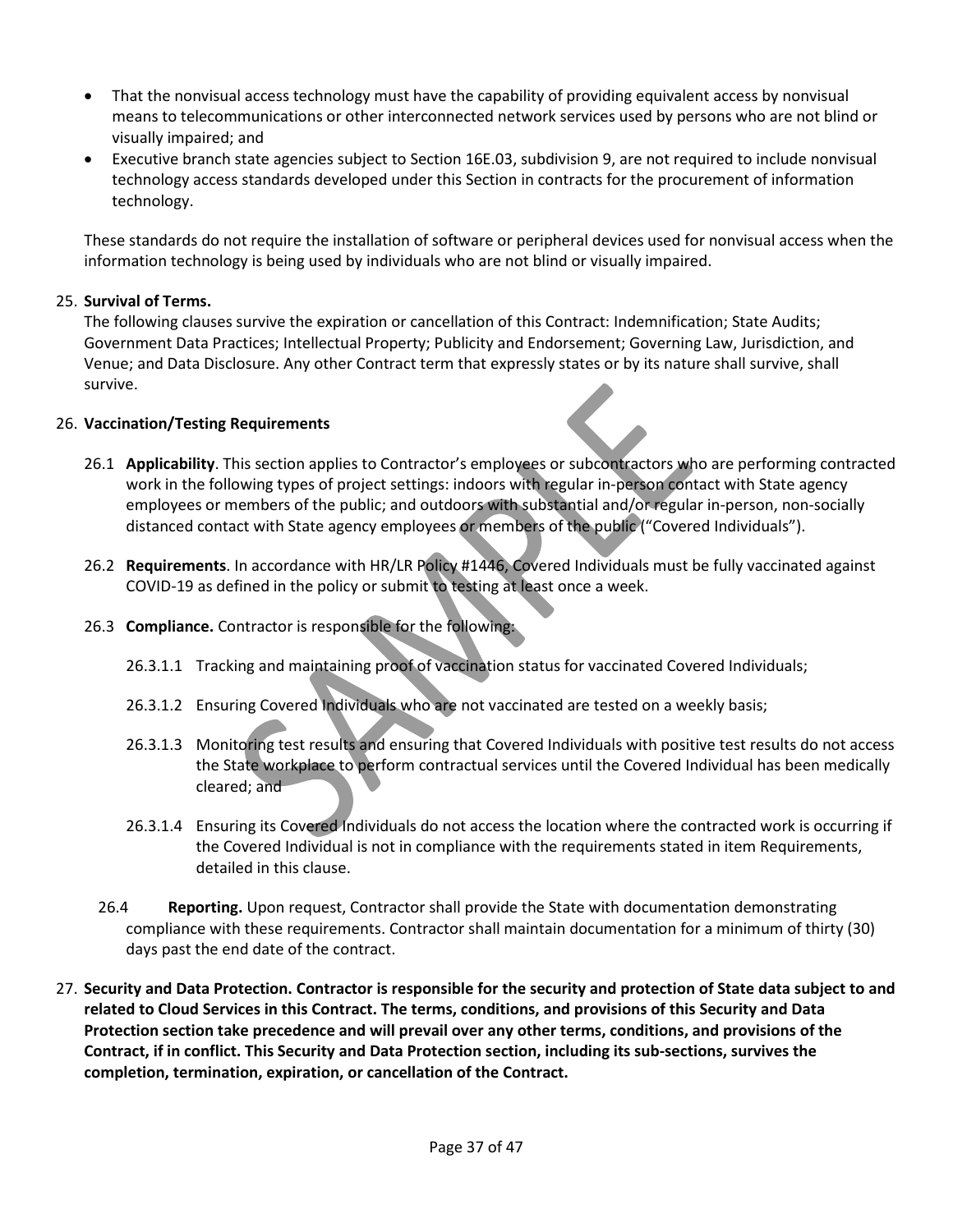- That the nonvisual access technology must have the capability of providing equivalent access by nonvisual means to telecommunications or other interconnected network services used by persons who are not blind or visually impaired; and
- Executive branch state agencies subject to Section 16E.03, subdivision 9, are not required to include nonvisual technology access standards developed under this Section in contracts for the procurement of information technology.

These standards do not require the installation of software or peripheral devices used for nonvisual access when the information technology is being used by individuals who are not blind or visually impaired.

25. **Survival of Terms.**
The following clauses survive the expiration or cancellation of this Contract: Indemnification; State Audits; Government Data Practices; Intellectual Property; Publicity and Endorsement; Governing Law, Jurisdiction, and Venue; and Data Disclosure. Any other Contract term that expressly states or by its nature shall survive, shall survive.

26. **Vaccination/Testing Requirements**

26.1 **Applicability**. This section applies to Contractor's employees or subcontractors who are performing contracted work in the following types of project settings: indoors with regular in-person contact with State agency employees or members of the public; and outdoors with substantial and/or regular in-person, non-socially distanced contact with State agency employees or members of the public ("Covered Individuals").

26.2 **Requirements**. In accordance with HR/LR Policy #1446, Covered Individuals must be fully vaccinated against COVID-19 as defined in the policy or submit to testing at least once a week.

26.3 **Compliance.** Contractor is responsible for the following:

26.3.1.1 Tracking and maintaining proof of vaccination status for vaccinated Covered Individuals;

26.3.1.2 Ensuring Covered Individuals who are not vaccinated are tested on a weekly basis;

26.3.1.3 Monitoring test results and ensuring that Covered Individuals with positive test results do not access the State workplace to perform contractual services until the Covered Individual has been medically cleared; and

26.3.1.4 Ensuring its Covered Individuals do not access the location where the contracted work is occurring if the Covered Individual is not in compliance with the requirements stated in item Requirements, detailed in this clause.

26.4 **Reporting.** Upon request, Contractor shall provide the State with documentation demonstrating compliance with these requirements. Contractor shall maintain documentation for a minimum of thirty (30) days past the end date of the contract.

27. **Security and Data Protection. Contractor is responsible for the security and protection of State data subject to and related to Cloud Services in this Contract. The terms, conditions, and provisions of this Security and Data Protection section take precedence and will prevail over any other terms, conditions, and provisions of the Contract, if in conflict. This Security and Data Protection section, including its sub-sections, survives the completion, termination, expiration, or cancellation of the Contract.**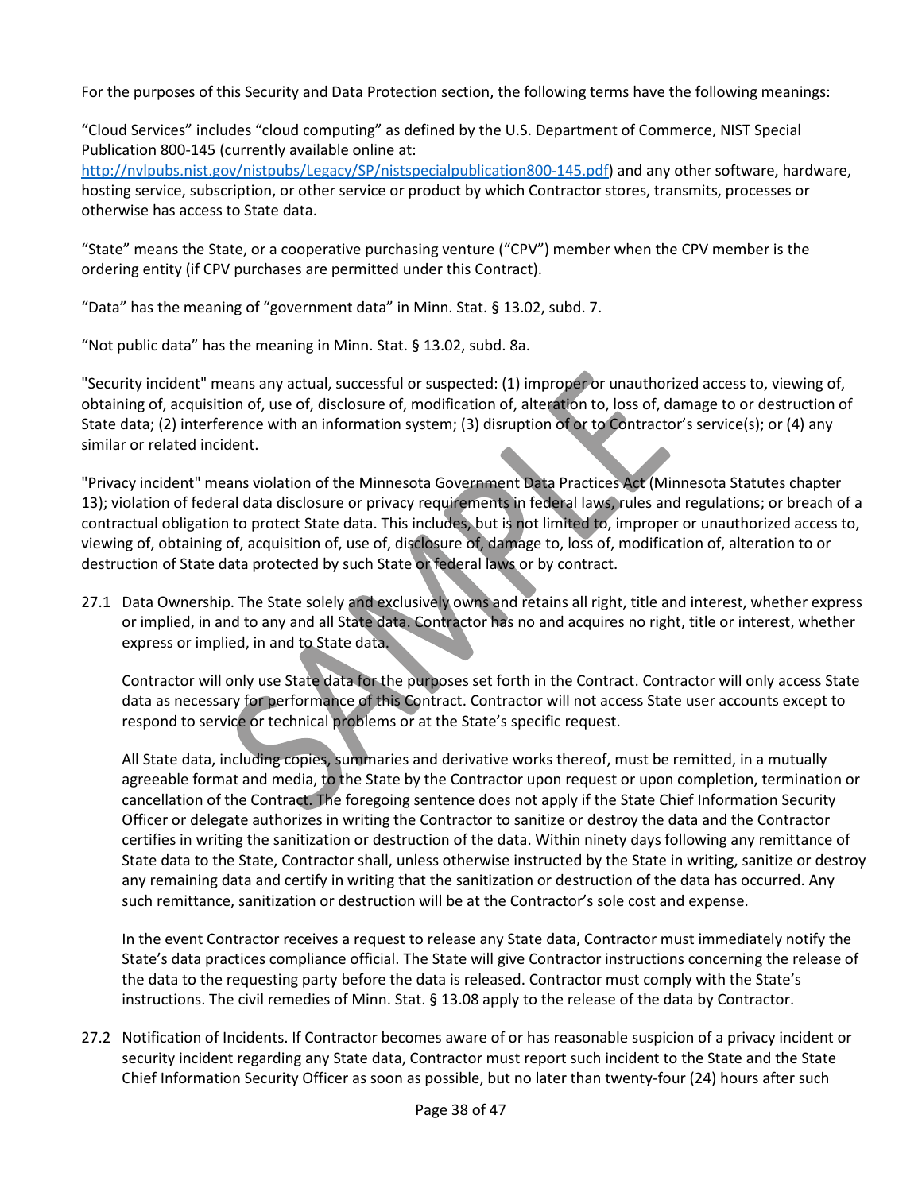For the purposes of this Security and Data Protection section, the following terms have the following meanings:

"Cloud Services" includes "cloud computing" as defined by the U.S. Department of Commerce, NIST Special Publication 800-145 (currently available online at: http://nvlpubs.nist.gov/nistpubs/Legacy/SP/nistspecialpublication800-145.pdf) and any other software, hardware, hosting service, subscription, or other service or product by which Contractor stores, transmits, processes or otherwise has access to State data.

"State" means the State, or a cooperative purchasing venture ("CPV") member when the CPV member is the ordering entity (if CPV purchases are permitted under this Contract).

"Data" has the meaning of "government data" in Minn. Stat. § 13.02, subd. 7.

"Not public data" has the meaning in Minn. Stat. § 13.02, subd. 8a.

"Security incident" means any actual, successful or suspected: (1) improper or unauthorized access to, viewing of, obtaining of, acquisition of, use of, disclosure of, modification of, alteration to, loss of, damage to or destruction of State data; (2) interference with an information system; (3) disruption of or to Contractor's service(s); or (4) any similar or related incident.

"Privacy incident" means violation of the Minnesota Government Data Practices Act (Minnesota Statutes chapter 13); violation of federal data disclosure or privacy requirements in federal laws, rules and regulations; or breach of a contractual obligation to protect State data. This includes, but is not limited to, improper or unauthorized access to, viewing of, obtaining of, acquisition of, use of, disclosure of, damage to, loss of, modification of, alteration to or destruction of State data protected by such State or federal laws or by contract.

27.1 Data Ownership. The State solely and exclusively owns and retains all right, title and interest, whether express or implied, in and to any and all State data. Contractor has no and acquires no right, title or interest, whether express or implied, in and to State data.

Contractor will only use State data for the purposes set forth in the Contract. Contractor will only access State data as necessary for performance of this Contract. Contractor will not access State user accounts except to respond to service or technical problems or at the State's specific request.

All State data, including copies, summaries and derivative works thereof, must be remitted, in a mutually agreeable format and media, to the State by the Contractor upon request or upon completion, termination or cancellation of the Contract. The foregoing sentence does not apply if the State Chief Information Security Officer or delegate authorizes in writing the Contractor to sanitize or destroy the data and the Contractor certifies in writing the sanitization or destruction of the data. Within ninety days following any remittance of State data to the State, Contractor shall, unless otherwise instructed by the State in writing, sanitize or destroy any remaining data and certify in writing that the sanitization or destruction of the data has occurred. Any such remittance, sanitization or destruction will be at the Contractor's sole cost and expense.

In the event Contractor receives a request to release any State data, Contractor must immediately notify the State's data practices compliance official. The State will give Contractor instructions concerning the release of the data to the requesting party before the data is released. Contractor must comply with the State's instructions. The civil remedies of Minn. Stat. § 13.08 apply to the release of the data by Contractor.

27.2 Notification of Incidents. If Contractor becomes aware of or has reasonable suspicion of a privacy incident or security incident regarding any State data, Contractor must report such incident to the State and the State Chief Information Security Officer as soon as possible, but no later than twenty-four (24) hours after such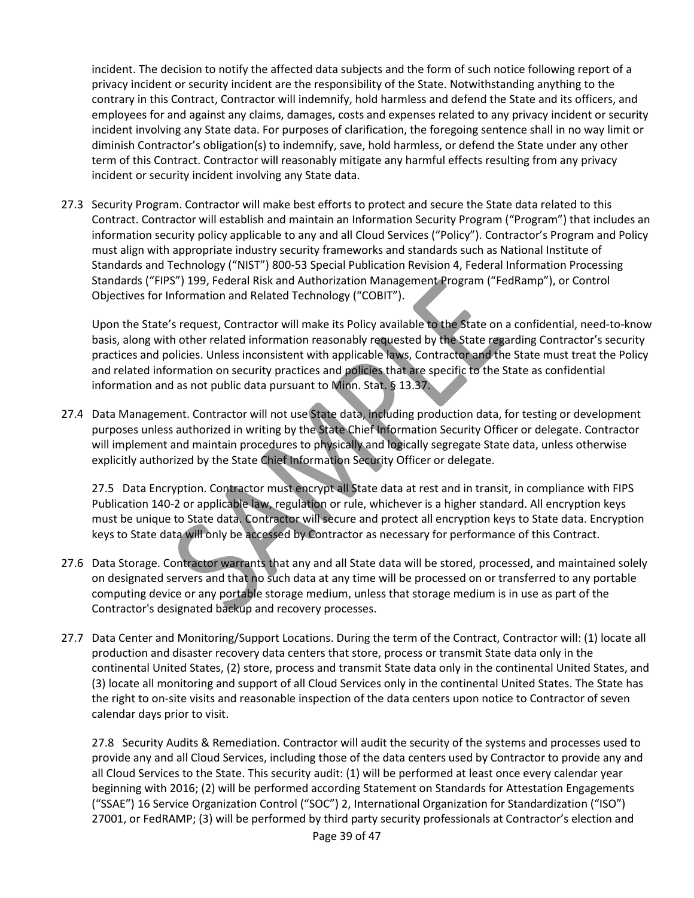incident. The decision to notify the affected data subjects and the form of such notice following report of a privacy incident or security incident are the responsibility of the State. Notwithstanding anything to the contrary in this Contract, Contractor will indemnify, hold harmless and defend the State and its officers, and employees for and against any claims, damages, costs and expenses related to any privacy incident or security incident involving any State data. For purposes of clarification, the foregoing sentence shall in no way limit or diminish Contractor's obligation(s) to indemnify, save, hold harmless, or defend the State under any other term of this Contract. Contractor will reasonably mitigate any harmful effects resulting from any privacy incident or security incident involving any State data.

27.3 Security Program. Contractor will make best efforts to protect and secure the State data related to this Contract. Contractor will establish and maintain an Information Security Program ("Program") that includes an information security policy applicable to any and all Cloud Services ("Policy"). Contractor's Program and Policy must align with appropriate industry security frameworks and standards such as National Institute of Standards and Technology ("NIST") 800-53 Special Publication Revision 4, Federal Information Processing Standards ("FIPS") 199, Federal Risk and Authorization Management Program ("FedRamp"), or Control Objectives for Information and Related Technology ("COBIT").

Upon the State's request, Contractor will make its Policy available to the State on a confidential, need-to-know basis, along with other related information reasonably requested by the State regarding Contractor's security practices and policies. Unless inconsistent with applicable laws, Contractor and the State must treat the Policy and related information on security practices and policies that are specific to the State as confidential information and as not public data pursuant to Minn. Stat. § 13.37.

27.4 Data Management. Contractor will not use State data, including production data, for testing or development purposes unless authorized in writing by the State Chief Information Security Officer or delegate. Contractor will implement and maintain procedures to physically and logically segregate State data, unless otherwise explicitly authorized by the State Chief Information Security Officer or delegate.

27.5 Data Encryption. Contractor must encrypt all State data at rest and in transit, in compliance with FIPS Publication 140-2 or applicable law, regulation or rule, whichever is a higher standard. All encryption keys must be unique to State data. Contractor will secure and protect all encryption keys to State data. Encryption keys to State data will only be accessed by Contractor as necessary for performance of this Contract.

27.6 Data Storage. Contractor warrants that any and all State data will be stored, processed, and maintained solely on designated servers and that no such data at any time will be processed on or transferred to any portable computing device or any portable storage medium, unless that storage medium is in use as part of the Contractor's designated backup and recovery processes.

27.7 Data Center and Monitoring/Support Locations. During the term of the Contract, Contractor will: (1) locate all production and disaster recovery data centers that store, process or transmit State data only in the continental United States, (2) store, process and transmit State data only in the continental United States, and (3) locate all monitoring and support of all Cloud Services only in the continental United States. The State has the right to on-site visits and reasonable inspection of the data centers upon notice to Contractor of seven calendar days prior to visit.

27.8 Security Audits & Remediation. Contractor will audit the security of the systems and processes used to provide any and all Cloud Services, including those of the data centers used by Contractor to provide any and all Cloud Services to the State. This security audit: (1) will be performed at least once every calendar year beginning with 2016; (2) will be performed according Statement on Standards for Attestation Engagements ("SSAE") 16 Service Organization Control ("SOC") 2, International Organization for Standardization ("ISO") 27001, or FedRAMP; (3) will be performed by third party security professionals at Contractor's election and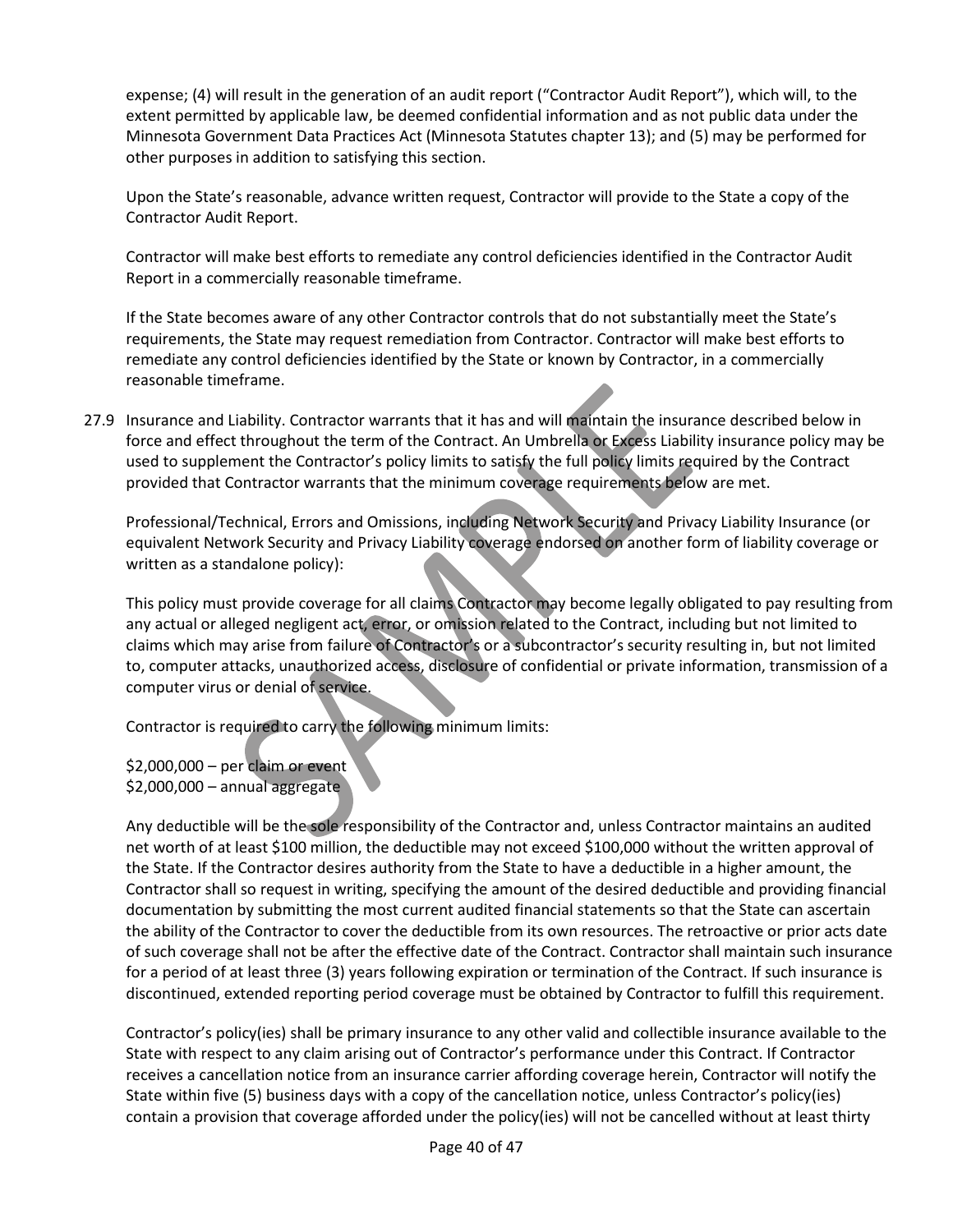expense; (4) will result in the generation of an audit report ("Contractor Audit Report"), which will, to the extent permitted by applicable law, be deemed confidential information and as not public data under the Minnesota Government Data Practices Act (Minnesota Statutes chapter 13); and (5) may be performed for other purposes in addition to satisfying this section.

Upon the State's reasonable, advance written request, Contractor will provide to the State a copy of the Contractor Audit Report.

Contractor will make best efforts to remediate any control deficiencies identified in the Contractor Audit Report in a commercially reasonable timeframe.

If the State becomes aware of any other Contractor controls that do not substantially meet the State's requirements, the State may request remediation from Contractor. Contractor will make best efforts to remediate any control deficiencies identified by the State or known by Contractor, in a commercially reasonable timeframe.

27.9 Insurance and Liability. Contractor warrants that it has and will maintain the insurance described below in force and effect throughout the term of the Contract. An Umbrella or Excess Liability insurance policy may be used to supplement the Contractor's policy limits to satisfy the full policy limits required by the Contract provided that Contractor warrants that the minimum coverage requirements below are met.

Professional/Technical, Errors and Omissions, including Network Security and Privacy Liability Insurance (or equivalent Network Security and Privacy Liability coverage endorsed on another form of liability coverage or written as a standalone policy):

This policy must provide coverage for all claims Contractor may become legally obligated to pay resulting from any actual or alleged negligent act, error, or omission related to the Contract, including but not limited to claims which may arise from failure of Contractor's or a subcontractor's security resulting in, but not limited to, computer attacks, unauthorized access, disclosure of confidential or private information, transmission of a computer virus or denial of service.

Contractor is required to carry the following minimum limits:

$2,000,000 – per claim or event
$2,000,000 – annual aggregate

Any deductible will be the sole responsibility of the Contractor and, unless Contractor maintains an audited net worth of at least $100 million, the deductible may not exceed $100,000 without the written approval of the State. If the Contractor desires authority from the State to have a deductible in a higher amount, the Contractor shall so request in writing, specifying the amount of the desired deductible and providing financial documentation by submitting the most current audited financial statements so that the State can ascertain the ability of the Contractor to cover the deductible from its own resources. The retroactive or prior acts date of such coverage shall not be after the effective date of the Contract. Contractor shall maintain such insurance for a period of at least three (3) years following expiration or termination of the Contract. If such insurance is discontinued, extended reporting period coverage must be obtained by Contractor to fulfill this requirement.

Contractor's policy(ies) shall be primary insurance to any other valid and collectible insurance available to the State with respect to any claim arising out of Contractor's performance under this Contract. If Contractor receives a cancellation notice from an insurance carrier affording coverage herein, Contractor will notify the State within five (5) business days with a copy of the cancellation notice, unless Contractor's policy(ies) contain a provision that coverage afforded under the policy(ies) will not be cancelled without at least thirty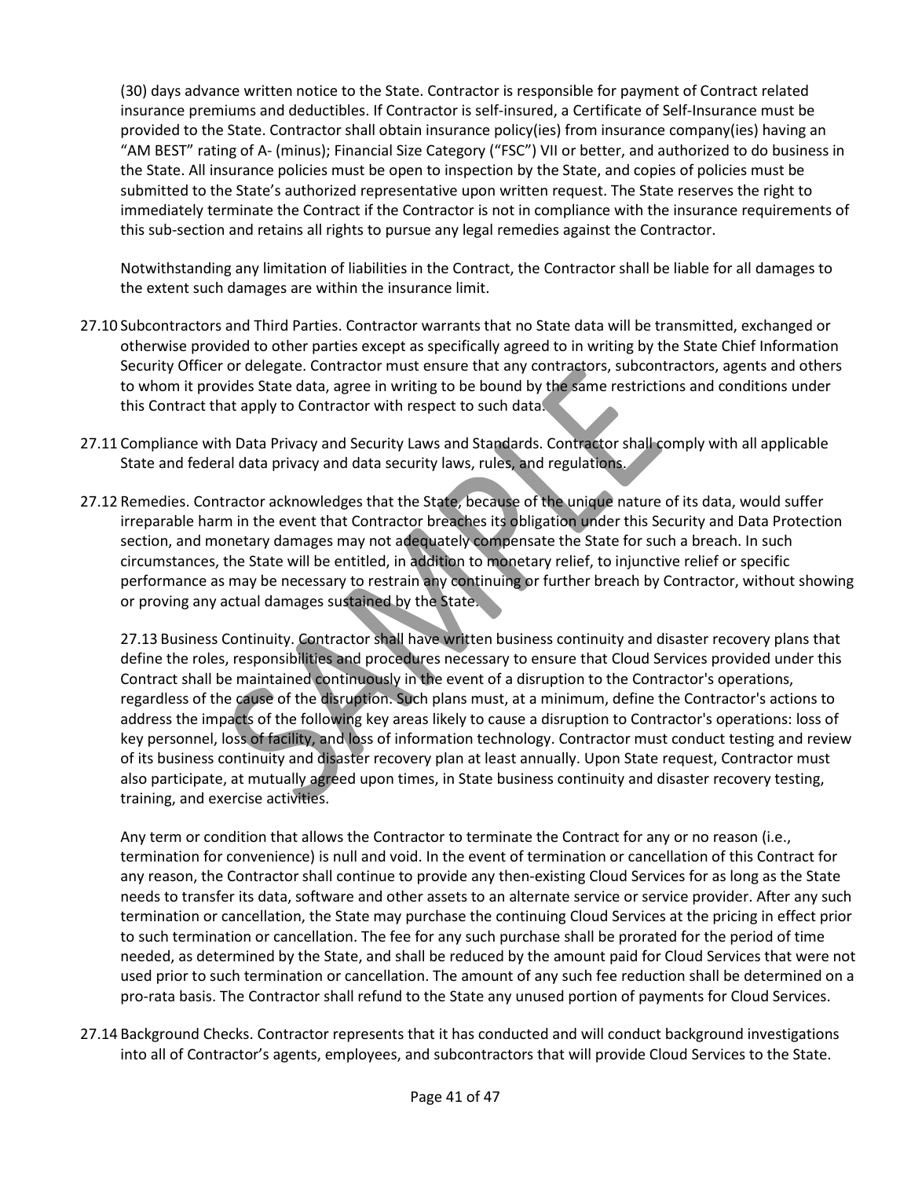(30) days advance written notice to the State. Contractor is responsible for payment of Contract related insurance premiums and deductibles. If Contractor is self-insured, a Certificate of Self-Insurance must be provided to the State. Contractor shall obtain insurance policy(ies) from insurance company(ies) having an "AM BEST" rating of A- (minus); Financial Size Category ("FSC") VII or better, and authorized to do business in the State. All insurance policies must be open to inspection by the State, and copies of policies must be submitted to the State's authorized representative upon written request. The State reserves the right to immediately terminate the Contract if the Contractor is not in compliance with the insurance requirements of this sub-section and retains all rights to pursue any legal remedies against the Contractor.

Notwithstanding any limitation of liabilities in the Contract, the Contractor shall be liable for all damages to the extent such damages are within the insurance limit.

27.10 Subcontractors and Third Parties. Contractor warrants that no State data will be transmitted, exchanged or otherwise provided to other parties except as specifically agreed to in writing by the State Chief Information Security Officer or delegate. Contractor must ensure that any contractors, subcontractors, agents and others to whom it provides State data, agree in writing to be bound by the same restrictions and conditions under this Contract that apply to Contractor with respect to such data.

27.11 Compliance with Data Privacy and Security Laws and Standards. Contractor shall comply with all applicable State and federal data privacy and data security laws, rules, and regulations.

27.12 Remedies. Contractor acknowledges that the State, because of the unique nature of its data, would suffer irreparable harm in the event that Contractor breaches its obligation under this Security and Data Protection section, and monetary damages may not adequately compensate the State for such a breach. In such circumstances, the State will be entitled, in addition to monetary relief, to injunctive relief or specific performance as may be necessary to restrain any continuing or further breach by Contractor, without showing or proving any actual damages sustained by the State.

27.13 Business Continuity. Contractor shall have written business continuity and disaster recovery plans that define the roles, responsibilities and procedures necessary to ensure that Cloud Services provided under this Contract shall be maintained continuously in the event of a disruption to the Contractor's operations, regardless of the cause of the disruption. Such plans must, at a minimum, define the Contractor's actions to address the impacts of the following key areas likely to cause a disruption to Contractor's operations: loss of key personnel, loss of facility, and loss of information technology. Contractor must conduct testing and review of its business continuity and disaster recovery plan at least annually. Upon State request, Contractor must also participate, at mutually agreed upon times, in State business continuity and disaster recovery testing, training, and exercise activities.

Any term or condition that allows the Contractor to terminate the Contract for any or no reason (i.e., termination for convenience) is null and void. In the event of termination or cancellation of this Contract for any reason, the Contractor shall continue to provide any then-existing Cloud Services for as long as the State needs to transfer its data, software and other assets to an alternate service or service provider. After any such termination or cancellation, the State may purchase the continuing Cloud Services at the pricing in effect prior to such termination or cancellation. The fee for any such purchase shall be prorated for the period of time needed, as determined by the State, and shall be reduced by the amount paid for Cloud Services that were not used prior to such termination or cancellation. The amount of any such fee reduction shall be determined on a pro-rata basis. The Contractor shall refund to the State any unused portion of payments for Cloud Services.

27.14 Background Checks. Contractor represents that it has conducted and will conduct background investigations into all of Contractor's agents, employees, and subcontractors that will provide Cloud Services to the State.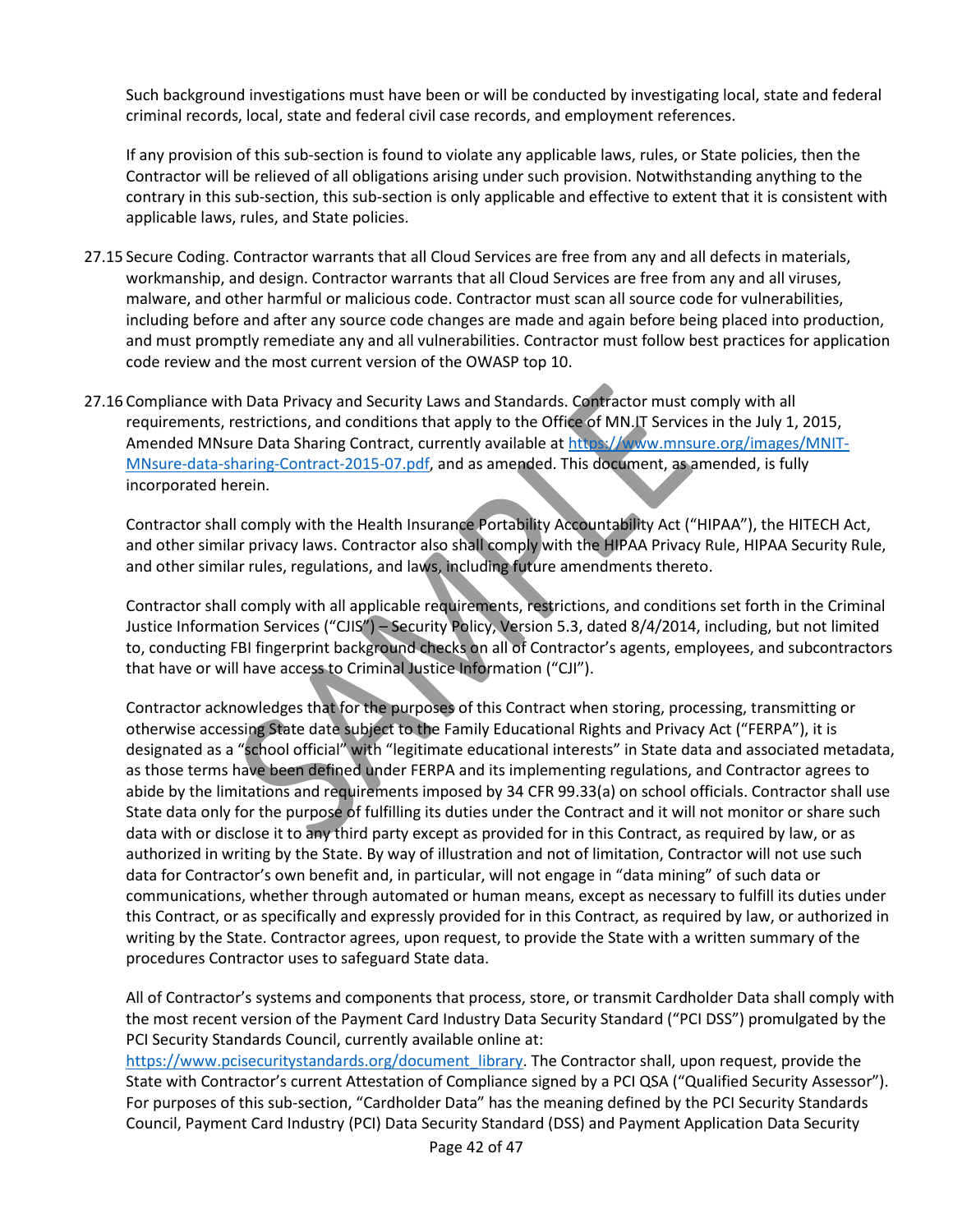Such background investigations must have been or will be conducted by investigating local, state and federal criminal records, local, state and federal civil case records, and employment references.

If any provision of this sub-section is found to violate any applicable laws, rules, or State policies, then the Contractor will be relieved of all obligations arising under such provision. Notwithstanding anything to the contrary in this sub-section, this sub-section is only applicable and effective to extent that it is consistent with applicable laws, rules, and State policies.

27.15 Secure Coding. Contractor warrants that all Cloud Services are free from any and all defects in materials, workmanship, and design. Contractor warrants that all Cloud Services are free from any and all viruses, malware, and other harmful or malicious code. Contractor must scan all source code for vulnerabilities, including before and after any source code changes are made and again before being placed into production, and must promptly remediate any and all vulnerabilities. Contractor must follow best practices for application code review and the most current version of the OWASP top 10.

27.16 Compliance with Data Privacy and Security Laws and Standards. Contractor must comply with all requirements, restrictions, and conditions that apply to the Office of MN.IT Services in the July 1, 2015, Amended MNsure Data Sharing Contract, currently available at [https://www.mnsure.org/images/MNIT-MNsure-data-sharing-Contract-2015-07.pdf](https://www.mnsure.org/images/MNIT-MNsure-data-sharing-Contract-2015-07.pdf), and as amended. This document, as amended, is fully incorporated herein.

Contractor shall comply with the Health Insurance Portability Accountability Act ("HIPAA"), the HITECH Act, and other similar privacy laws. Contractor also shall comply with the HIPAA Privacy Rule, HIPAA Security Rule, and other similar rules, regulations, and laws, including future amendments thereto.

Contractor shall comply with all applicable requirements, restrictions, and conditions set forth in the Criminal Justice Information Services ("CJIS") – Security Policy, Version 5.3, dated 8/4/2014, including, but not limited to, conducting FBI fingerprint background checks on all of Contractor's agents, employees, and subcontractors that have or will have access to Criminal Justice Information ("CJI").

Contractor acknowledges that for the purposes of this Contract when storing, processing, transmitting or otherwise accessing State date subject to the Family Educational Rights and Privacy Act ("FERPA"), it is designated as a "school official" with "legitimate educational interests" in State data and associated metadata, as those terms have been defined under FERPA and its implementing regulations, and Contractor agrees to abide by the limitations and requirements imposed by 34 CFR 99.33(a) on school officials. Contractor shall use State data only for the purpose of fulfilling its duties under the Contract and it will not monitor or share such data with or disclose it to any third party except as provided for in this Contract, as required by law, or as authorized in writing by the State. By way of illustration and not of limitation, Contractor will not use such data for Contractor's own benefit and, in particular, will not engage in "data mining" of such data or communications, whether through automated or human means, except as necessary to fulfill its duties under this Contract, or as specifically and expressly provided for in this Contract, as required by law, or authorized in writing by the State. Contractor agrees, upon request, to provide the State with a written summary of the procedures Contractor uses to safeguard State data.

All of Contractor's systems and components that process, store, or transmit Cardholder Data shall comply with the most recent version of the Payment Card Industry Data Security Standard ("PCI DSS") promulgated by the PCI Security Standards Council, currently available online at: [https://www.pcisecuritystandards.org/document_library](https://www.pcisecuritystandards.org/document_library). The Contractor shall, upon request, provide the State with Contractor's current Attestation of Compliance signed by a PCI QSA ("Qualified Security Assessor"). For purposes of this sub-section, "Cardholder Data" has the meaning defined by the PCI Security Standards Council, Payment Card Industry (PCI) Data Security Standard (DSS) and Payment Application Data Security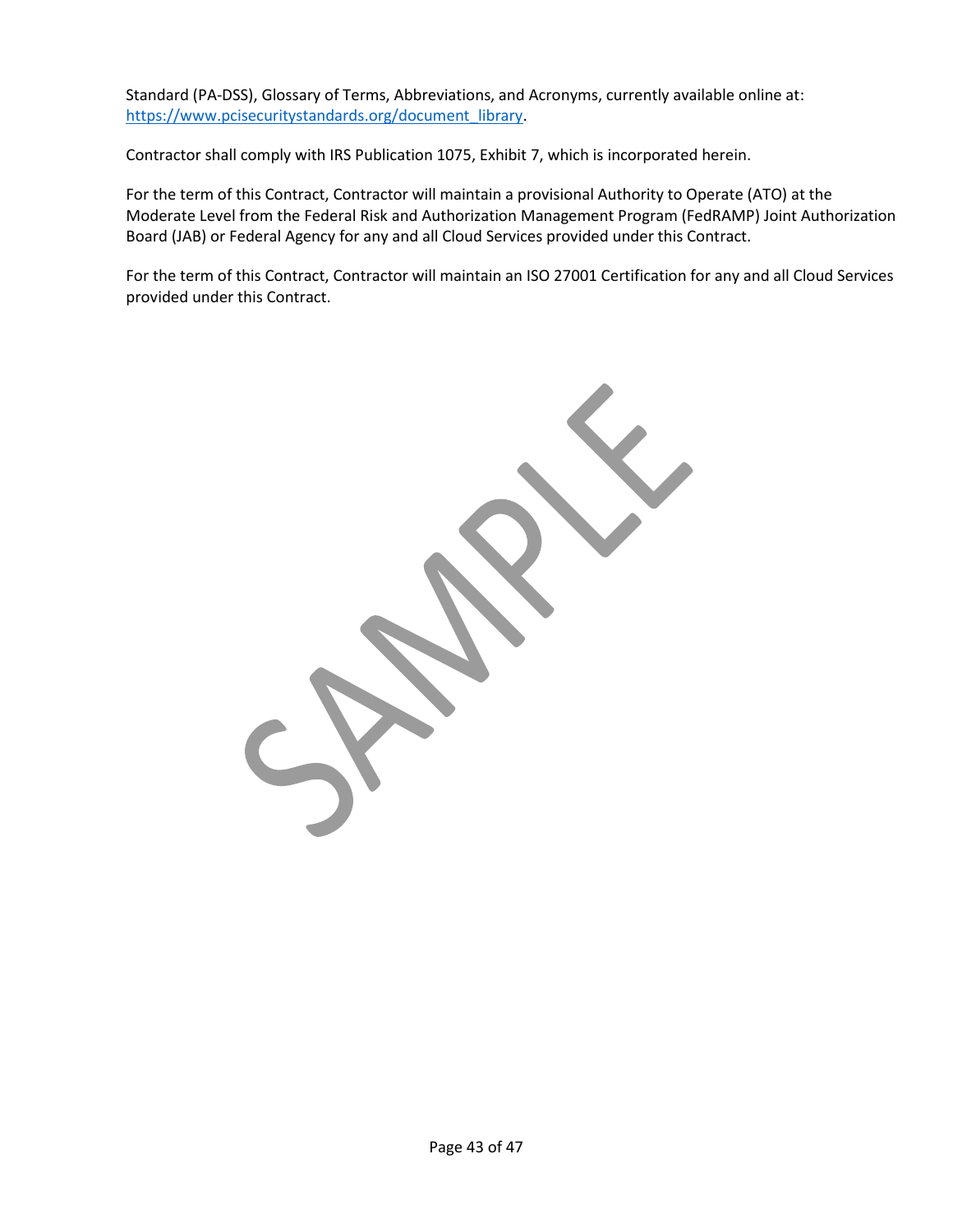Standard (PA-DSS), Glossary of Terms, Abbreviations, and Acronyms, currently available online at: [https://www.pcisecuritystandards.org/document_library](https://www.pcisecuritystandards.org/document_library).

Contractor shall comply with IRS Publication 1075, Exhibit 7, which is incorporated herein.

For the term of this Contract, Contractor will maintain a provisional Authority to Operate (ATO) at the Moderate Level from the Federal Risk and Authorization Management Program (FedRAMP) Joint Authorization Board (JAB) or Federal Agency for any and all Cloud Services provided under this Contract.

For the term of this Contract, Contractor will maintain an ISO 27001 Certification for any and all Cloud Services provided under this Contract.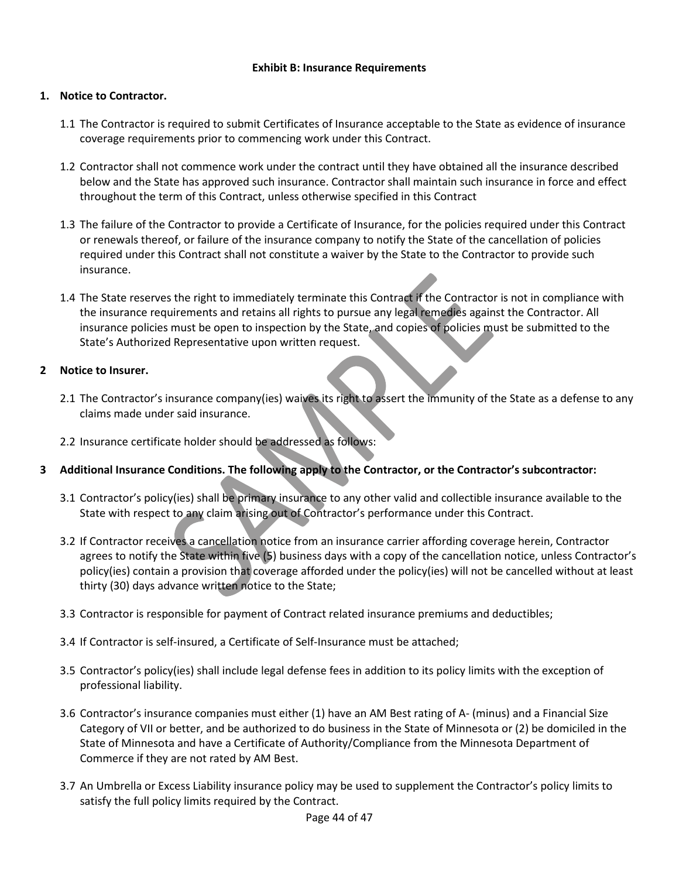**Exhibit B: Insurance Requirements**

**1. Notice to Contractor.**

1.1 The Contractor is required to submit Certificates of Insurance acceptable to the State as evidence of insurance coverage requirements prior to commencing work under this Contract.

1.2 Contractor shall not commence work under the contract until they have obtained all the insurance described below and the State has approved such insurance. Contractor shall maintain such insurance in force and effect throughout the term of this Contract, unless otherwise specified in this Contract

1.3 The failure of the Contractor to provide a Certificate of Insurance, for the policies required under this Contract or renewals thereof, or failure of the insurance company to notify the State of the cancellation of policies required under this Contract shall not constitute a waiver by the State to the Contractor to provide such insurance.

1.4 The State reserves the right to immediately terminate this Contract if the Contractor is not in compliance with the insurance requirements and retains all rights to pursue any legal remedies against the Contractor. All insurance policies must be open to inspection by the State, and copies of policies must be submitted to the State's Authorized Representative upon written request.

**2 Notice to Insurer.**

2.1 The Contractor's insurance company(ies) waives its right to assert the immunity of the State as a defense to any claims made under said insurance.

2.2 Insurance certificate holder should be addressed as follows:

**3 Additional Insurance Conditions. The following apply to the Contractor, or the Contractor's subcontractor:**

3.1 Contractor's policy(ies) shall be primary insurance to any other valid and collectible insurance available to the State with respect to any claim arising out of Contractor's performance under this Contract.

3.2 If Contractor receives a cancellation notice from an insurance carrier affording coverage herein, Contractor agrees to notify the State within five (5) business days with a copy of the cancellation notice, unless Contractor's policy(ies) contain a provision that coverage afforded under the policy(ies) will not be cancelled without at least thirty (30) days advance written notice to the State;

3.3 Contractor is responsible for payment of Contract related insurance premiums and deductibles;

3.4 If Contractor is self-insured, a Certificate of Self-Insurance must be attached;

3.5 Contractor's policy(ies) shall include legal defense fees in addition to its policy limits with the exception of professional liability.

3.6 Contractor's insurance companies must either (1) have an AM Best rating of A- (minus) and a Financial Size Category of VII or better, and be authorized to do business in the State of Minnesota or (2) be domiciled in the State of Minnesota and have a Certificate of Authority/Compliance from the Minnesota Department of Commerce if they are not rated by AM Best.

3.7 An Umbrella or Excess Liability insurance policy may be used to supplement the Contractor's policy limits to satisfy the full policy limits required by the Contract.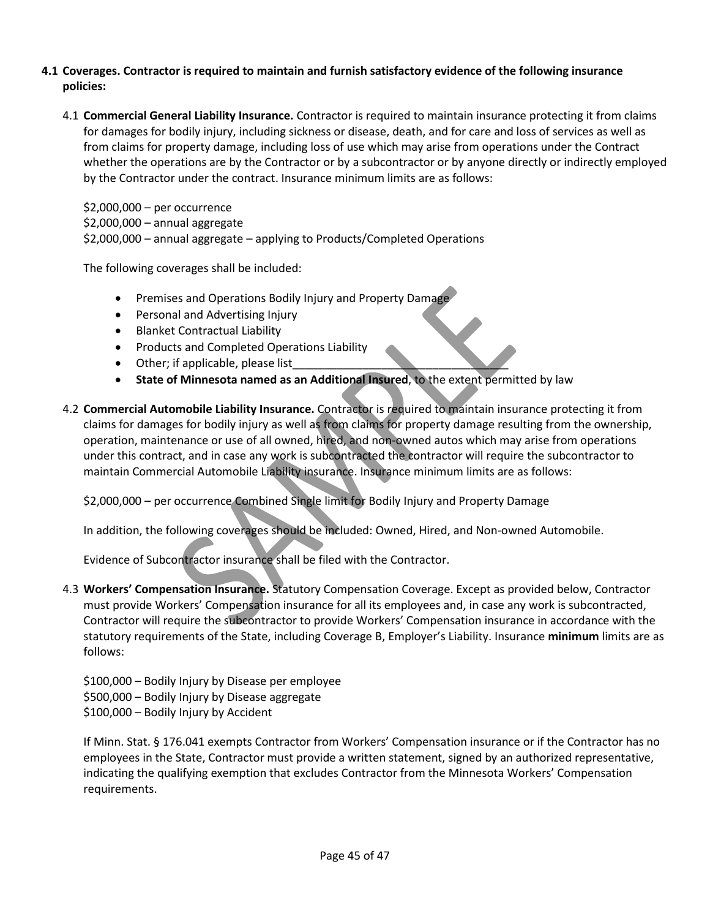**4.1 Coverages. Contractor is required to maintain and furnish satisfactory evidence of the following insurance policies:**

4.1 **Commercial General Liability Insurance.** Contractor is required to maintain insurance protecting it from claims for damages for bodily injury, including sickness or disease, death, and for care and loss of services as well as from claims for property damage, including loss of use which may arise from operations under the Contract whether the operations are by the Contractor or by a subcontractor or by anyone directly or indirectly employed by the Contractor under the contract. Insurance minimum limits are as follows:

$2,000,000 – per occurrence
$2,000,000 – annual aggregate
$2,000,000 – annual aggregate – applying to Products/Completed Operations

The following coverages shall be included:

- Premises and Operations Bodily Injury and Property Damage
- Personal and Advertising Injury
- Blanket Contractual Liability
- Products and Completed Operations Liability
- Other; if applicable, please list___________________________________
- **State of Minnesota named as an Additional Insured**, to the extent permitted by law

4.2 **Commercial Automobile Liability Insurance.** Contractor is required to maintain insurance protecting it from claims for damages for bodily injury as well as from claims for property damage resulting from the ownership, operation, maintenance or use of all owned, hired, and non-owned autos which may arise from operations under this contract, and in case any work is subcontracted the contractor will require the subcontractor to maintain Commercial Automobile Liability insurance. Insurance minimum limits are as follows:

$2,000,000 – per occurrence Combined Single limit for Bodily Injury and Property Damage

In addition, the following coverages should be included: Owned, Hired, and Non-owned Automobile.

Evidence of Subcontractor insurance shall be filed with the Contractor.

4.3 **Workers' Compensation Insurance.** Statutory Compensation Coverage. Except as provided below, Contractor must provide Workers' Compensation insurance for all its employees and, in case any work is subcontracted, Contractor will require the subcontractor to provide Workers' Compensation insurance in accordance with the statutory requirements of the State, including Coverage B, Employer's Liability. Insurance **minimum** limits are as follows:

$100,000 – Bodily Injury by Disease per employee
$500,000 – Bodily Injury by Disease aggregate
$100,000 – Bodily Injury by Accident

If Minn. Stat. § 176.041 exempts Contractor from Workers' Compensation insurance or if the Contractor has no employees in the State, Contractor must provide a written statement, signed by an authorized representative, indicating the qualifying exemption that excludes Contractor from the Minnesota Workers' Compensation requirements.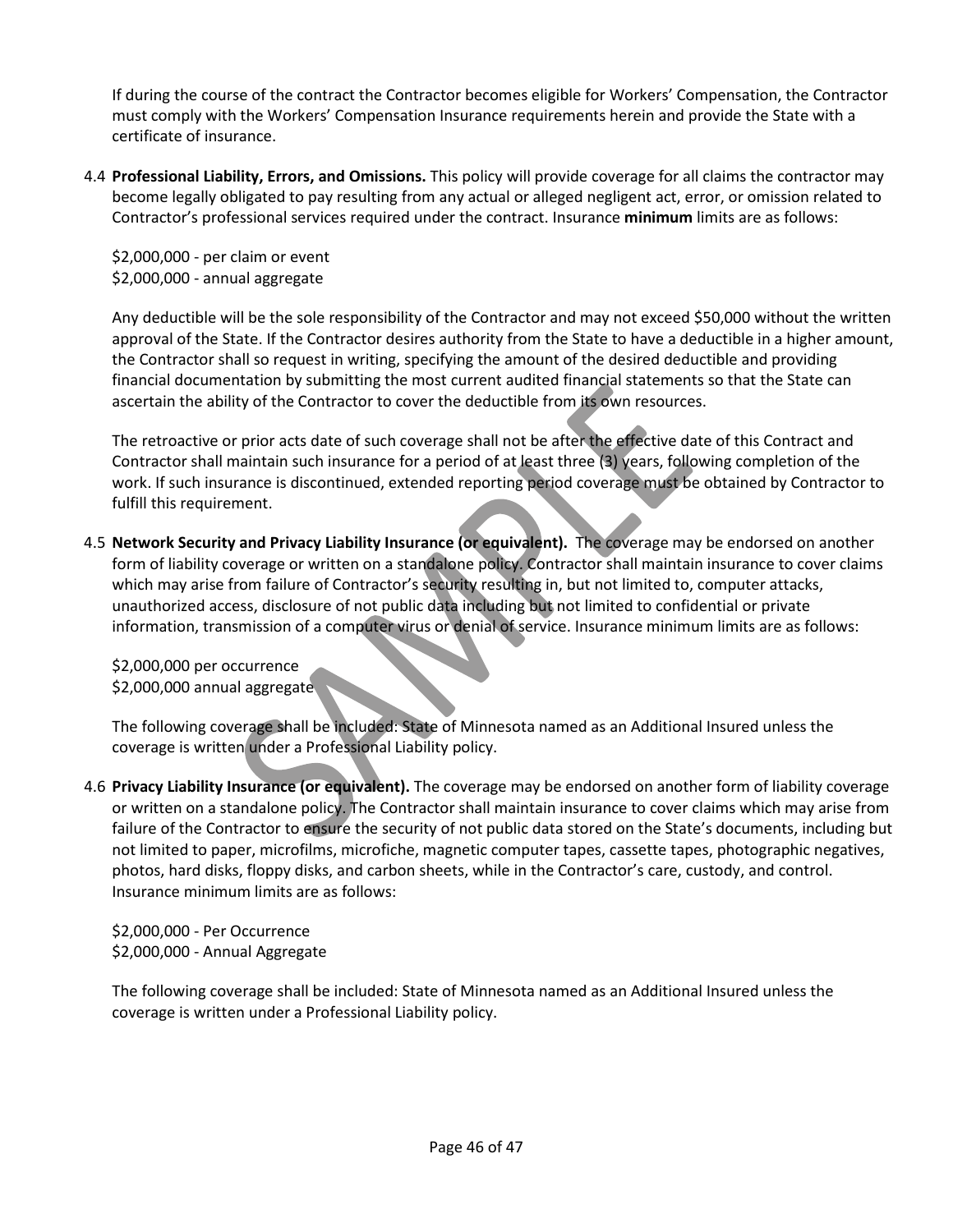If during the course of the contract the Contractor becomes eligible for Workers' Compensation, the Contractor must comply with the Workers' Compensation Insurance requirements herein and provide the State with a certificate of insurance.

4.4 **Professional Liability, Errors, and Omissions.** This policy will provide coverage for all claims the contractor may become legally obligated to pay resulting from any actual or alleged negligent act, error, or omission related to Contractor's professional services required under the contract. Insurance **minimum** limits are as follows:

$2,000,000 - per claim or event
$2,000,000 - annual aggregate

Any deductible will be the sole responsibility of the Contractor and may not exceed $50,000 without the written approval of the State. If the Contractor desires authority from the State to have a deductible in a higher amount, the Contractor shall so request in writing, specifying the amount of the desired deductible and providing financial documentation by submitting the most current audited financial statements so that the State can ascertain the ability of the Contractor to cover the deductible from its own resources.

The retroactive or prior acts date of such coverage shall not be after the effective date of this Contract and Contractor shall maintain such insurance for a period of at least three (3) years, following completion of the work. If such insurance is discontinued, extended reporting period coverage must be obtained by Contractor to fulfill this requirement.

4.5 **Network Security and Privacy Liability Insurance (or equivalent).** The coverage may be endorsed on another form of liability coverage or written on a standalone policy. Contractor shall maintain insurance to cover claims which may arise from failure of Contractor's security resulting in, but not limited to, computer attacks, unauthorized access, disclosure of not public data including but not limited to confidential or private information, transmission of a computer virus or denial of service. Insurance minimum limits are as follows:

$2,000,000 per occurrence
$2,000,000 annual aggregate

The following coverage shall be included: State of Minnesota named as an Additional Insured unless the coverage is written under a Professional Liability policy.

4.6 **Privacy Liability Insurance (or equivalent).** The coverage may be endorsed on another form of liability coverage or written on a standalone policy. The Contractor shall maintain insurance to cover claims which may arise from failure of the Contractor to ensure the security of not public data stored on the State's documents, including but not limited to paper, microfilms, microfiche, magnetic computer tapes, cassette tapes, photographic negatives, photos, hard disks, floppy disks, and carbon sheets, while in the Contractor's care, custody, and control. Insurance minimum limits are as follows:

$2,000,000 - Per Occurrence
$2,000,000 - Annual Aggregate

The following coverage shall be included: State of Minnesota named as an Additional Insured unless the coverage is written under a Professional Liability policy.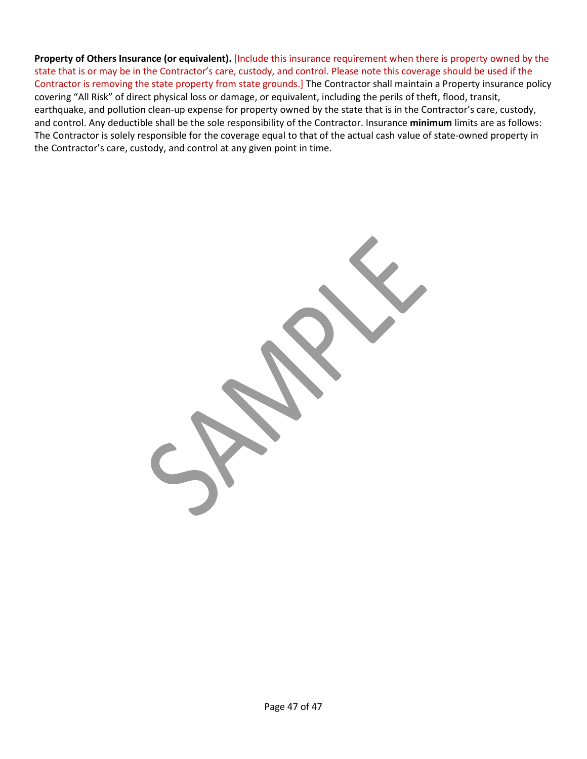**Property of Others Insurance (or equivalent).** [Include this insurance requirement when there is property owned by the state that is or may be in the Contractor's care, custody, and control. Please note this coverage should be used if the Contractor is removing the state property from state grounds.] The Contractor shall maintain a Property insurance policy covering "All Risk" of direct physical loss or damage, or equivalent, including the perils of theft, flood, transit, earthquake, and pollution clean-up expense for property owned by the state that is in the Contractor's care, custody, and control. Any deductible shall be the sole responsibility of the Contractor. Insurance **minimum** limits are as follows: The Contractor is solely responsible for the coverage equal to that of the actual cash value of state-owned property in the Contractor's care, custody, and control at any given point in time.

SAMPLE